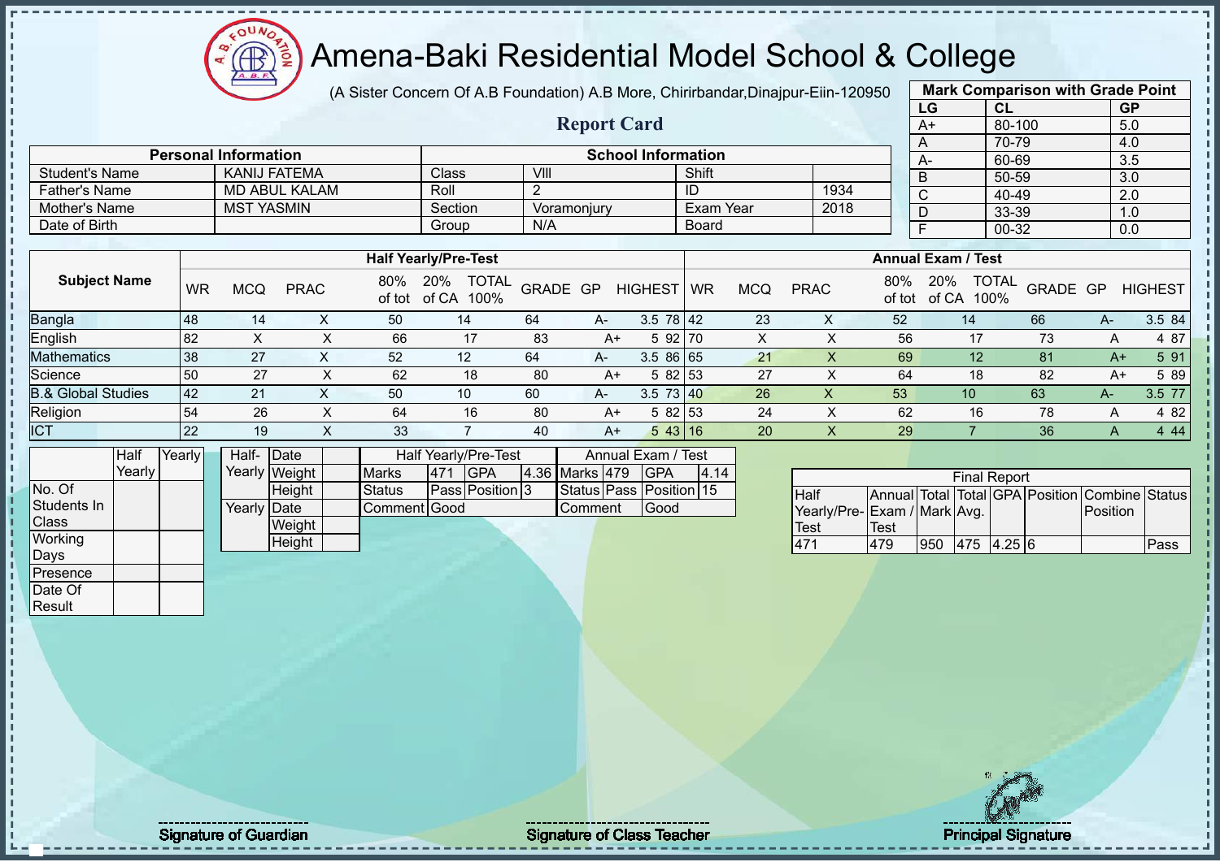# Amena-Baki Residential Model School & College

(A Sister Concern Of A.B Foundation) A.B More, Chirirbandar,Dinajpur-Eiin-120950

## Report Card

| Mark Comparison with Grade Point | | |
|---|---|---|
| LG | CL | GP |
| A+ | 80-100 | 5.0 |
| A | 70-79 | 4.0 |
| A- | 60-69 | 3.5 |
| B | 50-59 | 3.0 |
| C | 40-49 | 2.0 |
| D | 33-39 | 1.0 |
| F | 00-32 | 0.0 |

| Personal Information | | School Information | | | |
|---|---|---|---|---|---|
| Student's Name | KANIJ FATEMA | Class | VIII | Shift | |
| Father's Name | MD ABUL KALAM | Roll | 2 | ID | 1934 |
| Mother's Name | MST YASMIN | Section | Voramonjury | Exam Year | 2018 |
| Date of Birth | | Group | N/A | Board | |

| Subject Name | Half Yearly/Pre-Test | | | | | | | | | Annual Exam / Test | | | | | | | | |
|---|---|---|---|---|---|---|---|---|---|---|---|---|---|---|---|---|---|---|
| | WR | MCQ | PRAC | 80% of tot | 20% of CA | TOTAL 100% | GRADE | GP | HIGHEST | WR | MCQ | PRAC | 80% of tot | 20% of CA | TOTAL 100% | GRADE | GP | HIGHEST |
| Bangla | 48 | 14 | X | 50 | 14 | 64 | A- | 3.5 | 78 | 42 | 23 | X | 52 | 14 | 66 | A- | 3.5 | 84 |
| English | 82 | X | X | 66 | 17 | 83 | A+ | 5 | 92 | 70 | X | X | 56 | 17 | 73 | A | 4 | 87 |
| Mathematics | 38 | 27 | X | 52 | 12 | 64 | A- | 3.5 | 86 | 65 | 21 | X | 69 | 12 | 81 | A+ | 5 | 91 |
| Science | 50 | 27 | X | 62 | 18 | 80 | A+ | 5 | 82 | 53 | 27 | X | 64 | 18 | 82 | A+ | 5 | 89 |
| B.& Global Studies | 42 | 21 | X | 50 | 10 | 60 | A- | 3.5 | 73 | 40 | 26 | X | 53 | 10 | 63 | A- | 3.5 | 77 |
| Religion | 54 | 26 | X | 64 | 16 | 80 | A+ | 5 | 82 | 53 | 24 | X | 62 | 16 | 78 | A | 4 | 82 |
| ICT | 22 | 19 | X | 33 | 7 | 40 | A+ | 5 | 43 | 16 | 20 | X | 29 | 7 | 36 | A | 4 | 44 |

| | Half Yearly | Yearly |
|---|---|---|
| No. Of Students In Class | | |
| Working Days | | |
| Presence | | |
| Date Of Result | | |

| | | |
|---|---|---|
| Half-Yearly | Date | |
| | Weight | |
| | Height | |
| Yearly | Date | |
| | Weight | |
| | Height | |

| Half Yearly/Pre-Test | | | | Annual Exam / Test | | | |
|---|---|---|---|---|---|---|---|
| Marks | 471 | GPA | 4.36 | Marks | 479 | GPA | 4.14 |
| Status | Pass | Position | 3 | Status | Pass | Position | 15 |
| Comment | Good | | | Comment | Good | | |

| Final Report | | | | | | | |
|---|---|---|---|---|---|---|---|
| Half Yearly/Pre-Test | Annual Exam / Test | Total Mark | Total Avg. | GPA | Position | Combine Position | Status |
| 471 | 479 | 950 | 475 | 4.25 | 6 | | Pass |

Signature of Guardian

Signature of Class Teacher

Principal Signature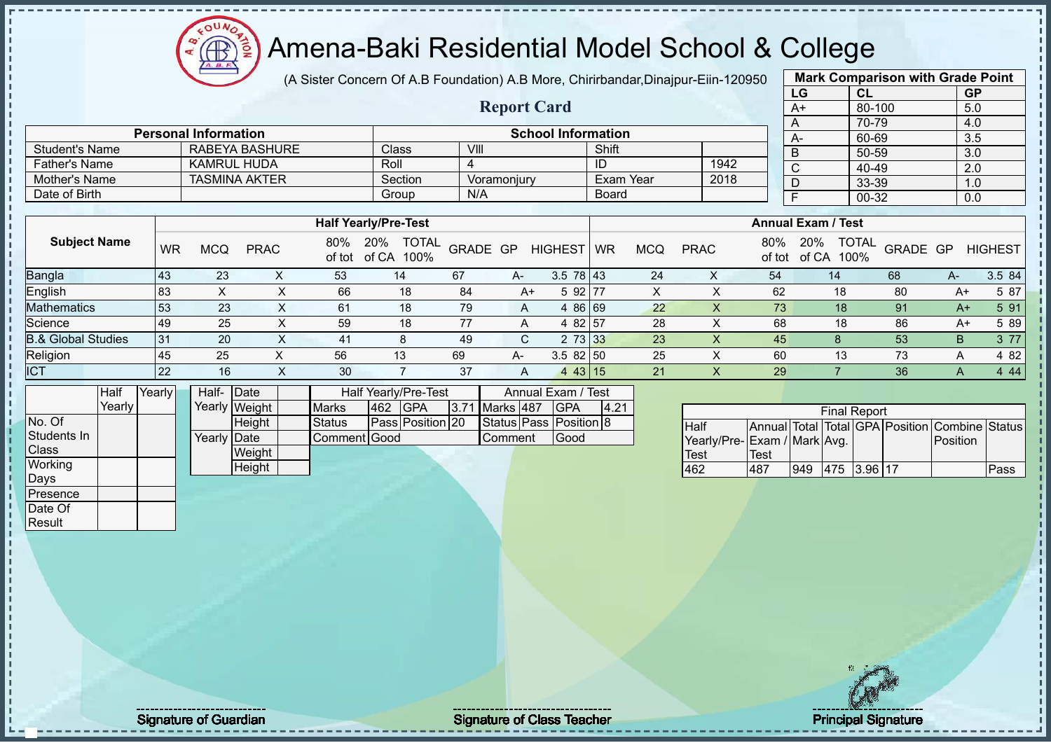# Amena-Baki Residential Model School & College

(A Sister Concern Of A.B Foundation) A.B More, Chirirbandar,Dinajpur-Eiin-120950

## Report Card

| Mark Comparison with Grade Point | | |
|---|---|---|
| LG | CL | GP |
| A+ | 80-100 | 5.0 |
| A | 70-79 | 4.0 |
| A- | 60-69 | 3.5 |
| B | 50-59 | 3.0 |
| C | 40-49 | 2.0 |
| D | 33-39 | 1.0 |
| F | 00-32 | 0.0 |

| Personal Information | | School Information | | | |
|---|---|---|---|---|---|
| Student's Name | RABEYA BASHURE | Class | VIII | Shift | |
| Father's Name | KAMRUL HUDA | Roll | 4 | ID | 1942 |
| Mother's Name | TASMINA AKTER | Section | Voramonjury | Exam Year | 2018 |
| Date of Birth | | Group | N/A | Board | |

| Subject Name | Half Yearly/Pre-Test | | | | | | | | | Annual Exam / Test | | | | | | | | |
|---|---|---|---|---|---|---|---|---|---|---|---|---|---|---|---|---|---|---|
| | WR | MCQ | PRAC | 80% of tot | 20% of CA | TOTAL 100% | GRADE | GP | HIGHEST | WR | MCQ | PRAC | 80% of tot | 20% of CA | TOTAL 100% | GRADE | GP | HIGHEST |
| Bangla | 43 | 23 | X | 53 | 14 | 67 | A- | 3.5 | 78 | 43 | 24 | X | 54 | 14 | 68 | A- | 3.5 | 84 |
| English | 83 | X | X | 66 | 18 | 84 | A+ | 5 | 92 | 77 | X | X | 62 | 18 | 80 | A+ | 5 | 87 |
| Mathematics | 53 | 23 | X | 61 | 18 | 79 | A | 4 | 86 | 69 | 22 | X | 73 | 18 | 91 | A+ | 5 | 91 |
| Science | 49 | 25 | X | 59 | 18 | 77 | A | 4 | 82 | 57 | 28 | X | 68 | 18 | 86 | A+ | 5 | 89 |
| B.& Global Studies | 31 | 20 | X | 41 | 8 | 49 | C | 2 | 73 | 33 | 23 | X | 45 | 8 | 53 | B | 3 | 77 |
| Religion | 45 | 25 | X | 56 | 13 | 69 | A- | 3.5 | 82 | 50 | 25 | X | 60 | 13 | 73 | A | 4 | 82 |
| ICT | 22 | 16 | X | 30 | 7 | 37 | A | 4 | 43 | 15 | 21 | X | 29 | 7 | 36 | A | 4 | 44 |

| | Half Yearly | Yearly |
|---|---|---|
| No. Of Students In Class | | |
| Working Days | | |
| Presence | | |
| Date Of Result | | |

| | | |
|---|---|---|
| Half-Yearly | Date | |
| | Weight | |
| | Height | |
| Yearly | Date | |
| | Weight | |
| | Height | |

| Half Yearly/Pre-Test | | | | Annual Exam / Test | | | |
|---|---|---|---|---|---|---|---|
| Marks | 462 | GPA | 3.71 | Marks | 487 | GPA | 4.21 |
| Status | Pass | Position | 20 | Status | Pass | Position | 8 |
| Comment | Good | | | Comment | Good | | |

| Final Report | | | | | | | |
|---|---|---|---|---|---|---|---|
| Half Yearly/Pre-Test | Annual Exam / Test | Total Mark | Total Avg. | GPA | Position | Combine Position | Status |
| 462 | 487 | 949 | 475 | 3.96 | 17 | | Pass |

Signature of Guardian

Signature of Class Teacher

Principal Signature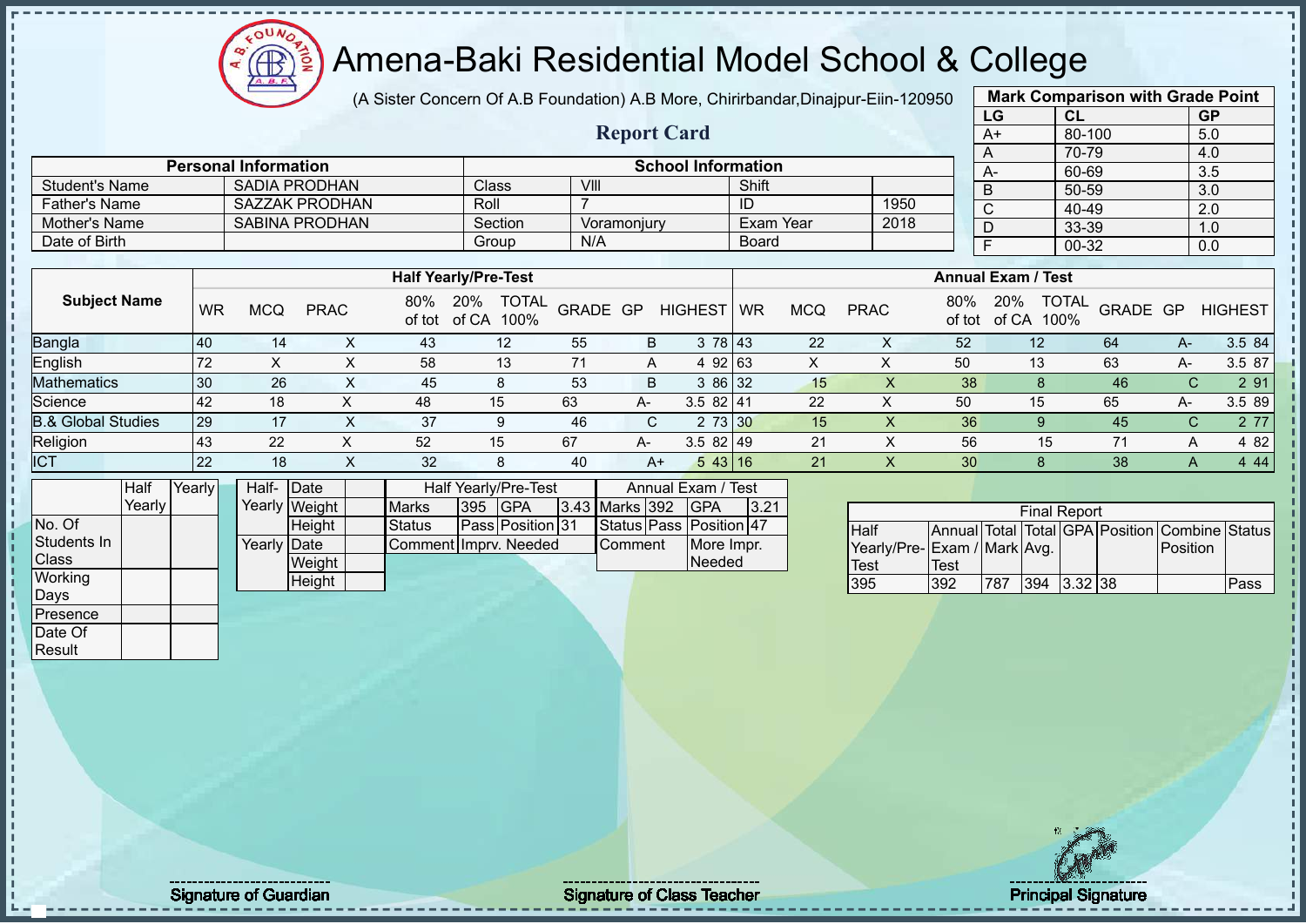# Amena-Baki Residential Model School & College

(A Sister Concern Of A.B Foundation) A.B More, Chirirbandar,Dinajpur-Eiin-120950

## Report Card

| Mark Comparison with Grade Point | | |
|---|---|---|
| LG | CL | GP |
| A+ | 80-100 | 5.0 |
| A | 70-79 | 4.0 |
| A- | 60-69 | 3.5 |
| B | 50-59 | 3.0 |
| C | 40-49 | 2.0 |
| D | 33-39 | 1.0 |
| F | 00-32 | 0.0 |

| Personal Information | | School Information | | | |
|---|---|---|---|---|---|
| Student's Name | SADIA PRODHAN | Class | VIII | Shift | |
| Father's Name | SAZZAK PRODHAN | Roll | 7 | ID | 1950 |
| Mother's Name | SABINA PRODHAN | Section | Voramonjury | Exam Year | 2018 |
| Date of Birth | | Group | N/A | Board | |

| Subject Name | Half Yearly/Pre-Test | | | | | | | | | Annual Exam / Test | | | | | | | | |
|---|---|---|---|---|---|---|---|---|---|---|---|---|---|---|---|---|---|---|
| | WR | MCQ | PRAC | 80% of tot | 20% of CA | TOTAL 100% | GRADE | GP | HIGHEST | WR | MCQ | PRAC | 80% of tot | 20% of CA | TOTAL 100% | GRADE | GP | HIGHEST |
| Bangla | 40 | 14 | X | 43 | 12 | 55 | B | 3 | 78 | 43 | 22 | X | 52 | 12 | 64 | A- | 3.5 | 84 |
| English | 72 | X | X | 58 | 13 | 71 | A | 4 | 92 | 63 | X | X | 50 | 13 | 63 | A- | 3.5 | 87 |
| Mathematics | 30 | 26 | X | 45 | 8 | 53 | B | 3 | 86 | 32 | 15 | X | 38 | 8 | 46 | C | 2 | 91 |
| Science | 42 | 18 | X | 48 | 15 | 63 | A- | 3.5 | 82 | 41 | 22 | X | 50 | 15 | 65 | A- | 3.5 | 89 |
| B.& Global Studies | 29 | 17 | X | 37 | 9 | 46 | C | 2 | 73 | 30 | 15 | X | 36 | 9 | 45 | C | 2 | 77 |
| Religion | 43 | 22 | X | 52 | 15 | 67 | A- | 3.5 | 82 | 49 | 21 | X | 56 | 15 | 71 | A | 4 | 82 |
| ICT | 22 | 18 | X | 32 | 8 | 40 | A+ | 5 | 43 | 16 | 21 | X | 30 | 8 | 38 | A | 4 | 44 |

| | Half Yearly | Yearly |
|---|---|---|
| No. Of Students In Class | | |
| Working Days | | |
| Presence | | |
| Date Of Result | | |

| | | |
|---|---|---|
| Half-Yearly | Date | |
| | Weight | |
| | Height | |
| Yearly | Date | |
| | Weight | |
| | Height | |

| Half Yearly/Pre-Test | | | |
|---|---|---|---|
| Marks | 395 | GPA | 3.43 |
| Status | Pass | Position | 31 |
| Comment | Imprv. Needed | | |

| Annual Exam / Test | | | |
|---|---|---|---|
| Marks | 392 | GPA | 3.21 |
| Status | Pass | Position | 47 |
| Comment | More Impr. Needed | | |

| Final Report | | | | | | | |
|---|---|---|---|---|---|---|---|
| Half Yearly/Pre-Test | Annual Exam / Test | Total Mark | Total Avg. | GPA | Position | Combine Position | Status |
| 395 | 392 | 787 | 394 | 3.32 | 38 | | Pass |

Signature of Guardian

Signature of Class Teacher

Principal Signature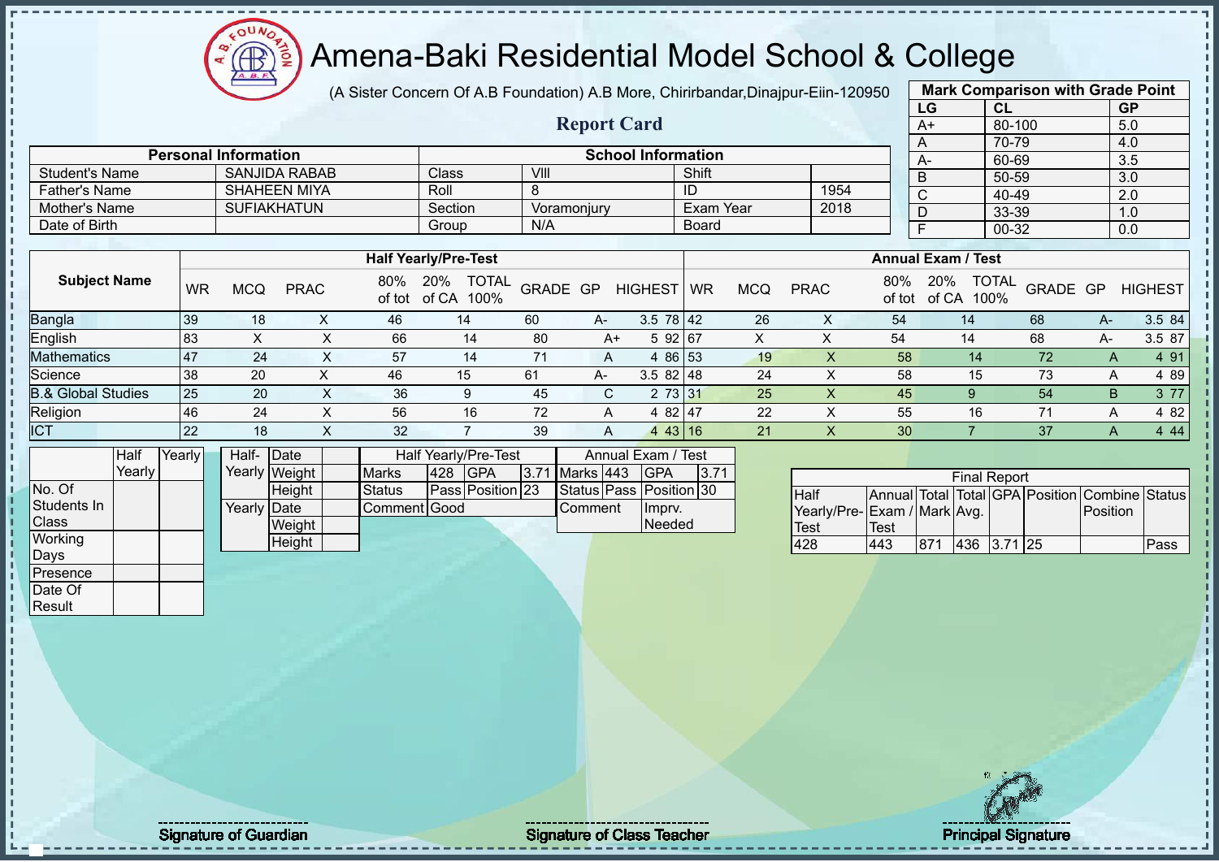# Amena-Baki Residential Model School & College

(A Sister Concern Of A.B Foundation) A.B More, Chirirbandar,Dinajpur-Eiin-120950

## Report Card

| Mark Comparison with Grade Point | | |
|---|---|---|
| LG | CL | GP |
| A+ | 80-100 | 5.0 |
| A | 70-79 | 4.0 |
| A- | 60-69 | 3.5 |
| B | 50-59 | 3.0 |
| C | 40-49 | 2.0 |
| D | 33-39 | 1.0 |
| F | 00-32 | 0.0 |

| Personal Information | | School Information | | | |
|---|---|---|---|---|---|
| Student's Name | SANJIDA RABAB | Class | VIII | Shift | |
| Father's Name | SHAHEEN MIYA | Roll | 8 | ID | 1954 |
| Mother's Name | SUFIAKHATUN | Section | Voramonjury | Exam Year | 2018 |
| Date of Birth | | Group | N/A | Board | |

| Subject Name | Half Yearly/Pre-Test | | | | | | | | | Annual Exam / Test | | | | | | | | |
|---|---|---|---|---|---|---|---|---|---|---|---|---|---|---|---|---|---|---|
| | WR | MCQ | PRAC | 80% of tot | 20% of CA | TOTAL 100% | GRADE | GP | HIGHEST | WR | MCQ | PRAC | 80% of tot | 20% of CA | TOTAL 100% | GRADE | GP | HIGHEST |
| Bangla | 39 | 18 | X | 46 | 14 | 60 | A- | 3.5 | 78 | 42 | 26 | X | 54 | 14 | 68 | A- | 3.5 | 84 |
| English | 83 | X | X | 66 | 14 | 80 | A+ | 5 | 92 | 67 | X | X | 54 | 14 | 68 | A- | 3.5 | 87 |
| Mathematics | 47 | 24 | X | 57 | 14 | 71 | A | 4 | 86 | 53 | 19 | X | 58 | 14 | 72 | A | 4 | 91 |
| Science | 38 | 20 | X | 46 | 15 | 61 | A- | 3.5 | 82 | 48 | 24 | X | 58 | 15 | 73 | A | 4 | 89 |
| B.& Global Studies | 25 | 20 | X | 36 | 9 | 45 | C | 2 | 73 | 31 | 25 | X | 45 | 9 | 54 | B | 3 | 77 |
| Religion | 46 | 24 | X | 56 | 16 | 72 | A | 4 | 82 | 47 | 22 | X | 55 | 16 | 71 | A | 4 | 82 |
| ICT | 22 | 18 | X | 32 | 7 | 39 | A | 4 | 43 | 16 | 21 | X | 30 | 7 | 37 | A | 4 | 44 |

| | Half Yearly | Yearly |
|---|---|---|
| No. Of Students In Class | | |
| Working Days | | |
| Presence | | |
| Date Of Result | | |

| | | |
|---|---|---|
| Half-Yearly | Date | |
| | Weight | |
| | Height | |
| Yearly | Date | |
| | Weight | |
| | Height | |

| Half Yearly/Pre-Test | | | |
|---|---|---|---|
| Marks | 428 | GPA | 3.71 |
| Status | Pass | Position | 23 |
| Comment | Good | | |

| Annual Exam / Test | | | |
|---|---|---|---|
| Marks | 443 | GPA | 3.71 |
| Status | Pass | Position | 30 |
| Comment | | Imprv. Needed | |

| Final Report | | | | | | | |
|---|---|---|---|---|---|---|---|
| Half Yearly/Pre-Test | Annual Exam / Test | Total Mark | Total Avg. | GPA | Position | Combine Position | Status |
| 428 | 443 | 871 | 436 | 3.71 | 25 | | Pass |

Signature of Guardian

Signature of Class Teacher

Principal Signature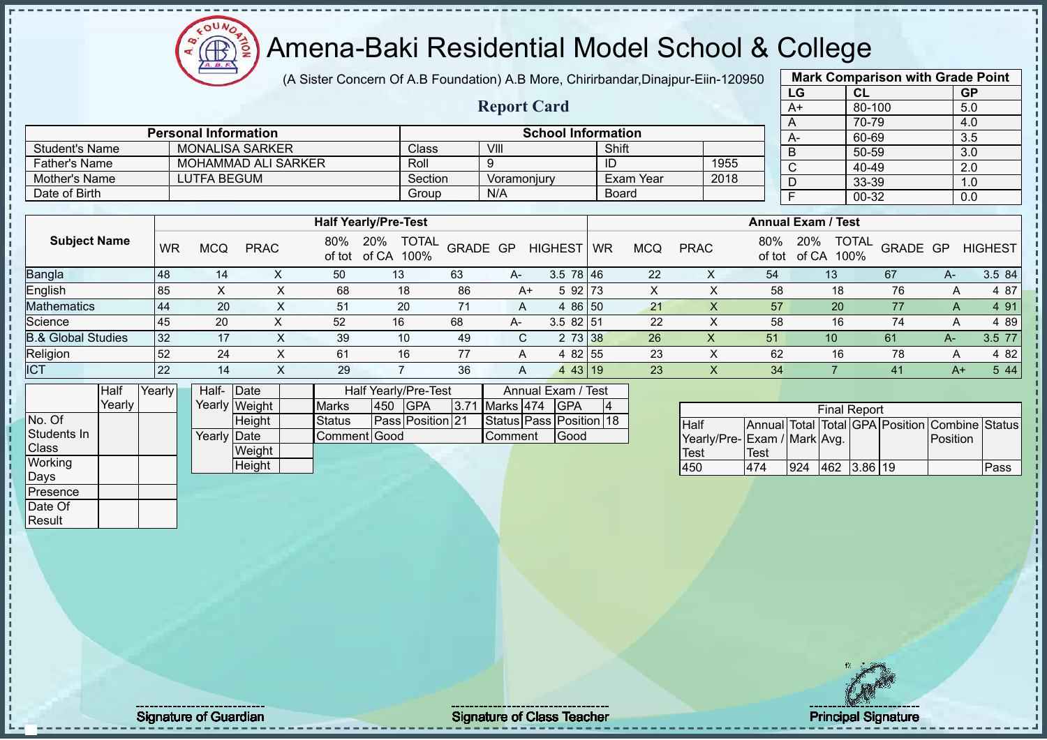# Amena-Baki Residential Model School & College

(A Sister Concern Of A.B Foundation) A.B More, Chirirbandar,Dinajpur-Eiin-120950

## Report Card

| Mark Comparison with Grade Point | | |
|---|---|---|
| LG | CL | GP |
| A+ | 80-100 | 5.0 |
| A | 70-79 | 4.0 |
| A- | 60-69 | 3.5 |
| B | 50-59 | 3.0 |
| C | 40-49 | 2.0 |
| D | 33-39 | 1.0 |
| F | 00-32 | 0.0 |

| Personal Information | | School Information | | | |
|---|---|---|---|---|---|
| Student's Name | MONALISA SARKER | Class | VIII | Shift | |
| Father's Name | MOHAMMAD ALI SARKER | Roll | 9 | ID | 1955 |
| Mother's Name | LUTFA BEGUM | Section | Voramonjury | Exam Year | 2018 |
| Date of Birth | | Group | N/A | Board | |

| Subject Name | Half Yearly/Pre-Test | | | | | | | | | | Annual Exam / Test | | | | | | | | | |
|---|---|---|---|---|---|---|---|---|---|---|---|---|---|---|---|---|---|---|---|---|
| | WR | MCQ | PRAC | 80% of tot | 20% of CA | TOTAL 100% | GRADE | GP | HIGHEST | WR | MCQ | PRAC | 80% of tot | 20% of CA | TOTAL 100% | GRADE | GP | HIGHEST |
| Bangla | 48 | 14 | X | 50 | 13 | 63 | A- | 3.5 | 78 | 46 | 22 | X | 54 | 13 | 67 | A- | 3.5 | 84 |
| English | 85 | X | X | 68 | 18 | 86 | A+ | 5 | 92 | 73 | X | X | 58 | 18 | 76 | A | 4 | 87 |
| Mathematics | 44 | 20 | X | 51 | 20 | 71 | A | 4 | 86 | 50 | 21 | X | 57 | 20 | 77 | A | 4 | 91 |
| Science | 45 | 20 | X | 52 | 16 | 68 | A- | 3.5 | 82 | 51 | 22 | X | 58 | 16 | 74 | A | 4 | 89 |
| B.& Global Studies | 32 | 17 | X | 39 | 10 | 49 | C | 2 | 73 | 38 | 26 | X | 51 | 10 | 61 | A- | 3.5 | 77 |
| Religion | 52 | 24 | X | 61 | 16 | 77 | A | 4 | 82 | 55 | 23 | X | 62 | 16 | 78 | A | 4 | 82 |
| ICT | 22 | 14 | X | 29 | 7 | 36 | A | 4 | 43 | 19 | 23 | X | 34 | 7 | 41 | A+ | 5 | 44 |

| | Half Yearly | Yearly |
|---|---|---|
| No. Of Students In Class | | |
| Working Days | | |
| Presence | | |
| Date Of Result | | |

| | | |
|---|---|---|
| Half-Yearly | Date | |
| | Weight | |
| | Height | |
| Yearly | Date | |
| | Weight | |
| | Height | |

| Half Yearly/Pre-Test | | | | Annual Exam / Test | | | |
|---|---|---|---|---|---|---|---|
| Marks | 450 | GPA | 3.71 | Marks | 474 | GPA | 4 |
| Status | Pass | Position | 21 | Status | Pass | Position | 18 |
| Comment | Good | | | Comment | Good | | |

| Final Report | | | | | | | |
|---|---|---|---|---|---|---|---|
| Half Yearly/Pre-Test | Annual Exam / Test | Total Mark | Total Avg. | GPA | Position | Combine Position | Status |
| 450 | 474 | 924 | 462 | 3.86 | 19 | | Pass |

Signature of Guardian

Signature of Class Teacher

Principal Signature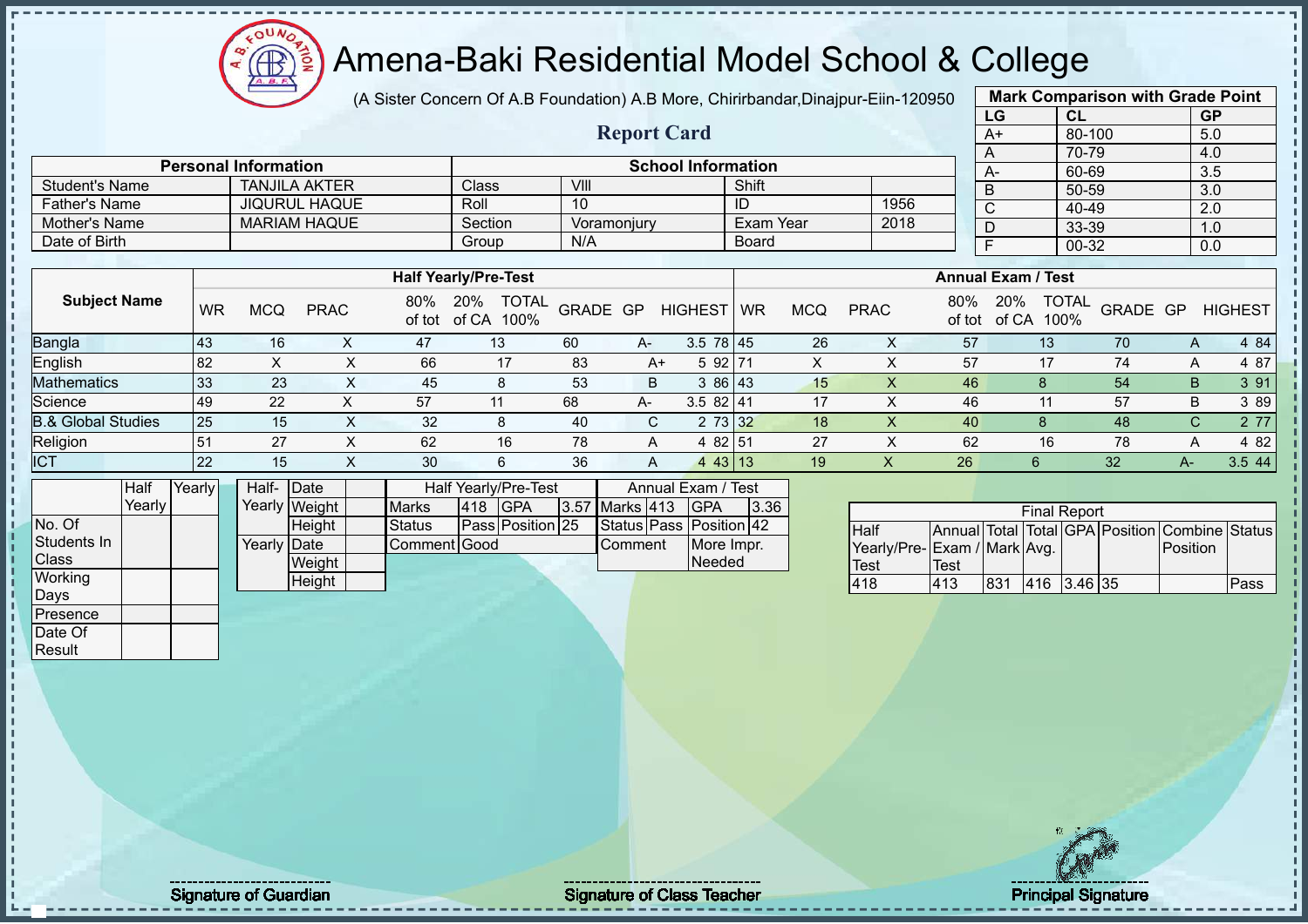# Amena-Baki Residential Model School & College

(A Sister Concern Of A.B Foundation) A.B More, Chirirbandar,Dinajpur-Eiin-120950

## Report Card

| Mark Comparison with Grade Point | | |
|---|---|---|
| LG | CL | GP |
| A+ | 80-100 | 5.0 |
| A | 70-79 | 4.0 |
| A- | 60-69 | 3.5 |
| B | 50-59 | 3.0 |
| C | 40-49 | 2.0 |
| D | 33-39 | 1.0 |
| F | 00-32 | 0.0 |

| Personal Information | | School Information | | | |
|---|---|---|---|---|---|
| Student's Name | TANJILA AKTER | Class | VIII | Shift | |
| Father's Name | JIQURUL HAQUE | Roll | 10 | ID | 1956 |
| Mother's Name | MARIAM HAQUE | Section | Voramonjury | Exam Year | 2018 |
| Date of Birth | | Group | N/A | Board | |

| Subject Name | Half Yearly/Pre-Test | | | | | | | | | Annual Exam / Test | | | | | | | | |
|---|---|---|---|---|---|---|---|---|---|---|---|---|---|---|---|---|---|---|
| | WR | MCQ | PRAC | 80% of tot | 20% of CA | TOTAL 100% | GRADE | GP | HIGHEST | WR | MCQ | PRAC | 80% of tot | 20% of CA | TOTAL 100% | GRADE | GP | HIGHEST |
| Bangla | 43 | 16 | X | 47 | 13 | 60 | A- | 3.5 | 78 | 45 | 26 | X | 57 | 13 | 70 | A | 4 | 84 |
| English | 82 | X | X | 66 | 17 | 83 | A+ | 5 | 92 | 71 | X | X | 57 | 17 | 74 | A | 4 | 87 |
| Mathematics | 33 | 23 | X | 45 | 8 | 53 | B | 3 | 86 | 43 | 15 | X | 46 | 8 | 54 | B | 3 | 91 |
| Science | 49 | 22 | X | 57 | 11 | 68 | A- | 3.5 | 82 | 41 | 17 | X | 46 | 11 | 57 | B | 3 | 89 |
| B.& Global Studies | 25 | 15 | X | 32 | 8 | 40 | C | 2 | 73 | 32 | 18 | X | 40 | 8 | 48 | C | 2 | 77 |
| Religion | 51 | 27 | X | 62 | 16 | 78 | A | 4 | 82 | 51 | 27 | X | 62 | 16 | 78 | A | 4 | 82 |
| ICT | 22 | 15 | X | 30 | 6 | 36 | A | 4 | 43 | 13 | 19 | X | 26 | 6 | 32 | A- | 3.5 | 44 |

| | Half Yearly | Yearly |
|---|---|---|
| No. Of Students In Class | | |
| Working Days | | |
| Presence | | |
| Date Of Result | | |

| | | |
|---|---|---|
| Half-Yearly | Date | |
| | Weight | |
| | Height | |
| Yearly | Date | |
| | Weight | |
| | Height | |

| Half Yearly/Pre-Test | | | |
|---|---|---|---|
| Marks | 418 | GPA | 3.57 |
| Status | Pass | Position | 25 |
| Comment | Good | | |

| Annual Exam / Test | | | |
|---|---|---|---|
| Marks | 413 | GPA | 3.36 |
| Status | Pass | Position | 42 |
| Comment | | More Impr. Needed | |

| Final Report | | | | | | | |
|---|---|---|---|---|---|---|---|
| Half Yearly/Pre-Test | Annual Exam / Test | Total Mark | Total Avg. | GPA | Position | Combine Position | Status |
| 418 | 413 | 831 | 416 | 3.46 | 35 | | Pass |

Signature of Guardian

Signature of Class Teacher

Principal Signature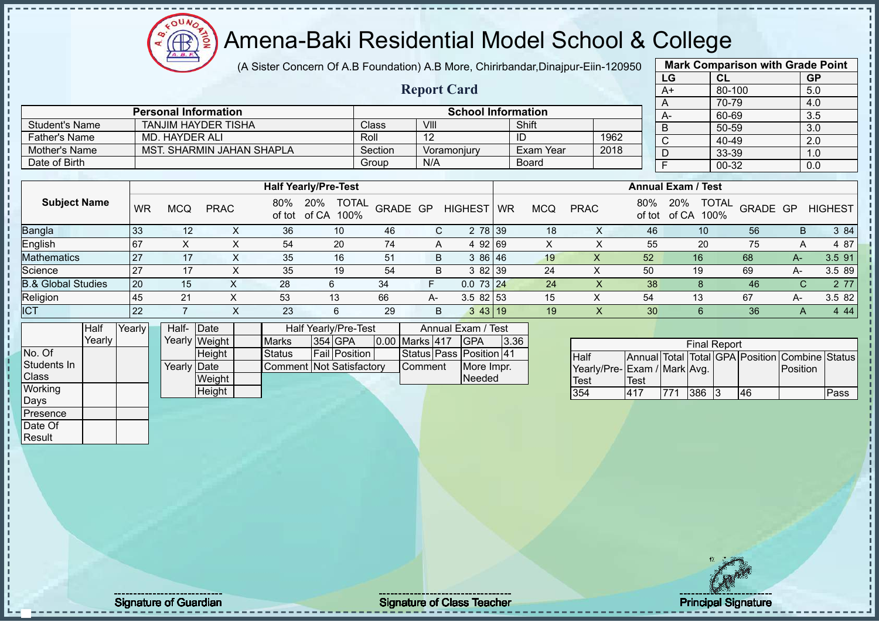# Amena-Baki Residential Model School & College

(A Sister Concern Of A.B Foundation) A.B More, Chirirbandar,Dinajpur-Eiin-120950

## Report Card

| Mark Comparison with Grade Point | | |
|---|---|---|
| LG | CL | GP |
| A+ | 80-100 | 5.0 |
| A | 70-79 | 4.0 |
| A- | 60-69 | 3.5 |
| B | 50-59 | 3.0 |
| C | 40-49 | 2.0 |
| D | 33-39 | 1.0 |
| F | 00-32 | 0.0 |

| Personal Information | | School Information | | | |
|---|---|---|---|---|---|
| Student's Name | TANJIM HAYDER TISHA | Class | VIII | Shift | |
| Father's Name | MD. HAYDER ALI | Roll | 12 | ID | 1962 |
| Mother's Name | MST. SHARMIN JAHAN SHAPLA | Section | Voramonjury | Exam Year | 2018 |
| Date of Birth | | Group | N/A | Board | |

| Subject Name | Half Yearly/Pre-Test | | | | | | | | | | Annual Exam / Test | | | | | | | | | |
|---|---|---|---|---|---|---|---|---|---|---|---|---|---|---|---|---|---|---|---|---|
| | WR | MCQ | PRAC | 80% of tot | 20% of CA | TOTAL 100% | GRADE | GP | HIGHEST | WR | MCQ | PRAC | 80% of tot | 20% of CA | TOTAL 100% | GRADE | GP | HIGHEST |
| Bangla | 33 | 12 | X | 36 | 10 | 46 | C | 2 | 78 | 39 | 18 | X | 46 | 10 | 56 | B | 3 | 84 |
| English | 67 | X | X | 54 | 20 | 74 | A | 4 | 92 | 69 | X | X | 55 | 20 | 75 | A | 4 | 87 |
| Mathematics | 27 | 17 | X | 35 | 16 | 51 | B | 3 | 86 | 46 | 19 | X | 52 | 16 | 68 | A- | 3.5 | 91 |
| Science | 27 | 17 | X | 35 | 19 | 54 | B | 3 | 82 | 39 | 24 | X | 50 | 19 | 69 | A- | 3.5 | 89 |
| B.& Global Studies | 20 | 15 | X | 28 | 6 | 34 | F | 0.0 | 73 | 24 | 24 | X | 38 | 8 | 46 | C | 2 | 77 |
| Religion | 45 | 21 | X | 53 | 13 | 66 | A- | 3.5 | 82 | 53 | 15 | X | 54 | 13 | 67 | A- | 3.5 | 82 |
| ICT | 22 | 7 | X | 23 | 6 | 29 | B | 3 | 43 | 19 | 19 | X | 30 | 6 | 36 | A | 4 | 44 |

| | Half Yearly | Yearly |
|---|---|---|
| No. Of Students In Class | | |
| Working Days | | |
| Presence | | |
| Date Of Result | | |

| | | |
|---|---|---|
| Half-Yearly | Date | |
| | Weight | |
| | Height | |
| Yearly | Date | |
| | Weight | |
| | Height | |

| Half Yearly/Pre-Test | | | | Annual Exam / Test | | | |
|---|---|---|---|---|---|---|---|
| Marks | 354 | GPA | 0.00 | Marks | 417 | GPA | 3.36 |
| Status | Fail | Position | | Status | Pass | Position | 41 |
| Comment | Not Satisfactory | | | Comment | | More Impr. Needed | |

| Final Report | | | | | | | |
|---|---|---|---|---|---|---|---|
| Half Yearly/Pre-Test | Annual Exam / Test | Total Mark | Total Avg. | GPA | Position | Combine Position | Status |
| 354 | 417 | 771 | 386 | 3 | 46 | | Pass |

Signature of Guardian

Signature of Class Teacher

Principal Signature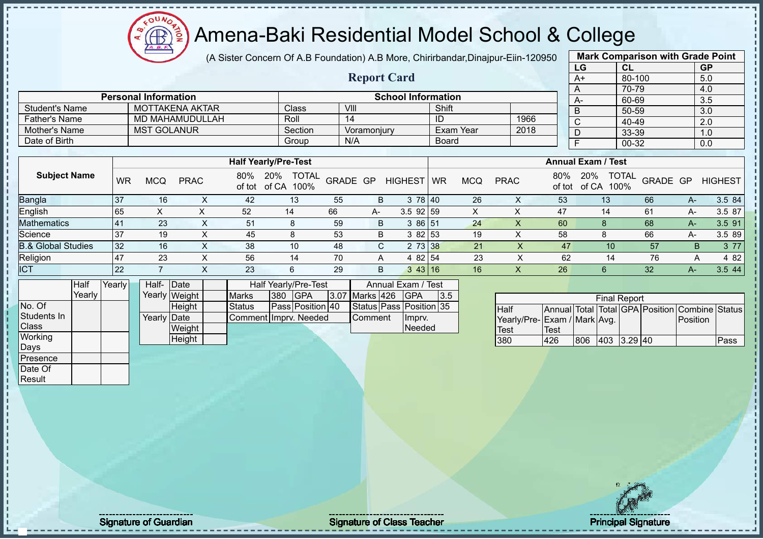# Amena-Baki Residential Model School & College

(A Sister Concern Of A.B Foundation) A.B More, Chirirbandar,Dinajpur-Eiin-120950

## Report Card

| Mark Comparison with Grade Point | | |
|---|---|---|
| LG | CL | GP |
| A+ | 80-100 | 5.0 |
| A | 70-79 | 4.0 |
| A- | 60-69 | 3.5 |
| B | 50-59 | 3.0 |
| C | 40-49 | 2.0 |
| D | 33-39 | 1.0 |
| F | 00-32 | 0.0 |

| Personal Information | | School Information | | | |
|---|---|---|---|---|---|
| Student's Name | MOTTAKENA AKTAR | Class | VIII | Shift | |
| Father's Name | MD MAHAMUDULLAH | Roll | 14 | ID | 1966 |
| Mother's Name | MST GOLANUR | Section | Voramonjury | Exam Year | 2018 |
| Date of Birth | | Group | N/A | Board | |

| Subject Name | Half Yearly/Pre-Test | | | | | | | | | Annual Exam / Test | | | | | | | | |
|---|---|---|---|---|---|---|---|---|---|---|---|---|---|---|---|---|---|---|
| | WR | MCQ | PRAC | 80% of tot | 20% of CA | TOTAL 100% | GRADE | GP | HIGHEST | WR | MCQ | PRAC | 80% of tot | 20% of CA | TOTAL 100% | GRADE | GP | HIGHEST |
| Bangla | 37 | 16 | X | 42 | 13 | 55 | B | 3 | 78 | 40 | 26 | X | 53 | 13 | 66 | A- | 3.5 | 84 |
| English | 65 | X | X | 52 | 14 | 66 | A- | 3.5 | 92 | 59 | X | X | 47 | 14 | 61 | A- | 3.5 | 87 |
| Mathematics | 41 | 23 | X | 51 | 8 | 59 | B | 3 | 86 | 51 | 24 | X | 60 | 8 | 68 | A- | 3.5 | 91 |
| Science | 37 | 19 | X | 45 | 8 | 53 | B | 3 | 82 | 53 | 19 | X | 58 | 8 | 66 | A- | 3.5 | 89 |
| B.& Global Studies | 32 | 16 | X | 38 | 10 | 48 | C | 2 | 73 | 38 | 21 | X | 47 | 10 | 57 | B | 3 | 77 |
| Religion | 47 | 23 | X | 56 | 14 | 70 | A | 4 | 82 | 54 | 23 | X | 62 | 14 | 76 | A | 4 | 82 |
| ICT | 22 | 7 | X | 23 | 6 | 29 | B | 3 | 43 | 16 | 16 | X | 26 | 6 | 32 | A- | 3.5 | 44 |

| | Half Yearly | Yearly |
|---|---|---|
| No. Of Students In Class | | |
| Working Days | | |
| Presence | | |
| Date Of Result | | |

| | | |
|---|---|---|
| Half-Yearly | Date | |
| | Weight | |
| | Height | |
| Yearly | Date | |
| | Weight | |
| | Height | |

| Half Yearly/Pre-Test | | | |
|---|---|---|---|
| Marks | 380 | GPA | 3.07 |
| Status | Pass | Position | 40 |
| Comment | Imprv. Needed | | |

| Annual Exam / Test | | | |
|---|---|---|---|
| Marks | 426 | GPA | 3.5 |
| Status | Pass | Position | 35 |
| Comment | Imprv. Needed | | |

| Final Report | | | | | | | |
|---|---|---|---|---|---|---|---|
| Half Yearly/Pre-Test | Annual Exam / Test | Total Mark | Total Avg. | GPA | Position | Combine Position | Status |
| 380 | 426 | 806 | 403 | 3.29 | 40 | | Pass |

Signature of Guardian | Signature of Class Teacher | Principal Signature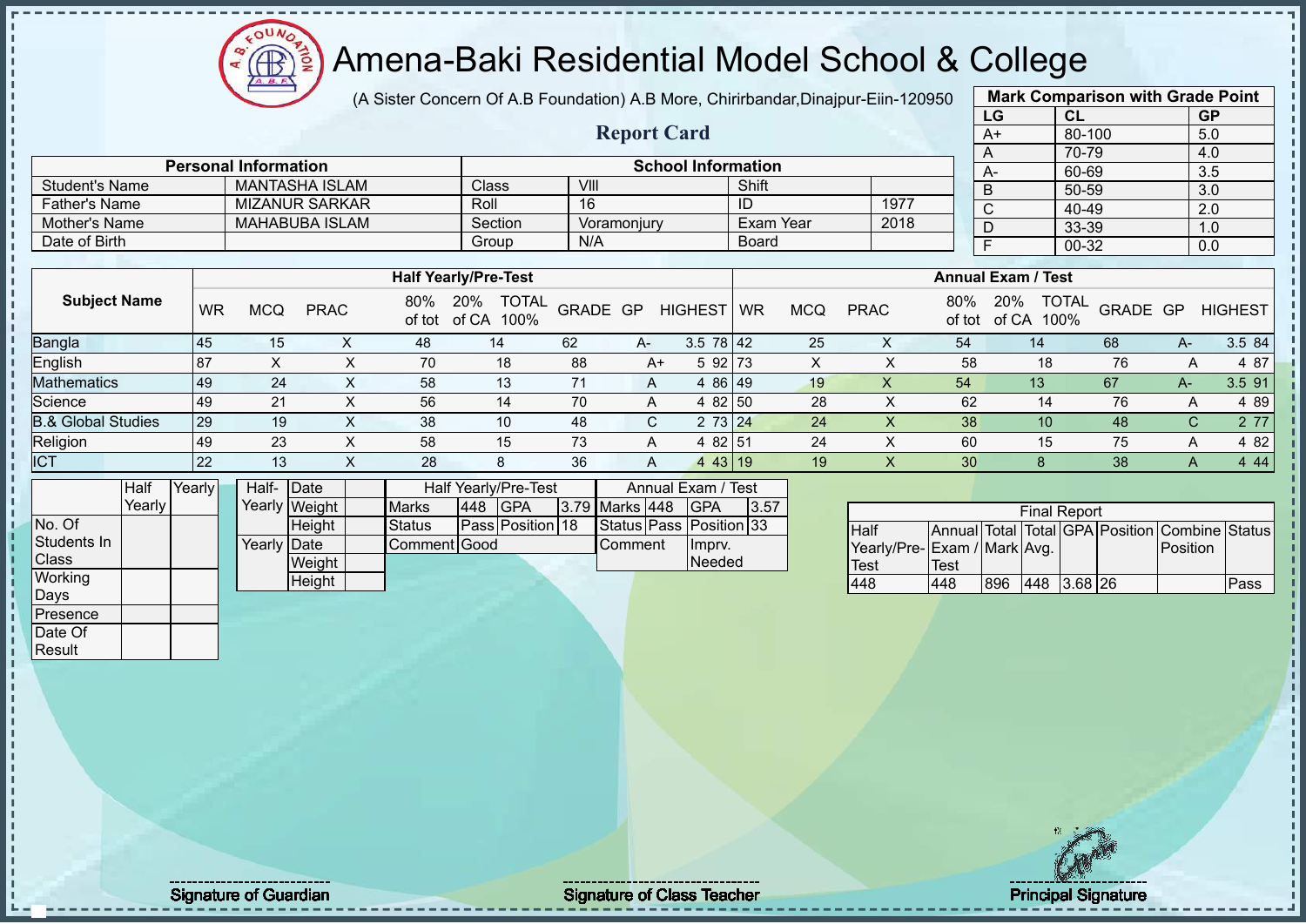# Amena-Baki Residential Model School & College

(A Sister Concern Of A.B Foundation) A.B More, Chirirbandar,Dinajpur-Eiin-120950

## Report Card

| Mark Comparison with Grade Point | | |
|---|---|---|
| LG | CL | GP |
| A+ | 80-100 | 5.0 |
| A | 70-79 | 4.0 |
| A- | 60-69 | 3.5 |
| B | 50-59 | 3.0 |
| C | 40-49 | 2.0 |
| D | 33-39 | 1.0 |
| F | 00-32 | 0.0 |

| Personal Information | | School Information | | | |
|---|---|---|---|---|---|
| Student's Name | MANTASHA ISLAM | Class | VIII | Shift | |
| Father's Name | MIZANUR SARKAR | Roll | 16 | ID | 1977 |
| Mother's Name | MAHABUBA ISLAM | Section | Voramonjury | Exam Year | 2018 |
| Date of Birth | | Group | N/A | Board | |

| Subject Name | Half Yearly/Pre-Test | | | | | | | | | Annual Exam / Test | | | | | | | | |
|---|---|---|---|---|---|---|---|---|---|---|---|---|---|---|---|---|---|---|
| | WR | MCQ | PRAC | 80% of tot | 20% of CA | TOTAL 100% | GRADE | GP | HIGHEST | WR | MCQ | PRAC | 80% of tot | 20% of CA | TOTAL 100% | GRADE | GP | HIGHEST |
| Bangla | 45 | 15 | X | 48 | 14 | 62 | A- | 3.5 | 78 | 42 | 25 | X | 54 | 14 | 68 | A- | 3.5 | 84 |
| English | 87 | X | X | 70 | 18 | 88 | A+ | 5 | 92 | 73 | X | X | 58 | 18 | 76 | A | 4 | 87 |
| Mathematics | 49 | 24 | X | 58 | 13 | 71 | A | 4 | 86 | 49 | 19 | X | 54 | 13 | 67 | A- | 3.5 | 91 |
| Science | 49 | 21 | X | 56 | 14 | 70 | A | 4 | 82 | 50 | 28 | X | 62 | 14 | 76 | A | 4 | 89 |
| B.& Global Studies | 29 | 19 | X | 38 | 10 | 48 | C | 2 | 73 | 24 | 24 | X | 38 | 10 | 48 | C | 2 | 77 |
| Religion | 49 | 23 | X | 58 | 15 | 73 | A | 4 | 82 | 51 | 24 | X | 60 | 15 | 75 | A | 4 | 82 |
| ICT | 22 | 13 | X | 28 | 8 | 36 | A | 4 | 43 | 19 | 19 | X | 30 | 8 | 38 | A | 4 | 44 |

| | Half Yearly | Yearly |
|---|---|---|
| No. Of Students In Class | | |
| Working Days | | |
| Presence | | |
| Date Of Result | | |

| | | |
|---|---|---|
| Half-Yearly | Date | |
| | Weight | |
| | Height | |
| Yearly | Date | |
| | Weight | |
| | Height | |

| Half Yearly/Pre-Test | | | | Annual Exam / Test | | | |
|---|---|---|---|---|---|---|---|
| Marks | 448 | GPA | 3.79 | Marks | 448 | GPA | 3.57 |
| Status | Pass | Position | 18 | Status | Pass | Position | 33 |
| Comment | Good | | | Comment | Imprv. Needed | | |

| Final Report | | | | | | | |
|---|---|---|---|---|---|---|---|
| Half Yearly/Pre-Test | Annual Exam / Test | Total Mark | Total Avg. | GPA | Position | Combine Position | Status |
| 448 | 448 | 896 | 448 | 3.68 | 26 | | Pass |

Signature of Guardian

Signature of Class Teacher

Principal Signature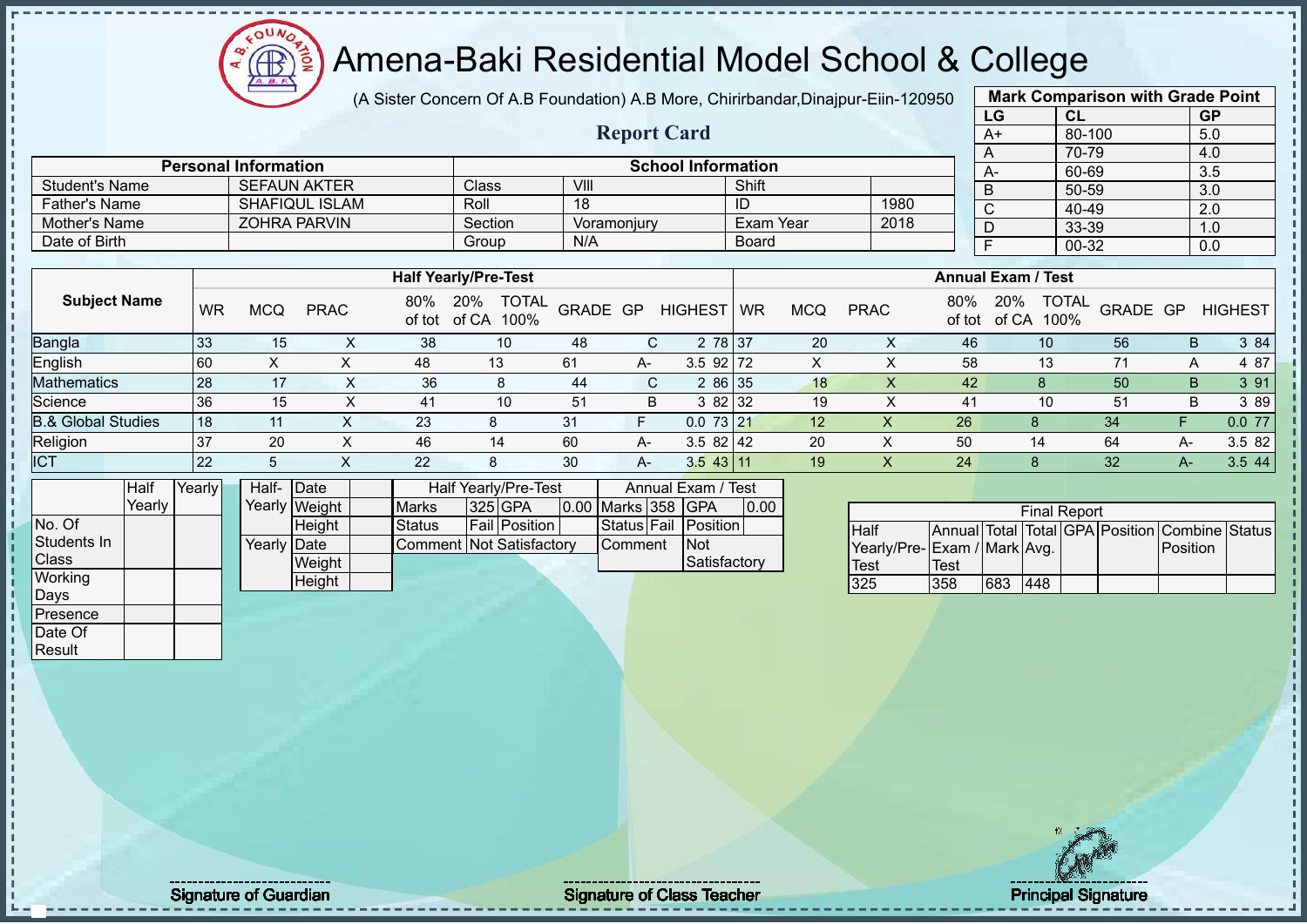# Amena-Baki Residential Model School & College

(A Sister Concern Of A.B Foundation) A.B More, Chirirbandar,Dinajpur-Eiin-120950

## Report Card

| Mark Comparison with Grade Point | | |
|---|---|---|
| LG | CL | GP |
| A+ | 80-100 | 5.0 |
| A | 70-79 | 4.0 |
| A- | 60-69 | 3.5 |
| B | 50-59 | 3.0 |
| C | 40-49 | 2.0 |
| D | 33-39 | 1.0 |
| F | 00-32 | 0.0 |

| Personal Information | | School Information | | | |
|---|---|---|---|---|---|
| Student's Name | SEFAUN AKTER | Class | VIII | Shift | |
| Father's Name | SHAFIQUL ISLAM | Roll | 18 | ID | 1980 |
| Mother's Name | ZOHRA PARVIN | Section | Voramonjury | Exam Year | 2018 |
| Date of Birth | | Group | N/A | Board | |

| Subject Name | Half Yearly/Pre-Test | | | | | | | | | Annual Exam / Test | | | | | | | | |
|---|---|---|---|---|---|---|---|---|---|---|---|---|---|---|---|---|---|---|
| | WR | MCQ | PRAC | 80% of tot | 20% of CA | TOTAL 100% | GRADE | GP | HIGHEST | WR | MCQ | PRAC | 80% of tot | 20% of CA | TOTAL 100% | GRADE | GP | HIGHEST |
| Bangla | 33 | 15 | X | 38 | 10 | 48 | C | 2 | 78 | 37 | 20 | X | 46 | 10 | 56 | B | 3 | 84 |
| English | 60 | X | X | 48 | 13 | 61 | A- | 3.5 | 92 | 72 | X | X | 58 | 13 | 71 | A | 4 | 87 |
| Mathematics | 28 | 17 | X | 36 | 8 | 44 | C | 2 | 86 | 35 | 18 | X | 42 | 8 | 50 | B | 3 | 91 |
| Science | 36 | 15 | X | 41 | 10 | 51 | B | 3 | 82 | 32 | 19 | X | 41 | 10 | 51 | B | 3 | 89 |
| B.& Global Studies | 18 | 11 | X | 23 | 8 | 31 | F | 0.0 | 73 | 21 | 12 | X | 26 | 8 | 34 | F | 0.0 | 77 |
| Religion | 37 | 20 | X | 46 | 14 | 60 | A- | 3.5 | 82 | 42 | 20 | X | 50 | 14 | 64 | A- | 3.5 | 82 |
| ICT | 22 | 5 | X | 22 | 8 | 30 | A- | 3.5 | 43 | 11 | 19 | X | 24 | 8 | 32 | A- | 3.5 | 44 |

| | Half Yearly | Yearly |
|---|---|---|
| No. Of Students In Class | | |
| Working Days | | |
| Presence | | |
| Date Of Result | | |

| | | |
|---|---|---|
| Half-Yearly | Date | |
| | Weight | |
| | Height | |
| Yearly | Date | |
| | Weight | |
| | Height | |

| Half Yearly/Pre-Test | | | | Annual Exam / Test | | | |
|---|---|---|---|---|---|---|---|
| Marks | 325 | GPA | 0.00 | Marks | 358 | GPA | 0.00 |
| Status | Fail | Position | | Status | Fail | Position | |
| Comment | Not Satisfactory | | | Comment | Not Satisfactory | | |

| Final Report | | | | | | | |
|---|---|---|---|---|---|---|---|
| Half Yearly/Pre-Test | Annual Exam / Test | Total Mark | Total Avg. | GPA | Position | Combine Position | Status |
| 325 | 358 | 683 | 448 | | | | |

Signature of Guardian

Signature of Class Teacher

Principal Signature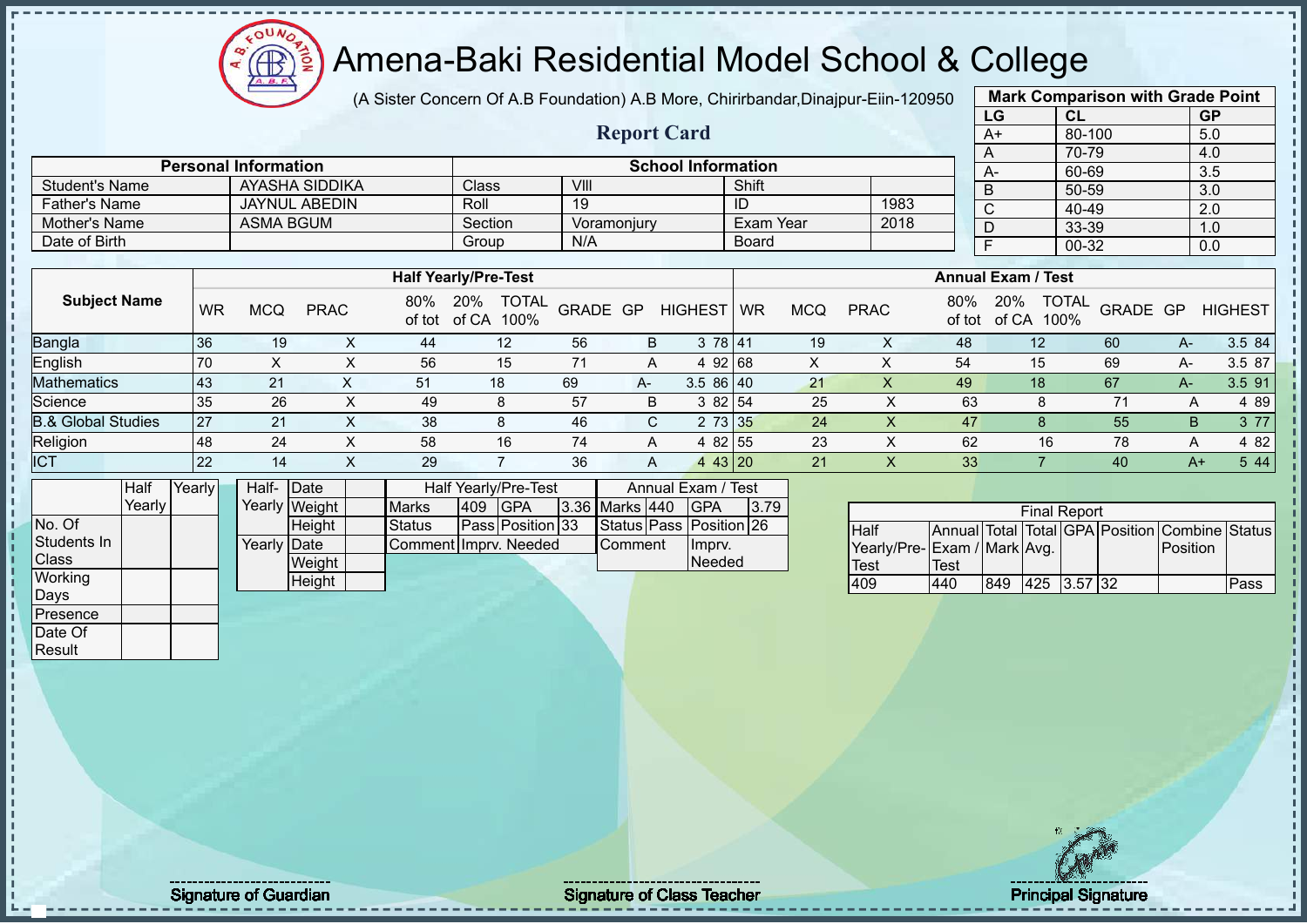# Amena-Baki Residential Model School & College

(A Sister Concern Of A.B Foundation) A.B More, Chirirbandar,Dinajpur-Eiin-120950

## Report Card

| Mark Comparison with Grade Point | | |
|---|---|---|
| LG | CL | GP |
| A+ | 80-100 | 5.0 |
| A | 70-79 | 4.0 |
| A- | 60-69 | 3.5 |
| B | 50-59 | 3.0 |
| C | 40-49 | 2.0 |
| D | 33-39 | 1.0 |
| F | 00-32 | 0.0 |

| Personal Information | | School Information | | | |
|---|---|---|---|---|---|
| Student's Name | AYASHA SIDDIKA | Class | VIII | Shift | |
| Father's Name | JAYNUL ABEDIN | Roll | 19 | ID | 1983 |
| Mother's Name | ASMA BGUM | Section | Voramonjury | Exam Year | 2018 |
| Date of Birth | | Group | N/A | Board | |

| Subject Name | Half Yearly/Pre-Test | | | | | | | | | Annual Exam / Test | | | | | | | | |
|---|---|---|---|---|---|---|---|---|---|---|---|---|---|---|---|---|---|---|
| | WR | MCQ | PRAC | 80% of tot | 20% of CA | TOTAL 100% | GRADE | GP | HIGHEST | WR | MCQ | PRAC | 80% of tot | 20% of CA | TOTAL 100% | GRADE | GP | HIGHEST |
| Bangla | 36 | 19 | X | 44 | 12 | 56 | B | 3 | 78 | 41 | 19 | X | 48 | 12 | 60 | A- | 3.5 | 84 |
| English | 70 | X | X | 56 | 15 | 71 | A | 4 | 92 | 68 | X | X | 54 | 15 | 69 | A- | 3.5 | 87 |
| Mathematics | 43 | 21 | X | 51 | 18 | 69 | A- | 3.5 | 86 | 40 | 21 | X | 49 | 18 | 67 | A- | 3.5 | 91 |
| Science | 35 | 26 | X | 49 | 8 | 57 | B | 3 | 82 | 54 | 25 | X | 63 | 8 | 71 | A | 4 | 89 |
| B.& Global Studies | 27 | 21 | X | 38 | 8 | 46 | C | 2 | 73 | 35 | 24 | X | 47 | 8 | 55 | B | 3 | 77 |
| Religion | 48 | 24 | X | 58 | 16 | 74 | A | 4 | 82 | 55 | 23 | X | 62 | 16 | 78 | A | 4 | 82 |
| ICT | 22 | 14 | X | 29 | 7 | 36 | A | 4 | 43 | 20 | 21 | X | 33 | 7 | 40 | A+ | 5 | 44 |

| | Half Yearly | Yearly |
|---|---|---|
| No. Of Students In Class | | |
| Working Days | | |
| Presence | | |
| Date Of Result | | |

| | | |
|---|---|---|
| Half-Yearly | Date | |
| | Weight | |
| | Height | |
| Yearly | Date | |
| | Weight | |
| | Height | |

| Half Yearly/Pre-Test | | | |
|---|---|---|---|
| Marks | 409 | GPA | 3.36 |
| Status | Pass | Position | 33 |
| Comment | Imprv. Needed | | |

| Annual Exam / Test | | | |
|---|---|---|---|
| Marks | 440 | GPA | 3.79 |
| Status | Pass | Position | 26 |
| Comment | Imprv. Needed | | |

| Final Report | | | | | | | |
|---|---|---|---|---|---|---|---|
| Half Yearly/Pre-Test | Annual Exam / Test | Total Mark | Total Avg. | GPA | Position | Combine Position | Status |
| 409 | 440 | 849 | 425 | 3.57 | 32 | | Pass |

Signature of Guardian

Signature of Class Teacher

Principal Signature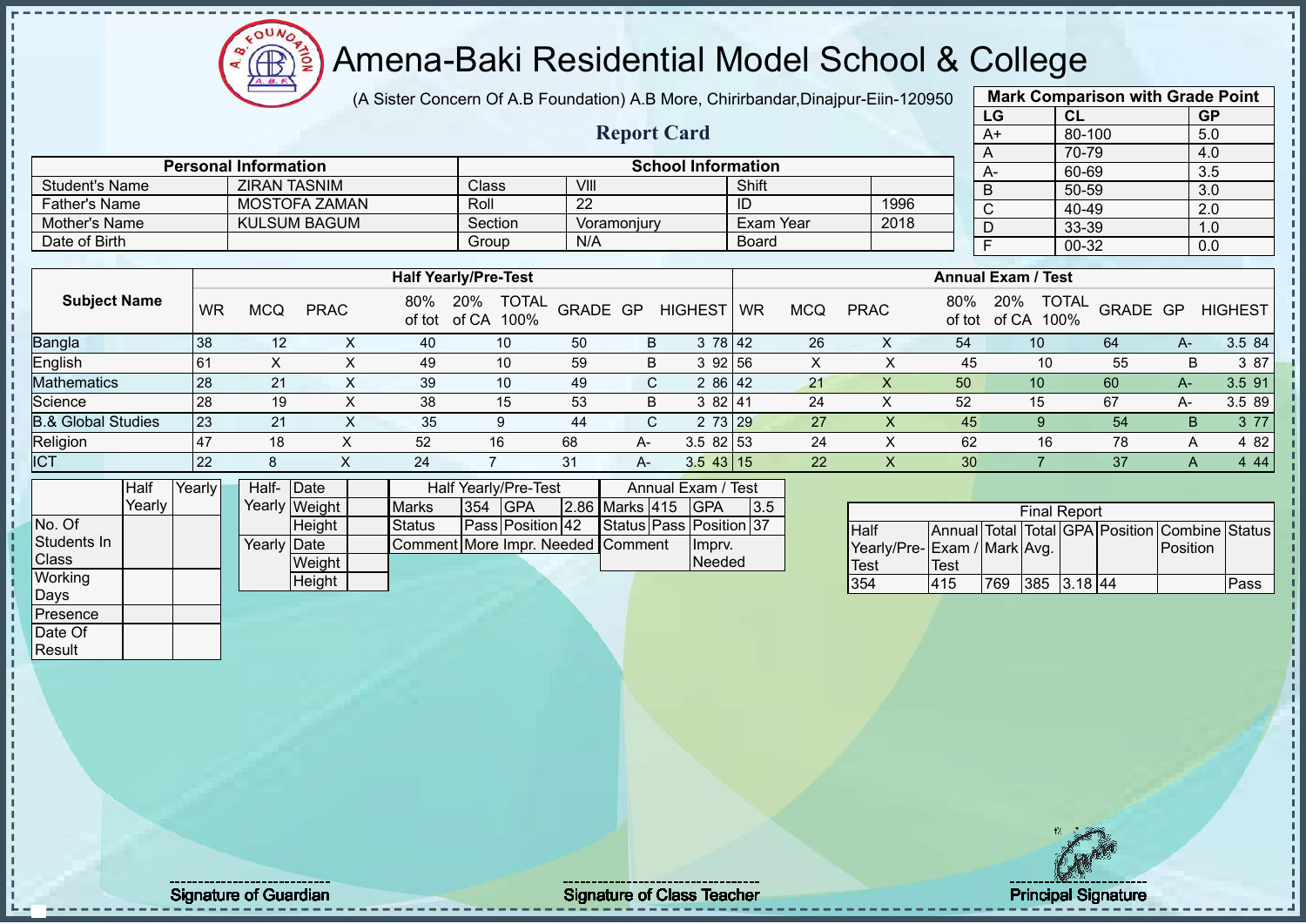# Amena-Baki Residential Model School & College

(A Sister Concern Of A.B Foundation) A.B More, Chirirbandar,Dinajpur-Eiin-120950

## Report Card

| Mark Comparison with Grade Point | | |
|---|---|---|
| LG | CL | GP |
| A+ | 80-100 | 5.0 |
| A | 70-79 | 4.0 |
| A- | 60-69 | 3.5 |
| B | 50-59 | 3.0 |
| C | 40-49 | 2.0 |
| D | 33-39 | 1.0 |
| F | 00-32 | 0.0 |

| Personal Information | | School Information | | | |
|---|---|---|---|---|---|
| Student's Name | ZIRAN TASNIM | Class | VIII | Shift | |
| Father's Name | MOSTOFA ZAMAN | Roll | 22 | ID | 1996 |
| Mother's Name | KULSUM BAGUM | Section | Voramonjury | Exam Year | 2018 |
| Date of Birth | | Group | N/A | Board | |

| Subject Name | Half Yearly/Pre-Test | | | | | | | | | Annual Exam / Test | | | | | | | | |
|---|---|---|---|---|---|---|---|---|---|---|---|---|---|---|---|---|---|---|
| | WR | MCQ | PRAC | 80% of tot | 20% of CA | TOTAL 100% | GRADE | GP | HIGHEST | WR | MCQ | PRAC | 80% of tot | 20% of CA | TOTAL 100% | GRADE | GP | HIGHEST |
| Bangla | 38 | 12 | X | 40 | 10 | 50 | B | 3 | 78 | 42 | 26 | X | 54 | 10 | 64 | A- | 3.5 | 84 |
| English | 61 | X | X | 49 | 10 | 59 | B | 3 | 92 | 56 | X | X | 45 | 10 | 55 | B | 3 | 87 |
| Mathematics | 28 | 21 | X | 39 | 10 | 49 | C | 2 | 86 | 42 | 21 | X | 50 | 10 | 60 | A- | 3.5 | 91 |
| Science | 28 | 19 | X | 38 | 15 | 53 | B | 3 | 82 | 41 | 24 | X | 52 | 15 | 67 | A- | 3.5 | 89 |
| B.& Global Studies | 23 | 21 | X | 35 | 9 | 44 | C | 2 | 73 | 29 | 27 | X | 45 | 9 | 54 | B | 3 | 77 |
| Religion | 47 | 18 | X | 52 | 16 | 68 | A- | 3.5 | 82 | 53 | 24 | X | 62 | 16 | 78 | A | 4 | 82 |
| ICT | 22 | 8 | X | 24 | 7 | 31 | A- | 3.5 | 43 | 15 | 22 | X | 30 | 7 | 37 | A | 4 | 44 |

| | Half Yearly | Yearly |
|---|---|---|
| No. Of Students In Class | | |
| Working Days | | |
| Presence | | |
| Date Of Result | | |

| | | |
|---|---|---|
| Half-Yearly | Date | |
| | Weight | |
| | Height | |
| Yearly | Date | |
| | Weight | |
| | Height | |

| Half Yearly/Pre-Test | | | | Annual Exam / Test | | | |
|---|---|---|---|---|---|---|---|
| Marks | 354 | GPA | 2.86 | Marks | 415 | GPA | 3.5 |
| Status | Pass | Position | 42 | Status | Pass | Position | 37 |
| Comment | More Impr. Needed | | | Comment | | Imprv. Needed | |

| Final Report | | | | | | | |
|---|---|---|---|---|---|---|---|
| Half Yearly/Pre-Test | Annual Exam / Test | Total Mark | Total Avg. | GPA | Position | Combine Position | Status |
| 354 | 415 | 769 | 385 | 3.18 | 44 | | Pass |

Signature of Guardian

Signature of Class Teacher

Principal Signature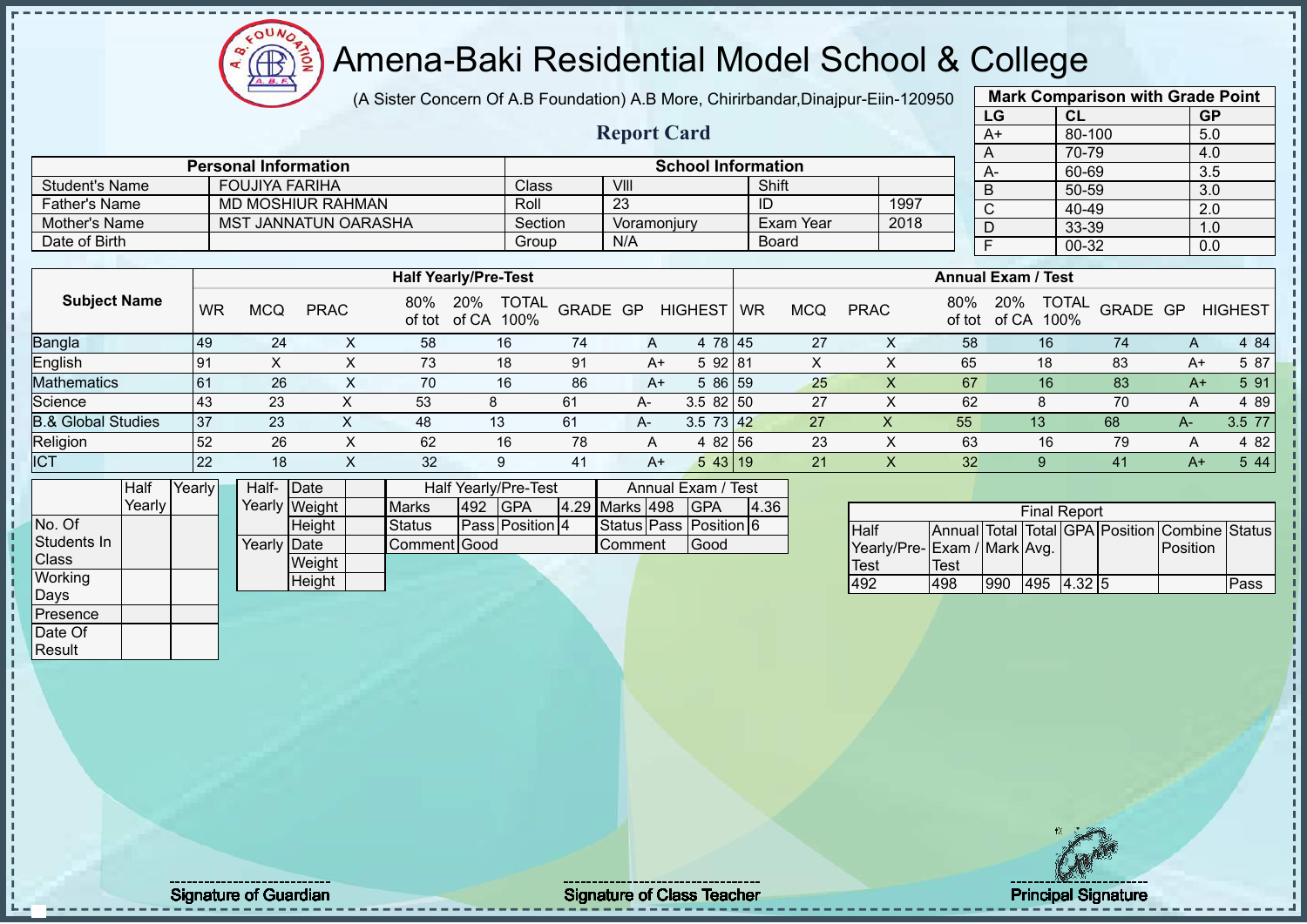# Amena-Baki Residential Model School & College

(A Sister Concern Of A.B Foundation) A.B More, Chirirbandar,Dinajpur-Eiin-120950

## Report Card

| Mark Comparison with Grade Point | | |
|---|---|---|
| LG | CL | GP |
| A+ | 80-100 | 5.0 |
| A | 70-79 | 4.0 |
| A- | 60-69 | 3.5 |
| B | 50-59 | 3.0 |
| C | 40-49 | 2.0 |
| D | 33-39 | 1.0 |
| F | 00-32 | 0.0 |

| Personal Information | | School Information | | | |
|---|---|---|---|---|---|
| Student's Name | FOUJIYA FARIHA | Class | VIII | Shift | |
| Father's Name | MD MOSHIUR RAHMAN | Roll | 23 | ID | 1997 |
| Mother's Name | MST JANNATUN OARASHA | Section | Voramonjury | Exam Year | 2018 |
| Date of Birth | | Group | N/A | Board | |

| Subject Name | Half Yearly/Pre-Test | | | | | | | | | Annual Exam / Test | | | | | | | | |
|---|---|---|---|---|---|---|---|---|---|---|---|---|---|---|---|---|---|---|
| | WR | MCQ | PRAC | 80% of tot | 20% of CA | TOTAL 100% | GRADE | GP | HIGHEST | WR | MCQ | PRAC | 80% of tot | 20% of CA | TOTAL 100% | GRADE | GP | HIGHEST |
| Bangla | 49 | 24 | X | 58 | 16 | 74 | A | 4 | 78 | 45 | 27 | X | 58 | 16 | 74 | A | 4 | 84 |
| English | 91 | X | X | 73 | 18 | 91 | A+ | 5 | 92 | 81 | X | X | 65 | 18 | 83 | A+ | 5 | 87 |
| Mathematics | 61 | 26 | X | 70 | 16 | 86 | A+ | 5 | 86 | 59 | 25 | X | 67 | 16 | 83 | A+ | 5 | 91 |
| Science | 43 | 23 | X | 53 | 8 | 61 | A- | 3.5 | 82 | 50 | 27 | X | 62 | 8 | 70 | A | 4 | 89 |
| B.& Global Studies | 37 | 23 | X | 48 | 13 | 61 | A- | 3.5 | 73 | 42 | 27 | X | 55 | 13 | 68 | A- | 3.5 | 77 |
| Religion | 52 | 26 | X | 62 | 16 | 78 | A | 4 | 82 | 56 | 23 | X | 63 | 16 | 79 | A | 4 | 82 |
| ICT | 22 | 18 | X | 32 | 9 | 41 | A+ | 5 | 43 | 19 | 21 | X | 32 | 9 | 41 | A+ | 5 | 44 |

| | Half Yearly | Yearly |
|---|---|---|
| No. Of Students In Class | | |
| Working Days | | |
| Presence | | |
| Date Of Result | | |

| | | |
|---|---|---|
| Half-Yearly | Date | |
| | Weight | |
| | Height | |
| Yearly | Date | |
| | Weight | |
| | Height | |

| Half Yearly/Pre-Test | | | | Annual Exam / Test | | | |
|---|---|---|---|---|---|---|---|
| Marks | 492 | GPA | 4.29 | Marks | 498 | GPA | 4.36 |
| Status | Pass | Position | 4 | Status | Pass | Position | 6 |
| Comment | Good | | | Comment | Good | | |

| Final Report | | | | | | | |
|---|---|---|---|---|---|---|---|
| Half Yearly/Pre-Test | Annual Exam / Test | Total Mark | Total Avg. | GPA | Position | Combine Position | Status |
| 492 | 498 | 990 | 495 | 4.32 | 5 | | Pass |

Signature of Guardian

Signature of Class Teacher

Principal Signature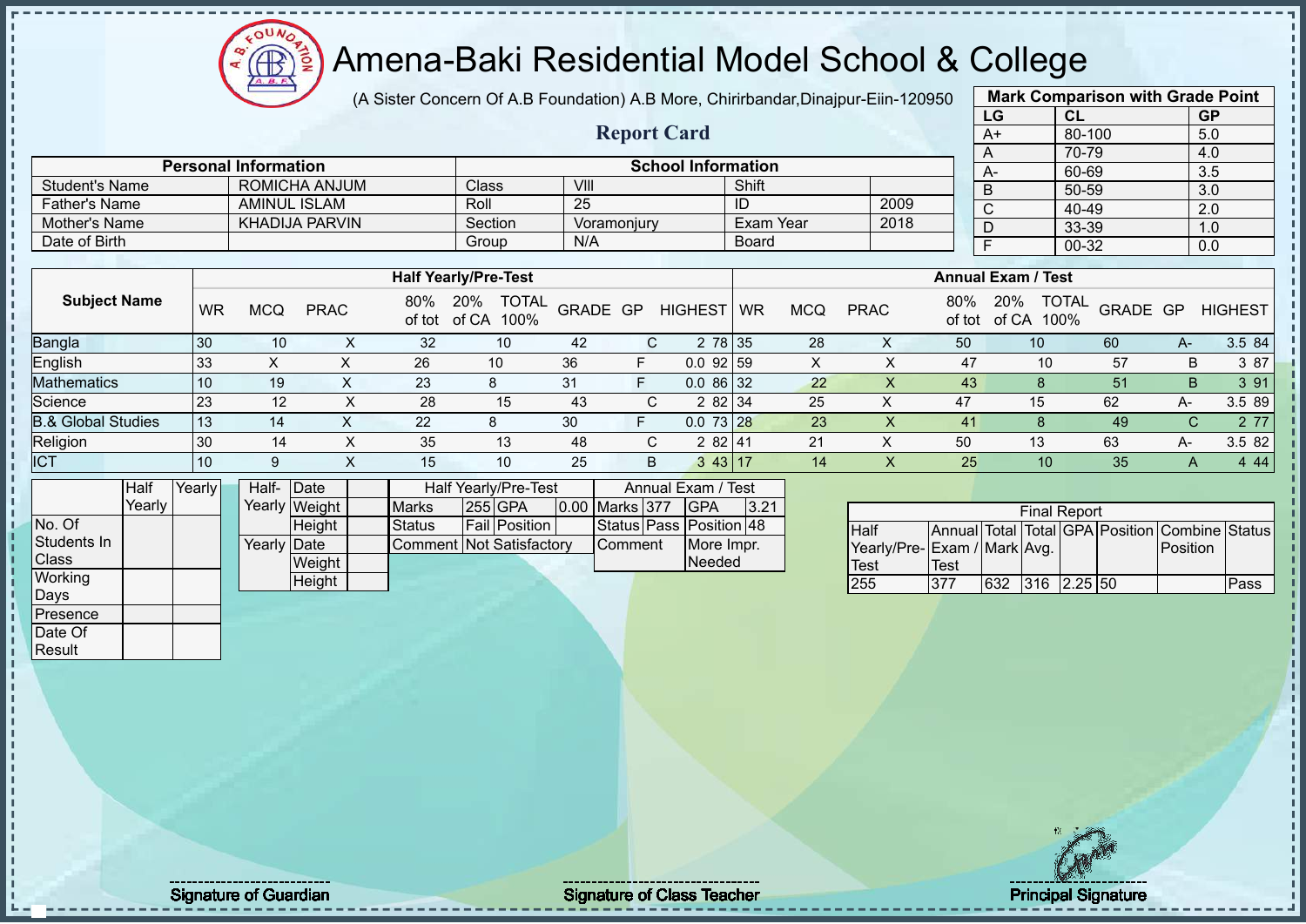# Amena-Baki Residential Model School & College

(A Sister Concern Of A.B Foundation) A.B More, Chirirbandar,Dinajpur-Eiin-120950

## Report Card

| Mark Comparison with Grade Point | | |
|---|---|---|
| LG | CL | GP |
| A+ | 80-100 | 5.0 |
| A | 70-79 | 4.0 |
| A- | 60-69 | 3.5 |
| B | 50-59 | 3.0 |
| C | 40-49 | 2.0 |
| D | 33-39 | 1.0 |
| F | 00-32 | 0.0 |

| Personal Information | | School Information | | | |
|---|---|---|---|---|---|
| Student's Name | ROMICHA ANJUM | Class | VIII | Shift | |
| Father's Name | AMINUL ISLAM | Roll | 25 | ID | 2009 |
| Mother's Name | KHADIJA PARVIN | Section | Voramonjury | Exam Year | 2018 |
| Date of Birth | | Group | N/A | Board | |

| Subject Name | Half Yearly/Pre-Test | | | | | | | | | Annual Exam / Test | | | | | | | | |
|---|---|---|---|---|---|---|---|---|---|---|---|---|---|---|---|---|---|---|
| | WR | MCQ | PRAC | 80% of tot | 20% of CA | TOTAL 100% | GRADE | GP | HIGHEST | WR | MCQ | PRAC | 80% of tot | 20% of CA | TOTAL 100% | GRADE | GP | HIGHEST |
| Bangla | 30 | 10 | X | 32 | 10 | 42 | C | 2 | 78 | 35 | 28 | X | 50 | 10 | 60 | A- | 3.5 | 84 |
| English | 33 | X | X | 26 | 10 | 36 | F | 0.0 | 92 | 59 | X | X | 47 | 10 | 57 | B | 3 | 87 |
| Mathematics | 10 | 19 | X | 23 | 8 | 31 | F | 0.0 | 86 | 32 | 22 | X | 43 | 8 | 51 | B | 3 | 91 |
| Science | 23 | 12 | X | 28 | 15 | 43 | C | 2 | 82 | 34 | 25 | X | 47 | 15 | 62 | A- | 3.5 | 89 |
| B.& Global Studies | 13 | 14 | X | 22 | 8 | 30 | F | 0.0 | 73 | 28 | 23 | X | 41 | 8 | 49 | C | 2 | 77 |
| Religion | 30 | 14 | X | 35 | 13 | 48 | C | 2 | 82 | 41 | 21 | X | 50 | 13 | 63 | A- | 3.5 | 82 |
| ICT | 10 | 9 | X | 15 | 10 | 25 | B | 3 | 43 | 17 | 14 | X | 25 | 10 | 35 | A | 4 | 44 |

| | Half Yearly | Yearly |
|---|---|---|
| No. Of Students In Class | | |
| Working Days | | |
| Presence | | |
| Date Of Result | | |

| | | |
|---|---|---|
| Half-Yearly | Date | |
| | Weight | |
| | Height | |
| Yearly | Date | |
| | Weight | |
| | Height | |

| Half Yearly/Pre-Test | | | | Annual Exam / Test | | | |
|---|---|---|---|---|---|---|---|
| Marks | 255 | GPA | 0.00 | Marks | 377 | GPA | 3.21 |
| Status | Fail | Position | | Status | Pass | Position | 48 |
| Comment | Not Satisfactory | | | Comment | | More Impr. Needed | |

| Final Report | | | | | | | |
|---|---|---|---|---|---|---|---|
| Half Yearly/Pre-Test | Annual Exam / Test | Total Mark | Total Avg. | GPA | Position | Combine Position | Status |
| 255 | 377 | 632 | 316 | 2.25 | 50 | | Pass |

Signature of Guardian | Signature of Class Teacher | Principal Signature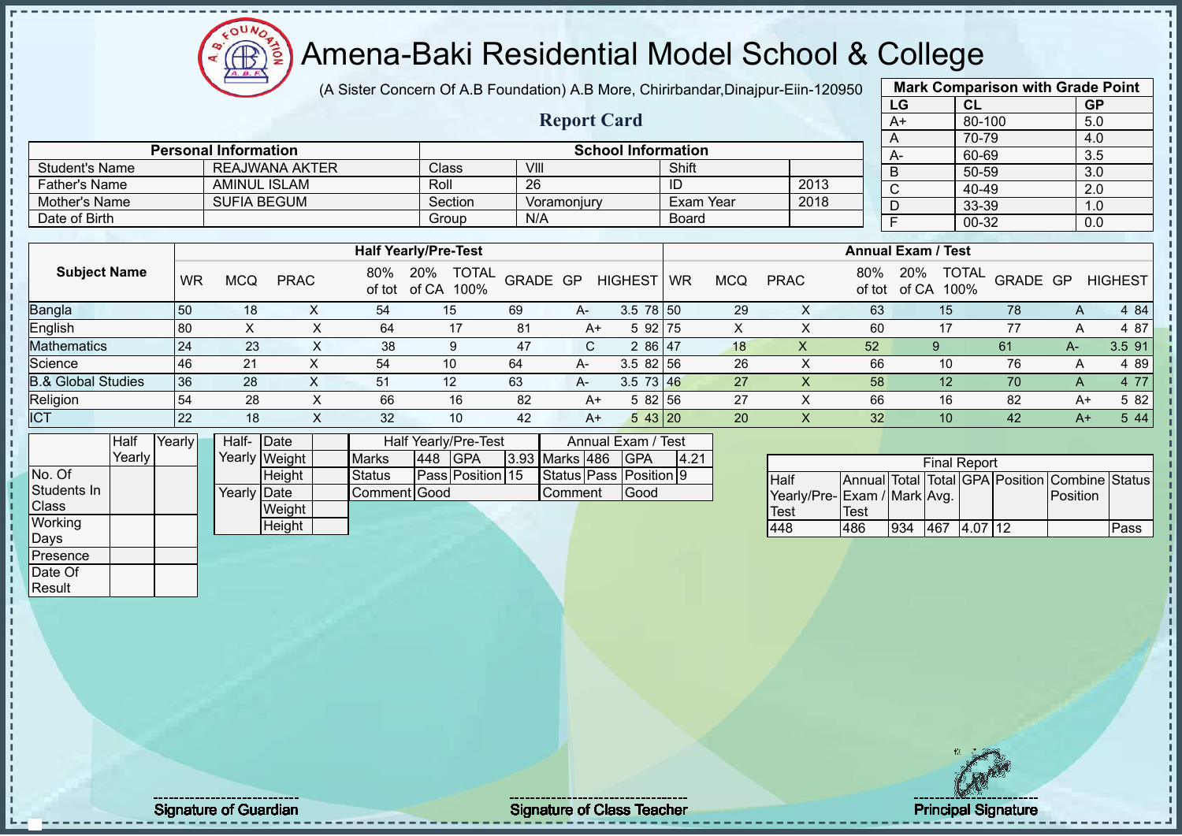# Amena-Baki Residential Model School & College

(A Sister Concern Of A.B Foundation) A.B More, Chirirbandar,Dinajpur-Eiin-120950

## Report Card

| Mark Comparison with Grade Point | | |
|---|---|---|
| LG | CL | GP |
| A+ | 80-100 | 5.0 |
| A | 70-79 | 4.0 |
| A- | 60-69 | 3.5 |
| B | 50-59 | 3.0 |
| C | 40-49 | 2.0 |
| D | 33-39 | 1.0 |
| F | 00-32 | 0.0 |

| Personal Information | | School Information | | | |
|---|---|---|---|---|---|
| Student's Name | REAJWANA AKTER | Class | VIII | Shift | |
| Father's Name | AMINUL ISLAM | Roll | 26 | ID | 2013 |
| Mother's Name | SUFIA BEGUM | Section | Voramonjury | Exam Year | 2018 |
| Date of Birth | | Group | N/A | Board | |

| Subject Name | Half Yearly/Pre-Test | | | | | | | | | Annual Exam / Test | | | | | | | | |
|---|---|---|---|---|---|---|---|---|---|---|---|---|---|---|---|---|---|---|
| | WR | MCQ | PRAC | 80% of tot | 20% of CA | TOTAL 100% | GRADE | GP | HIGHEST | WR | MCQ | PRAC | 80% of tot | 20% of CA | TOTAL 100% | GRADE | GP | HIGHEST |
| Bangla | 50 | 18 | X | 54 | 15 | 69 | A- | 3.5 | 78 | 50 | 29 | X | 63 | 15 | 78 | A | 4 | 84 |
| English | 80 | X | X | 64 | 17 | 81 | A+ | 5 | 92 | 75 | X | X | 60 | 17 | 77 | A | 4 | 87 |
| Mathematics | 24 | 23 | X | 38 | 9 | 47 | C | 2 | 86 | 47 | 18 | X | 52 | 9 | 61 | A- | 3.5 | 91 |
| Science | 46 | 21 | X | 54 | 10 | 64 | A- | 3.5 | 82 | 56 | 26 | X | 66 | 10 | 76 | A | 4 | 89 |
| B.& Global Studies | 36 | 28 | X | 51 | 12 | 63 | A- | 3.5 | 73 | 46 | 27 | X | 58 | 12 | 70 | A | 4 | 77 |
| Religion | 54 | 28 | X | 66 | 16 | 82 | A+ | 5 | 82 | 56 | 27 | X | 66 | 16 | 82 | A+ | 5 | 82 |
| ICT | 22 | 18 | X | 32 | 10 | 42 | A+ | 5 | 43 | 20 | 20 | X | 32 | 10 | 42 | A+ | 5 | 44 |

| | Half Yearly | Yearly |
|---|---|---|
| No. Of Students In Class | | |
| Working Days | | |
| Presence | | |
| Date Of Result | | |

| | | |
|---|---|---|
| Half-Yearly | Date | |
| | Weight | |
| | Height | |
| Yearly | Date | |
| | Weight | |
| | Height | |

| Half Yearly/Pre-Test | | | | Annual Exam / Test | | | |
|---|---|---|---|---|---|---|---|
| Marks | 448 | GPA | 3.93 | Marks | 486 | GPA | 4.21 |
| Status | Pass | Position | 15 | Status | Pass | Position | 9 |
| Comment | Good | | | Comment | Good | | |

| Final Report | | | | | | | |
|---|---|---|---|---|---|---|---|
| Half Yearly/Pre-Test | Annual Exam / Test | Total Mark | Total Avg. | GPA | Position | Combine Position | Status |
| 448 | 486 | 934 | 467 | 4.07 | 12 | | Pass |

Signature of Guardian

Signature of Class Teacher

Principal Signature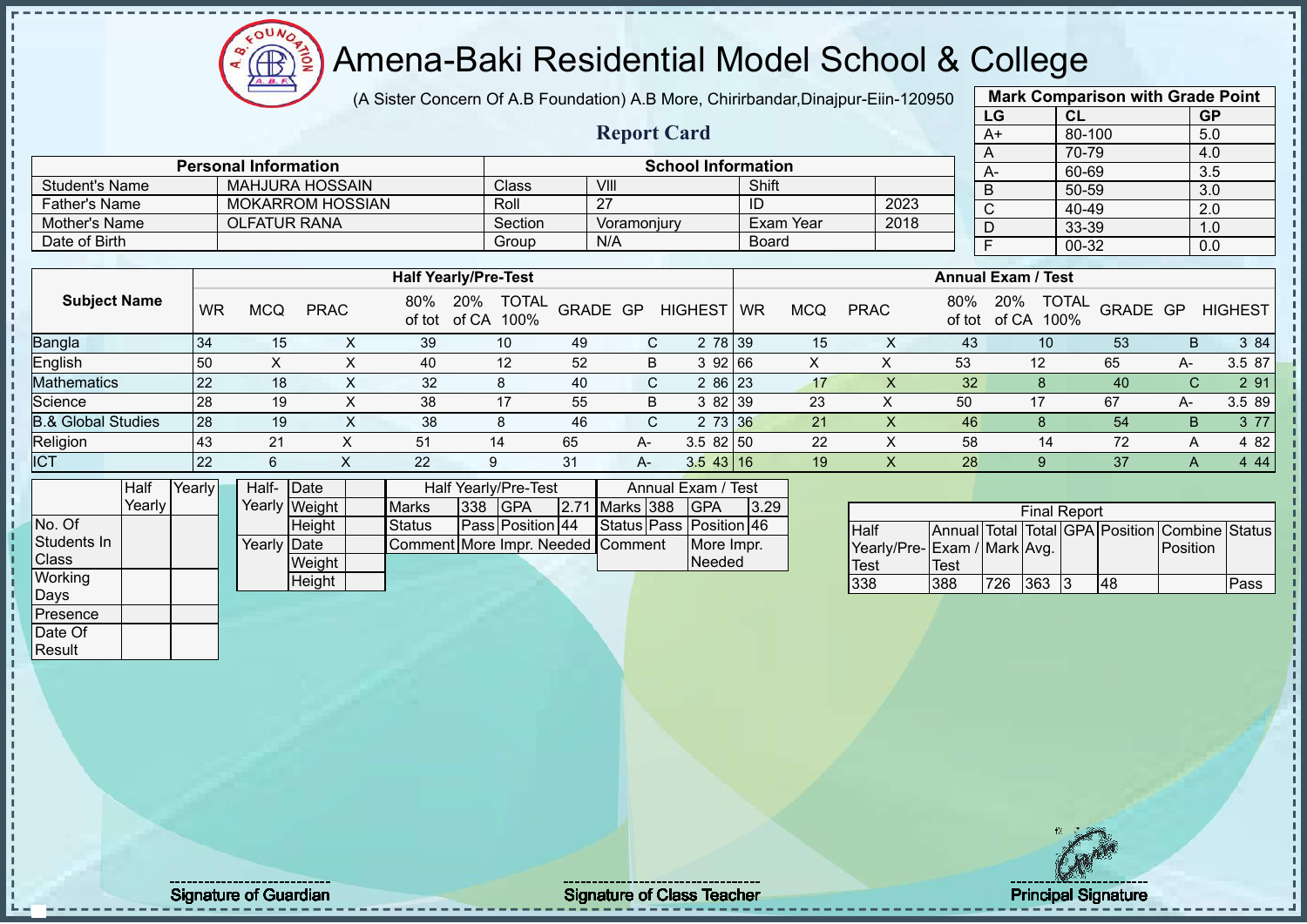# Amena-Baki Residential Model School & College

(A Sister Concern Of A.B Foundation) A.B More, Chirirbandar,Dinajpur-Eiin-120950

## Report Card

| Mark Comparison with Grade Point | | |
|---|---|---|
| LG | CL | GP |
| A+ | 80-100 | 5.0 |
| A | 70-79 | 4.0 |
| A- | 60-69 | 3.5 |
| B | 50-59 | 3.0 |
| C | 40-49 | 2.0 |
| D | 33-39 | 1.0 |
| F | 00-32 | 0.0 |

| Personal Information | | School Information | | | |
|---|---|---|---|---|---|
| Student's Name | MAHJURA HOSSAIN | Class | VIII | Shift | |
| Father's Name | MOKARROM HOSSIAN | Roll | 27 | ID | 2023 |
| Mother's Name | OLFATUR RANA | Section | Voramonjury | Exam Year | 2018 |
| Date of Birth | | Group | N/A | Board | |

| Subject Name | Half Yearly/Pre-Test | | | | | | | | | | Annual Exam / Test | | | | | | | | | |
|---|---|---|---|---|---|---|---|---|---|---|---|---|---|---|---|---|---|---|---|---|
| | WR | MCQ | PRAC | 80% of tot | 20% of CA | TOTAL 100% | GRADE | GP | HIGHEST | | WR | MCQ | PRAC | 80% of tot | 20% of CA | TOTAL 100% | GRADE | GP | HIGHEST | |
| Bangla | 34 | 15 | X | 39 | 10 | 49 | C | 2 | 78 | | 39 | 15 | X | 43 | 10 | 53 | B | 3 | 84 | |
| English | 50 | X | X | 40 | 12 | 52 | B | 3 | 92 | | 66 | X | X | 53 | 12 | 65 | A- | 3.5 | 87 | |
| Mathematics | 22 | 18 | X | 32 | 8 | 40 | C | 2 | 86 | | 23 | 17 | X | 32 | 8 | 40 | C | 2 | 91 | |
| Science | 28 | 19 | X | 38 | 17 | 55 | B | 3 | 82 | | 39 | 23 | X | 50 | 17 | 67 | A- | 3.5 | 89 | |
| B.& Global Studies | 28 | 19 | X | 38 | 8 | 46 | C | 2 | 73 | | 36 | 21 | X | 46 | 8 | 54 | B | 3 | 77 | |
| Religion | 43 | 21 | X | 51 | 14 | 65 | A- | 3.5 | 82 | | 50 | 22 | X | 58 | 14 | 72 | A | 4 | 82 | |
| ICT | 22 | 6 | X | 22 | 9 | 31 | A- | 3.5 | 43 | | 16 | 19 | X | 28 | 9 | 37 | A | 4 | 44 | |

| | Half Yearly | Yearly |
|---|---|---|
| No. Of Students In Class | | |
| Working Days | | |
| Presence | | |
| Date Of Result | | |

| | | |
|---|---|---|
| Half-Yearly | Date | |
| | Weight | |
| | Height | |
| Yearly | Date | |
| | Weight | |
| | Height | |

| Half Yearly/Pre-Test | | | | Annual Exam / Test | | | |
|---|---|---|---|---|---|---|---|
| Marks | 338 | GPA | 2.71 | Marks | 388 | GPA | 3.29 |
| Status | Pass | Position | 44 | Status | Pass | Position | 46 |
| Comment | More Impr. Needed | | | Comment | More Impr. Needed | | |

| Final Report | | | | | | | |
|---|---|---|---|---|---|---|---|
| Half Yearly/Pre-Test | Annual Exam / Test | Total Mark | Total Avg. | GPA | Position | Combine Position | Status |
| 338 | 388 | 726 | 363 | 3 | 48 | | Pass |

Signature of Guardian

Signature of Class Teacher

Principal Signature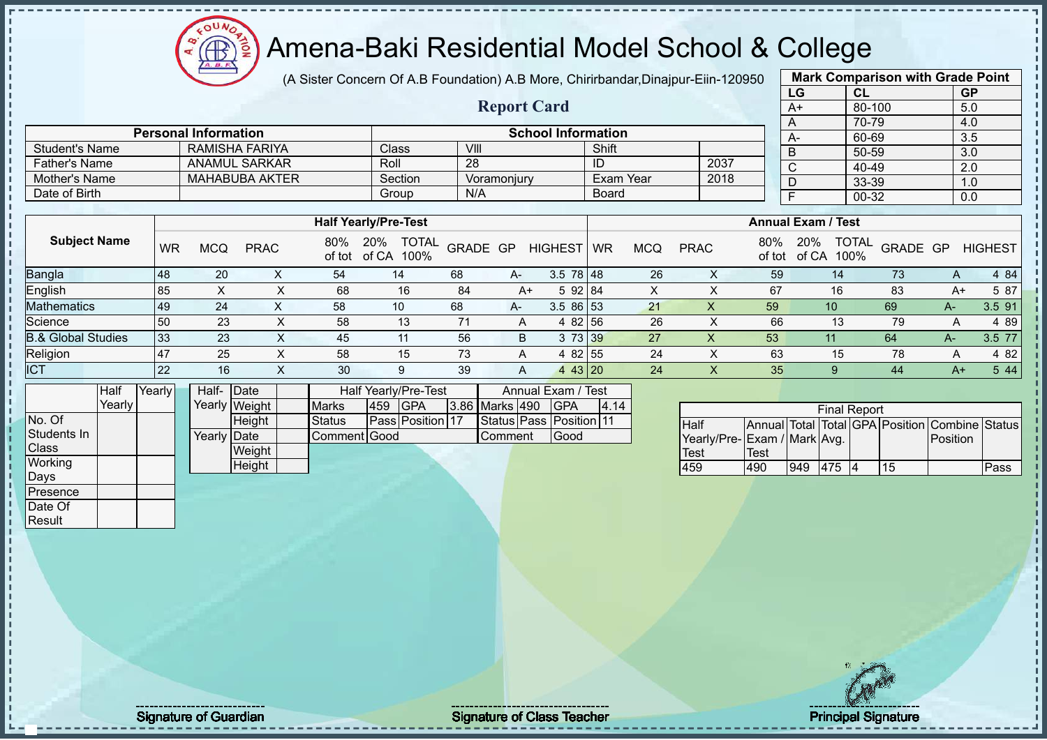# Amena-Baki Residential Model School & College

(A Sister Concern Of A.B Foundation) A.B More, Chirirbandar,Dinajpur-Eiin-120950

## Report Card

| Mark Comparison with Grade Point | | |
|---|---|---|
| LG | CL | GP |
| A+ | 80-100 | 5.0 |
| A | 70-79 | 4.0 |
| A- | 60-69 | 3.5 |
| B | 50-59 | 3.0 |
| C | 40-49 | 2.0 |
| D | 33-39 | 1.0 |
| F | 00-32 | 0.0 |

| Personal Information | | School Information | | | |
|---|---|---|---|---|---|
| Student's Name | RAMISHA FARIYA | Class | VIII | Shift | |
| Father's Name | ANAMUL SARKAR | Roll | 28 | ID | 2037 |
| Mother's Name | MAHABUBA AKTER | Section | Voramonjury | Exam Year | 2018 |
| Date of Birth | | Group | N/A | Board | |

| Subject Name | Half Yearly/Pre-Test | | | | | | | | | Annual Exam / Test | | | | | | | | |
|---|---|---|---|---|---|---|---|---|---|---|---|---|---|---|---|---|---|---|
| | WR | MCQ | PRAC | 80% of tot | 20% of CA | TOTAL 100% | GRADE | GP | HIGHEST | WR | MCQ | PRAC | 80% of tot | 20% of CA | TOTAL 100% | GRADE | GP | HIGHEST |
| Bangla | 48 | 20 | X | 54 | 14 | 68 | A- | 3.5 | 78 | 48 | 26 | X | 59 | 14 | 73 | A | 4 | 84 |
| English | 85 | X | X | 68 | 16 | 84 | A+ | 5 | 92 | 84 | X | X | 67 | 16 | 83 | A+ | 5 | 87 |
| Mathematics | 49 | 24 | X | 58 | 10 | 68 | A- | 3.5 | 86 | 53 | 21 | X | 59 | 10 | 69 | A- | 3.5 | 91 |
| Science | 50 | 23 | X | 58 | 13 | 71 | A | 4 | 82 | 56 | 26 | X | 66 | 13 | 79 | A | 4 | 89 |
| B.& Global Studies | 33 | 23 | X | 45 | 11 | 56 | B | 3 | 73 | 39 | 27 | X | 53 | 11 | 64 | A- | 3.5 | 77 |
| Religion | 47 | 25 | X | 58 | 15 | 73 | A | 4 | 82 | 55 | 24 | X | 63 | 15 | 78 | A | 4 | 82 |
| ICT | 22 | 16 | X | 30 | 9 | 39 | A | 4 | 43 | 20 | 24 | X | 35 | 9 | 44 | A+ | 5 | 44 |

| | Half Yearly | Yearly |
|---|---|---|
| No. Of Students In Class | | |
| Working Days | | |
| Presence | | |
| Date Of Result | | |

| | | |
|---|---|---|
| Half-Yearly | Date | |
| | Weight | |
| | Height | |
| Yearly | Date | |
| | Weight | |
| | Height | |

| Half Yearly/Pre-Test | | | | Annual Exam / Test | | | |
|---|---|---|---|---|---|---|---|
| Marks | 459 | GPA | 3.86 | Marks | 490 | GPA | 4.14 |
| Status | Pass | Position | 17 | Status | Pass | Position | 11 |
| Comment | Good | | | Comment | Good | | |

| Final Report | | | | | | | |
|---|---|---|---|---|---|---|---|
| Half Yearly/Pre-Test | Annual Exam / Test | Total Mark | Total Avg. | GPA | Position | Combine Position | Status |
| 459 | 490 | 949 | 475 | 4 | 15 | | Pass |

Signature of Guardian | Signature of Class Teacher | Principal Signature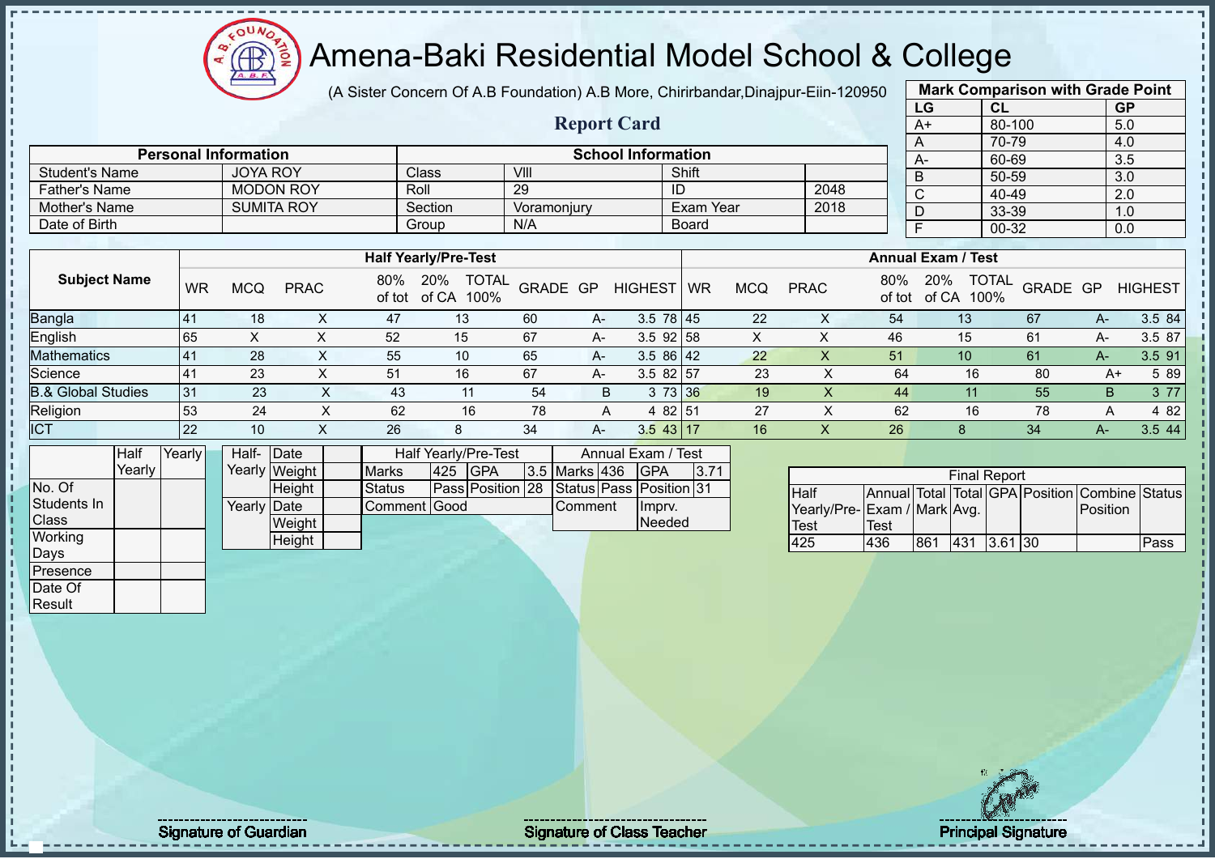# Amena-Baki Residential Model School & College

(A Sister Concern Of A.B Foundation) A.B More, Chirirbandar,Dinajpur-Eiin-120950

## Report Card

| Mark Comparison with Grade Point | | |
|---|---|---|
| LG | CL | GP |
| A+ | 80-100 | 5.0 |
| A | 70-79 | 4.0 |
| A- | 60-69 | 3.5 |
| B | 50-59 | 3.0 |
| C | 40-49 | 2.0 |
| D | 33-39 | 1.0 |
| F | 00-32 | 0.0 |

| Personal Information | | School Information | | | |
|---|---|---|---|---|---|
| Student's Name | JOYA ROY | Class | VIII | Shift | |
| Father's Name | MODON ROY | Roll | 29 | ID | 2048 |
| Mother's Name | SUMITA ROY | Section | Voramonjury | Exam Year | 2018 |
| Date of Birth | | Group | N/A | Board | |

| Subject Name | Half Yearly/Pre-Test | | | | | | | | | Annual Exam / Test | | | | | | | | |
|---|---|---|---|---|---|---|---|---|---|---|---|---|---|---|---|---|---|---|
| | WR | MCQ | PRAC | 80% of tot | 20% of CA | TOTAL 100% | GRADE | GP | HIGHEST | WR | MCQ | PRAC | 80% of tot | 20% of CA | TOTAL 100% | GRADE | GP | HIGHEST |
| Bangla | 41 | 18 | X | 47 | 13 | 60 | A- | 3.5 | 78 | 45 | 22 | X | 54 | 13 | 67 | A- | 3.5 | 84 |
| English | 65 | X | X | 52 | 15 | 67 | A- | 3.5 | 92 | 58 | X | X | 46 | 15 | 61 | A- | 3.5 | 87 |
| Mathematics | 41 | 28 | X | 55 | 10 | 65 | A- | 3.5 | 86 | 42 | 22 | X | 51 | 10 | 61 | A- | 3.5 | 91 |
| Science | 41 | 23 | X | 51 | 16 | 67 | A- | 3.5 | 82 | 57 | 23 | X | 64 | 16 | 80 | A+ | 5 | 89 |
| B.& Global Studies | 31 | 23 | X | 43 | 11 | 54 | B | 3 | 73 | 36 | 19 | X | 44 | 11 | 55 | B | 3 | 77 |
| Religion | 53 | 24 | X | 62 | 16 | 78 | A | 4 | 82 | 51 | 27 | X | 62 | 16 | 78 | A | 4 | 82 |
| ICT | 22 | 10 | X | 26 | 8 | 34 | A- | 3.5 | 43 | 17 | 16 | X | 26 | 8 | 34 | A- | 3.5 | 44 |

| | Half Yearly | Yearly |
|---|---|---|
| No. Of Students In Class | | |
| Working Days | | |
| Presence | | |
| Date Of Result | | |

| | | |
|---|---|---|
| Half-Yearly | Date | |
| | Weight | |
| | Height | |
| Yearly | Date | |
| | Weight | |
| | Height | |

| Half Yearly/Pre-Test | | | | Annual Exam / Test | | | |
|---|---|---|---|---|---|---|---|
| Marks | 425 | GPA | 3.5 | Marks | 436 | GPA | 3.71 |
| Status | Pass | Position | 28 | Status | Pass | Position | 31 |
| Comment | Good | | | Comment | | Imprv. Needed | |

| Final Report | | | | | | | |
|---|---|---|---|---|---|---|---|
| Half Yearly/Pre-Test | Annual Exam / Test | Total Mark | Total Avg. | GPA | Position | Combine Position | Status |
| 425 | 436 | 861 | 431 | 3.61 | 30 | | Pass |

Signature of Guardian — Signature of Class Teacher — Principal Signature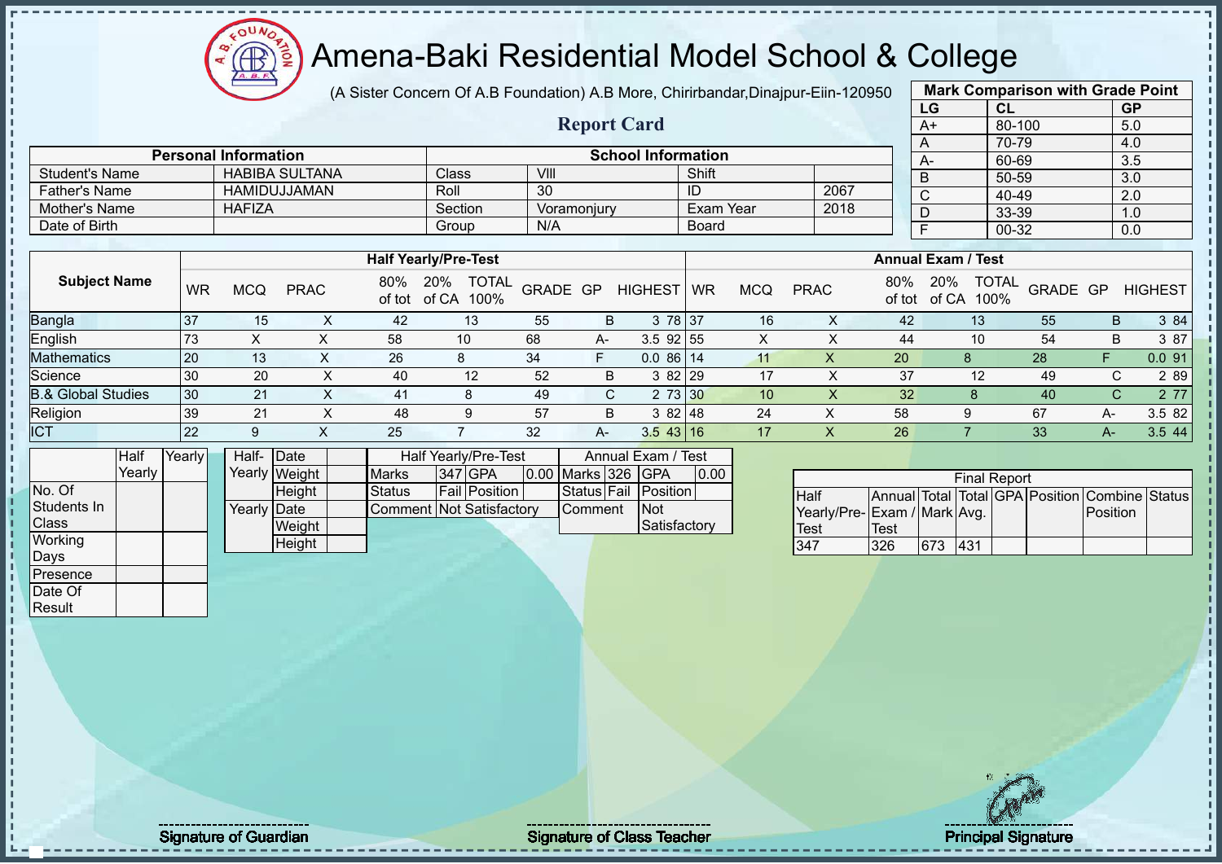# Amena-Baki Residential Model School & College

(A Sister Concern Of A.B Foundation) A.B More, Chirirbandar,Dinajpur-Eiin-120950

## Report Card

| Mark Comparison with Grade Point | | |
|---|---|---|
| LG | CL | GP |
| A+ | 80-100 | 5.0 |
| A | 70-79 | 4.0 |
| A- | 60-69 | 3.5 |
| B | 50-59 | 3.0 |
| C | 40-49 | 2.0 |
| D | 33-39 | 1.0 |
| F | 00-32 | 0.0 |

| Personal Information | | School Information | | | |
|---|---|---|---|---|---|
| Student's Name | HABIBA SULTANA | Class | VIII | Shift | |
| Father's Name | HAMIDUJJAMAN | Roll | 30 | ID | 2067 |
| Mother's Name | HAFIZA | Section | Voramonjury | Exam Year | 2018 |
| Date of Birth | | Group | N/A | Board | |

| Subject Name | Half Yearly/Pre-Test | | | | | | | | | Annual Exam / Test | | | | | | | | |
|---|---|---|---|---|---|---|---|---|---|---|---|---|---|---|---|---|---|---|
| | WR | MCQ | PRAC | 80% of tot | 20% of CA | TOTAL 100% | GRADE | GP | HIGHEST | WR | MCQ | PRAC | 80% of tot | 20% of CA | TOTAL 100% | GRADE | GP | HIGHEST |
| Bangla | 37 | 15 | X | 42 | 13 | 55 | B | 3 | 78 | 37 | 16 | X | 42 | 13 | 55 | B | 3 | 84 |
| English | 73 | X | X | 58 | 10 | 68 | A- | 3.5 | 92 | 55 | X | X | 44 | 10 | 54 | B | 3 | 87 |
| Mathematics | 20 | 13 | X | 26 | 8 | 34 | F | 0.0 | 86 | 14 | 11 | X | 20 | 8 | 28 | F | 0.0 | 91 |
| Science | 30 | 20 | X | 40 | 12 | 52 | B | 3 | 82 | 29 | 17 | X | 37 | 12 | 49 | C | 2 | 89 |
| B.& Global Studies | 30 | 21 | X | 41 | 8 | 49 | C | 2 | 73 | 30 | 10 | X | 32 | 8 | 40 | C | 2 | 77 |
| Religion | 39 | 21 | X | 48 | 9 | 57 | B | 3 | 82 | 48 | 24 | X | 58 | 9 | 67 | A- | 3.5 | 82 |
| ICT | 22 | 9 | X | 25 | 7 | 32 | A- | 3.5 | 43 | 16 | 17 | X | 26 | 7 | 33 | A- | 3.5 | 44 |

| | Half Yearly | Yearly |
|---|---|---|
| No. Of Students In Class | | |
| Working Days | | |
| Presence | | |
| Date Of Result | | |

| | | |
|---|---|---|
| Half-Yearly | Date | |
| | Weight | |
| | Height | |
| Yearly | Date | |
| | Weight | |
| | Height | |

| Half Yearly/Pre-Test | | | | Annual Exam / Test | | | |
|---|---|---|---|---|---|---|---|
| Marks | 347 | GPA | 0.00 | Marks | 326 | GPA | 0.00 |
| Status | Fail | Position | | Status | Fail | Position | |
| Comment | Not Satisfactory | | | Comment | | Not Satisfactory | |

| Final Report | | | | | | | |
|---|---|---|---|---|---|---|---|
| Half Yearly/Pre-Test | Annual Exam / Test | Total Mark | Total Avg. | GPA | Position | Combine Position | Status |
| 347 | 326 | 673 | 431 | | | | |

Signature of Guardian

Signature of Class Teacher

Principal Signature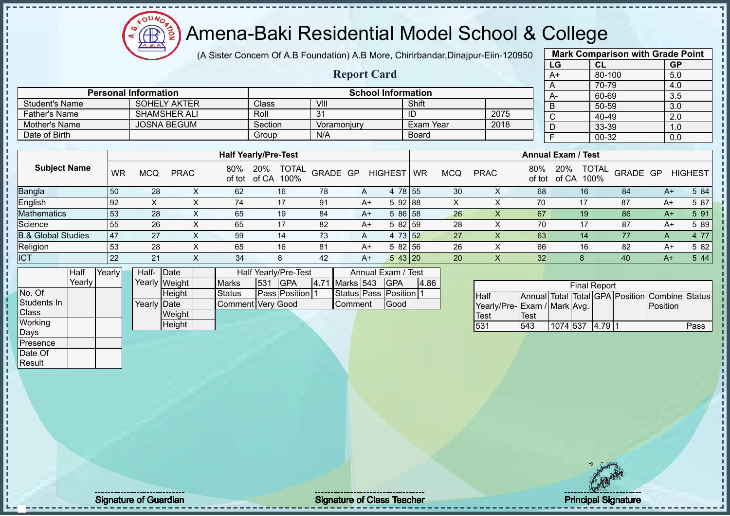# Amena-Baki Residential Model School & College

(A Sister Concern Of A.B Foundation) A.B More, Chirirbandar,Dinajpur-Eiin-120950

## Report Card

| Mark Comparison with Grade Point | | |
|---|---|---|
| LG | CL | GP |
| A+ | 80-100 | 5.0 |
| A | 70-79 | 4.0 |
| A- | 60-69 | 3.5 |
| B | 50-59 | 3.0 |
| C | 40-49 | 2.0 |
| D | 33-39 | 1.0 |
| F | 00-32 | 0.0 |

| Personal Information | | School Information | | | |
|---|---|---|---|---|---|
| Student's Name | SOHELY AKTER | Class | VIII | Shift | |
| Father's Name | SHAMSHER ALI | Roll | 31 | ID | 2075 |
| Mother's Name | JOSNA BEGUM | Section | Voramonjury | Exam Year | 2018 |
| Date of Birth | | Group | N/A | Board | |

| Subject Name | Half Yearly/Pre-Test | | | | | | | | | Annual Exam / Test | | | | | | | | |
|---|---|---|---|---|---|---|---|---|---|---|---|---|---|---|---|---|---|---|
| | WR | MCQ | PRAC | 80% of tot | 20% of CA | TOTAL 100% | GRADE | GP | HIGHEST | WR | MCQ | PRAC | 80% of tot | 20% of CA | TOTAL 100% | GRADE | GP | HIGHEST |
| Bangla | 50 | 28 | X | 62 | 16 | 78 | A | 4 | 78 | 55 | 30 | X | 68 | 16 | 84 | A+ | 5 | 84 |
| English | 92 | X | X | 74 | 17 | 91 | A+ | 5 | 92 | 88 | X | X | 70 | 17 | 87 | A+ | 5 | 87 |
| Mathematics | 53 | 28 | X | 65 | 19 | 84 | A+ | 5 | 86 | 58 | 26 | X | 67 | 19 | 86 | A+ | 5 | 91 |
| Science | 55 | 26 | X | 65 | 17 | 82 | A+ | 5 | 82 | 59 | 28 | X | 70 | 17 | 87 | A+ | 5 | 89 |
| B.& Global Studies | 47 | 27 | X | 59 | 14 | 73 | A | 4 | 73 | 52 | 27 | X | 63 | 14 | 77 | A | 4 | 77 |
| Religion | 53 | 28 | X | 65 | 16 | 81 | A+ | 5 | 82 | 56 | 26 | X | 66 | 16 | 82 | A+ | 5 | 82 |
| ICT | 22 | 21 | X | 34 | 8 | 42 | A+ | 5 | 43 | 20 | 20 | X | 32 | 8 | 40 | A+ | 5 | 44 |

| | Half Yearly | Yearly |
|---|---|---|
| No. Of Students In Class | | |
| Working Days | | |
| Presence | | |
| Date Of Result | | |

| | | |
|---|---|---|
| Half-Yearly | Date | |
| | Weight | |
| | Height | |
| Yearly | Date | |
| | Weight | |
| | Height | |

| Half Yearly/Pre-Test | | | | Annual Exam / Test | | | |
|---|---|---|---|---|---|---|---|
| Marks | 531 | GPA | 4.71 | Marks | 543 | GPA | 4.86 |
| Status | Pass | Position | 1 | Status | Pass | Position | 1 |
| Comment | Very Good | | | Comment | Good | | |

| Final Report | | | | | | | |
|---|---|---|---|---|---|---|---|
| Half Yearly/Pre-Test | Annual Exam / Test | Total Mark | Total Avg. | GPA | Position | Combine Position | Status |
| 531 | 543 | 1074 | 537 | 4.79 | 1 | | Pass |

Signature of Guardian

Signature of Class Teacher

Principal Signature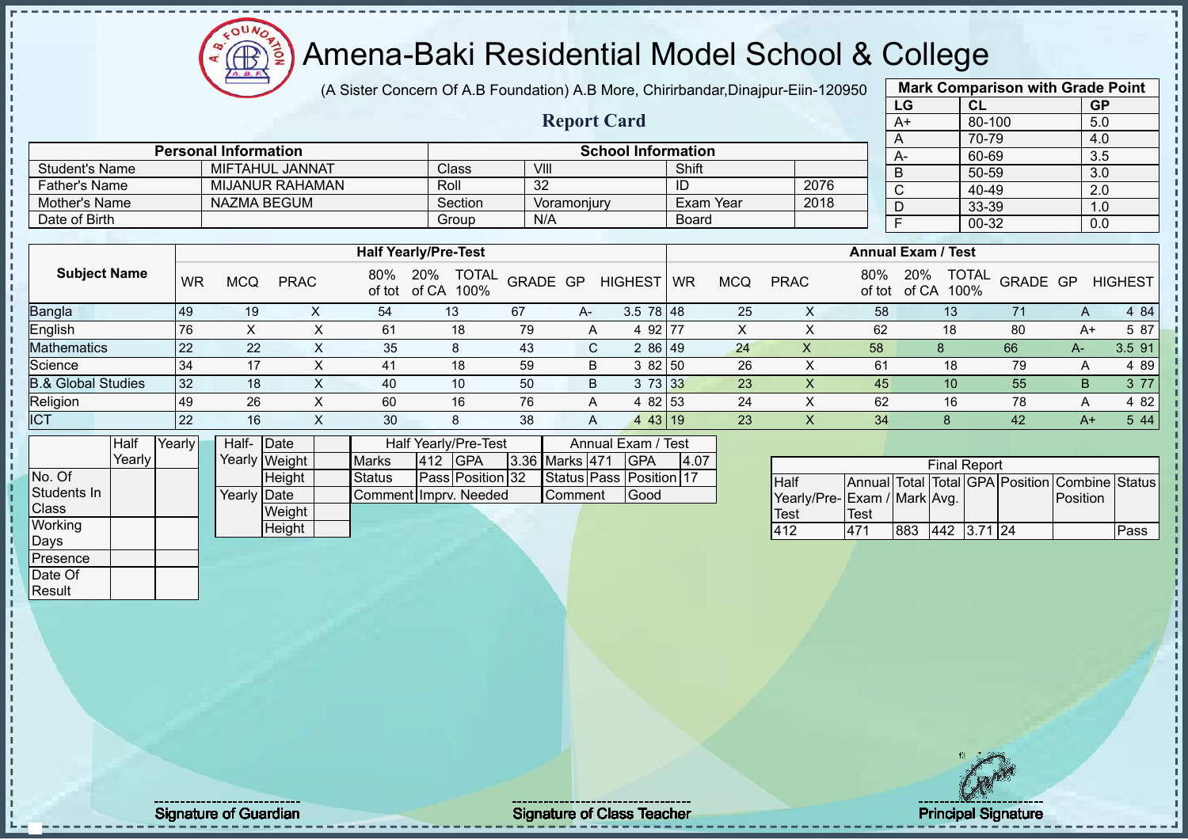# Amena-Baki Residential Model School & College

(A Sister Concern Of A.B Foundation) A.B More, Chirirbandar,Dinajpur-Eiin-120950

## Report Card

| Mark Comparison with Grade Point | | |
|---|---|---|
| LG | CL | GP |
| A+ | 80-100 | 5.0 |
| A | 70-79 | 4.0 |
| A- | 60-69 | 3.5 |
| B | 50-59 | 3.0 |
| C | 40-49 | 2.0 |
| D | 33-39 | 1.0 |
| F | 00-32 | 0.0 |

| Personal Information | | School Information | | | |
|---|---|---|---|---|---|
| Student's Name | MIFTAHUL JANNAT | Class | VIII | Shift | |
| Father's Name | MIJANUR RAHAMAN | Roll | 32 | ID | 2076 |
| Mother's Name | NAZMA BEGUM | Section | Voramonjury | Exam Year | 2018 |
| Date of Birth | | Group | N/A | Board | |

| Subject Name | Half Yearly/Pre-Test | | | | | | | | | Annual Exam / Test | | | | | | | | |
|---|---|---|---|---|---|---|---|---|---|---|---|---|---|---|---|---|---|---|
| | WR | MCQ | PRAC | 80% of tot | 20% of CA | TOTAL 100% | GRADE | GP | HIGHEST | WR | MCQ | PRAC | 80% of tot | 20% of CA | TOTAL 100% | GRADE | GP | HIGHEST |
| Bangla | 49 | 19 | X | 54 | 13 | 67 | A- | 3.5 | 78 | 48 | 25 | X | 58 | 13 | 71 | A | 4 | 84 |
| English | 76 | X | X | 61 | 18 | 79 | A | 4 | 92 | 77 | X | X | 62 | 18 | 80 | A+ | 5 | 87 |
| Mathematics | 22 | 22 | X | 35 | 8 | 43 | C | 2 | 86 | 49 | 24 | X | 58 | 8 | 66 | A- | 3.5 | 91 |
| Science | 34 | 17 | X | 41 | 18 | 59 | B | 3 | 82 | 50 | 26 | X | 61 | 18 | 79 | A | 4 | 89 |
| B.& Global Studies | 32 | 18 | X | 40 | 10 | 50 | B | 3 | 73 | 33 | 23 | X | 45 | 10 | 55 | B | 3 | 77 |
| Religion | 49 | 26 | X | 60 | 16 | 76 | A | 4 | 82 | 53 | 24 | X | 62 | 16 | 78 | A | 4 | 82 |
| ICT | 22 | 16 | X | 30 | 8 | 38 | A | 4 | 43 | 19 | 23 | X | 34 | 8 | 42 | A+ | 5 | 44 |

| | Half Yearly | Yearly |
|---|---|---|
| No. Of Students In Class | | |
| Working Days | | |
| Presence | | |
| Date Of Result | | |

| | | |
|---|---|---|
| Half-Yearly | Date | |
| | Weight | |
| | Height | |
| Yearly | Date | |
| | Weight | |
| | Height | |

| Half Yearly/Pre-Test | | | | Annual Exam / Test | | | |
|---|---|---|---|---|---|---|---|
| Marks | 412 | GPA | 3.36 | Marks | 471 | GPA | 4.07 |
| Status | Pass | Position | 32 | Status | Pass | Position | 17 |
| Comment | Imprv. Needed | | | Comment | Good | | |

| Final Report | | | | | | | |
|---|---|---|---|---|---|---|---|
| Half Yearly/Pre-Test | Annual Exam / Test | Total Mark | Total Avg. | GPA | Position | Combine Position | Status |
| 412 | 471 | 883 | 442 | 3.71 | 24 | | Pass |

Signature of Guardian

Signature of Class Teacher

Principal Signature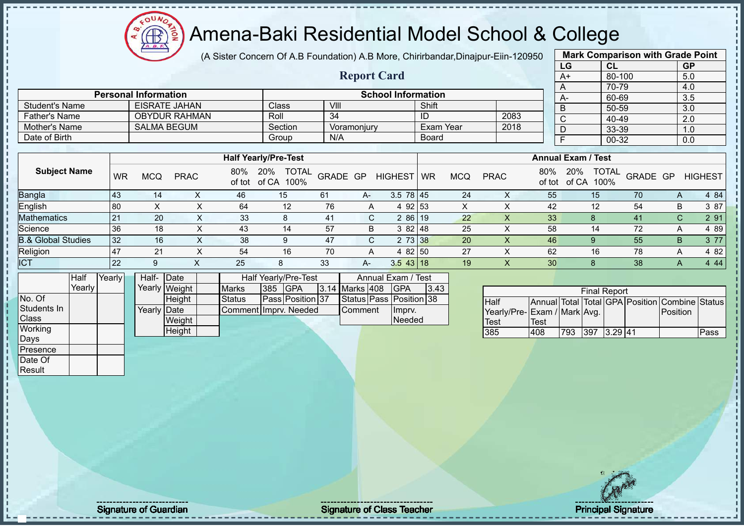# Amena-Baki Residential Model School & College

(A Sister Concern Of A.B Foundation) A.B More, Chirirbandar,Dinajpur-Eiin-120950

## Report Card

| Mark Comparison with Grade Point | | |
|---|---|---|
| LG | CL | GP |
| A+ | 80-100 | 5.0 |
| A | 70-79 | 4.0 |
| A- | 60-69 | 3.5 |
| B | 50-59 | 3.0 |
| C | 40-49 | 2.0 |
| D | 33-39 | 1.0 |
| F | 00-32 | 0.0 |

| Personal Information | | School Information | | | |
|---|---|---|---|---|---|
| Student's Name | EISRATE JAHAN | Class | VIII | Shift | |
| Father's Name | OBYDUR RAHMAN | Roll | 34 | ID | 2083 |
| Mother's Name | SALMA BEGUM | Section | Voramonjury | Exam Year | 2018 |
| Date of Birth | | Group | N/A | Board | |

| Subject Name | Half Yearly/Pre-Test | | | | | | | | | Annual Exam / Test | | | | | | | | |
|---|---|---|---|---|---|---|---|---|---|---|---|---|---|---|---|---|---|---|
| | WR | MCQ | PRAC | 80% of tot | 20% of CA | TOTAL 100% | GRADE | GP | HIGHEST | WR | MCQ | PRAC | 80% of tot | 20% of CA | TOTAL 100% | GRADE | GP | HIGHEST |
| Bangla | 43 | 14 | X | 46 | 15 | 61 | A- | 3.5 | 78 | 45 | 24 | X | 55 | 15 | 70 | A | 4 | 84 |
| English | 80 | X | X | 64 | 12 | 76 | A | 4 | 92 | 53 | X | X | 42 | 12 | 54 | B | 3 | 87 |
| Mathematics | 21 | 20 | X | 33 | 8 | 41 | C | 2 | 86 | 19 | 22 | X | 33 | 8 | 41 | C | 2 | 91 |
| Science | 36 | 18 | X | 43 | 14 | 57 | B | 3 | 82 | 48 | 25 | X | 58 | 14 | 72 | A | 4 | 89 |
| B.& Global Studies | 32 | 16 | X | 38 | 9 | 47 | C | 2 | 73 | 38 | 20 | X | 46 | 9 | 55 | B | 3 | 77 |
| Religion | 47 | 21 | X | 54 | 16 | 70 | A | 4 | 82 | 50 | 27 | X | 62 | 16 | 78 | A | 4 | 82 |
| ICT | 22 | 9 | X | 25 | 8 | 33 | A- | 3.5 | 43 | 18 | 19 | X | 30 | 8 | 38 | A | 4 | 44 |

| | Half Yearly | Yearly |
|---|---|---|
| No. Of Students In Class | | |
| Working Days | | |
| Presence | | |
| Date Of Result | | |

| | | |
|---|---|---|
| Half-Yearly | Date | |
| | Weight | |
| | Height | |
| Yearly | Date | |
| | Weight | |
| | Height | |

| Half Yearly/Pre-Test | | | | Annual Exam / Test | | | |
|---|---|---|---|---|---|---|---|
| Marks | 385 | GPA | 3.14 | Marks | 408 | GPA | 3.43 |
| Status | Pass | Position | 37 | Status | Pass | Position | 38 |
| Comment | Imprv. Needed | | | Comment | Imprv. Needed | | |

| Final Report | | | | | | | |
|---|---|---|---|---|---|---|---|
| Half Yearly/Pre-Test | Annual Exam / Test | Total Mark | Total Avg. | GPA | Position | Combine Position | Status |
| 385 | 408 | 793 | 397 | 3.29 | 41 | | Pass |

Signature of Guardian

Signature of Class Teacher

Principal Signature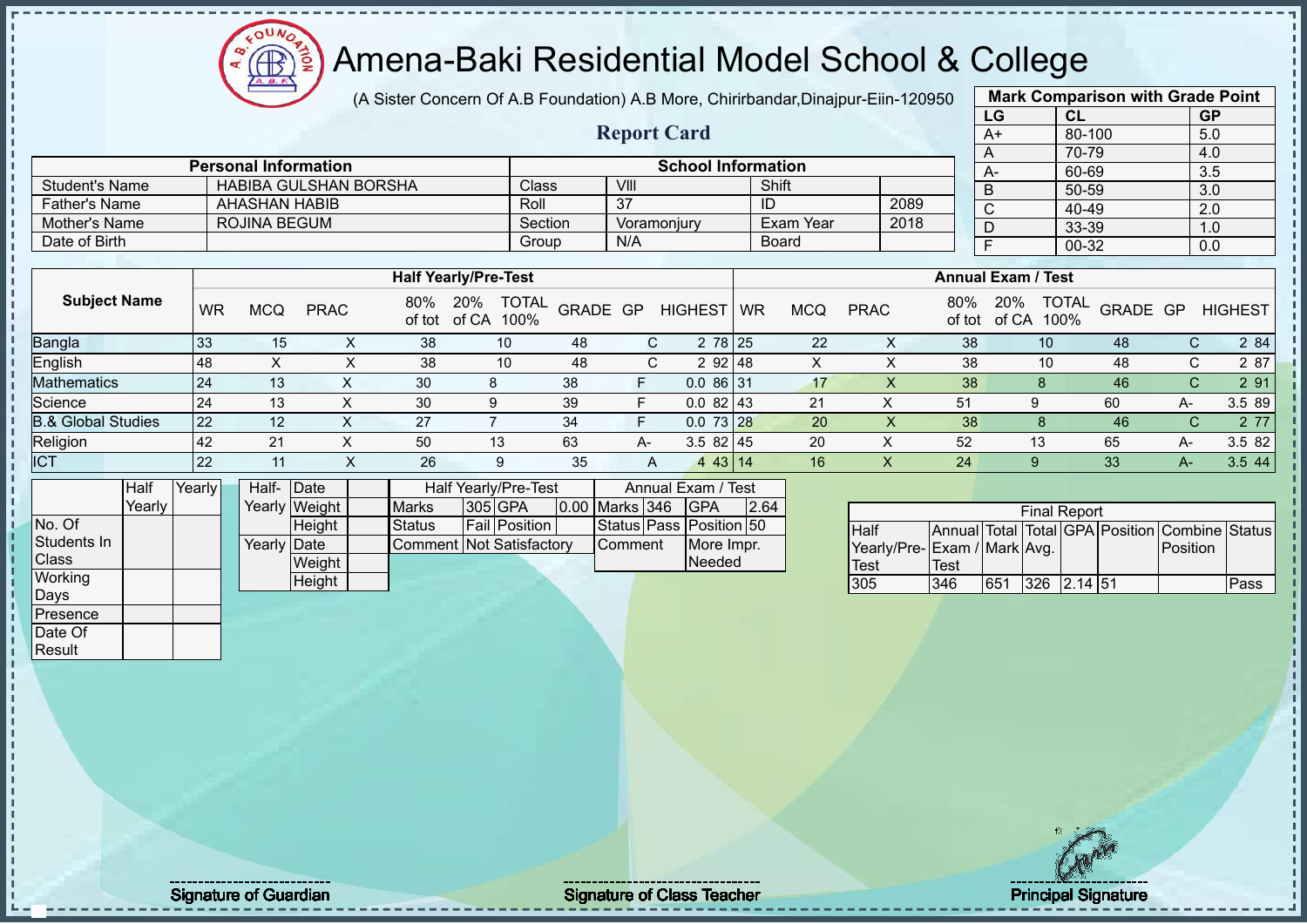# Amena-Baki Residential Model School & College

(A Sister Concern Of A.B Foundation) A.B More, Chirirbandar,Dinajpur-Eiin-120950

## Report Card

| Mark Comparison with Grade Point | | |
|---|---|---|
| LG | CL | GP |
| A+ | 80-100 | 5.0 |
| A | 70-79 | 4.0 |
| A- | 60-69 | 3.5 |
| B | 50-59 | 3.0 |
| C | 40-49 | 2.0 |
| D | 33-39 | 1.0 |
| F | 00-32 | 0.0 |

| Personal Information | | School Information | | | |
|---|---|---|---|---|---|
| Student's Name | HABIBA GULSHAN BORSHA | Class | VIII | Shift | |
| Father's Name | AHASHAN HABIB | Roll | 37 | ID | 2089 |
| Mother's Name | ROJINA BEGUM | Section | Voramonjury | Exam Year | 2018 |
| Date of Birth | | Group | N/A | Board | |

| Subject Name | Half Yearly/Pre-Test | | | | | | | | | Annual Exam / Test | | | | | | | | |
|---|---|---|---|---|---|---|---|---|---|---|---|---|---|---|---|---|---|---|
| | WR | MCQ | PRAC | 80% of tot | 20% of CA | TOTAL 100% | GRADE | GP | HIGHEST | WR | MCQ | PRAC | 80% of tot | 20% of CA | TOTAL 100% | GRADE | GP | HIGHEST |
| Bangla | 33 | 15 | X | 38 | 10 | 48 | C | 2 | 78 | 25 | 22 | X | 38 | 10 | 48 | C | 2 | 84 |
| English | 48 | X | X | 38 | 10 | 48 | C | 2 | 92 | 48 | X | X | 38 | 10 | 48 | C | 2 | 87 |
| Mathematics | 24 | 13 | X | 30 | 8 | 38 | F | 0.0 | 86 | 31 | 17 | X | 38 | 8 | 46 | C | 2 | 91 |
| Science | 24 | 13 | X | 30 | 9 | 39 | F | 0.0 | 82 | 43 | 21 | X | 51 | 9 | 60 | A- | 3.5 | 89 |
| B.& Global Studies | 22 | 12 | X | 27 | 7 | 34 | F | 0.0 | 73 | 28 | 20 | X | 38 | 8 | 46 | C | 2 | 77 |
| Religion | 42 | 21 | X | 50 | 13 | 63 | A- | 3.5 | 82 | 45 | 20 | X | 52 | 13 | 65 | A- | 3.5 | 82 |
| ICT | 22 | 11 | X | 26 | 9 | 35 | A | 4 | 43 | 14 | 16 | X | 24 | 9 | 33 | A- | 3.5 | 44 |

| | Half Yearly | Yearly |
|---|---|---|
| No. Of Students In Class | | |
| Working Days | | |
| Presence | | |
| Date Of Result | | |

| | | |
|---|---|---|
| Half-Yearly | Date | |
| | Weight | |
| | Height | |
| Yearly | Date | |
| | Weight | |
| | Height | |

| Half Yearly/Pre-Test | | | | Annual Exam / Test | | | |
|---|---|---|---|---|---|---|---|
| Marks | 305 | GPA | 0.00 | Marks | 346 | GPA | 2.64 |
| Status | Fail | Position | | Status | Pass | Position | 50 |
| Comment | Not Satisfactory | | | Comment | | More Impr. Needed | |

| Final Report | | | | | | | |
|---|---|---|---|---|---|---|---|
| Half Yearly/Pre-Test | Annual Exam / Test | Total Mark | Total Avg. | GPA | Position | Combine Position | Status |
| 305 | 346 | 651 | 326 | 2.14 | 51 | | Pass |

Signature of Guardian | Signature of Class Teacher | Principal Signature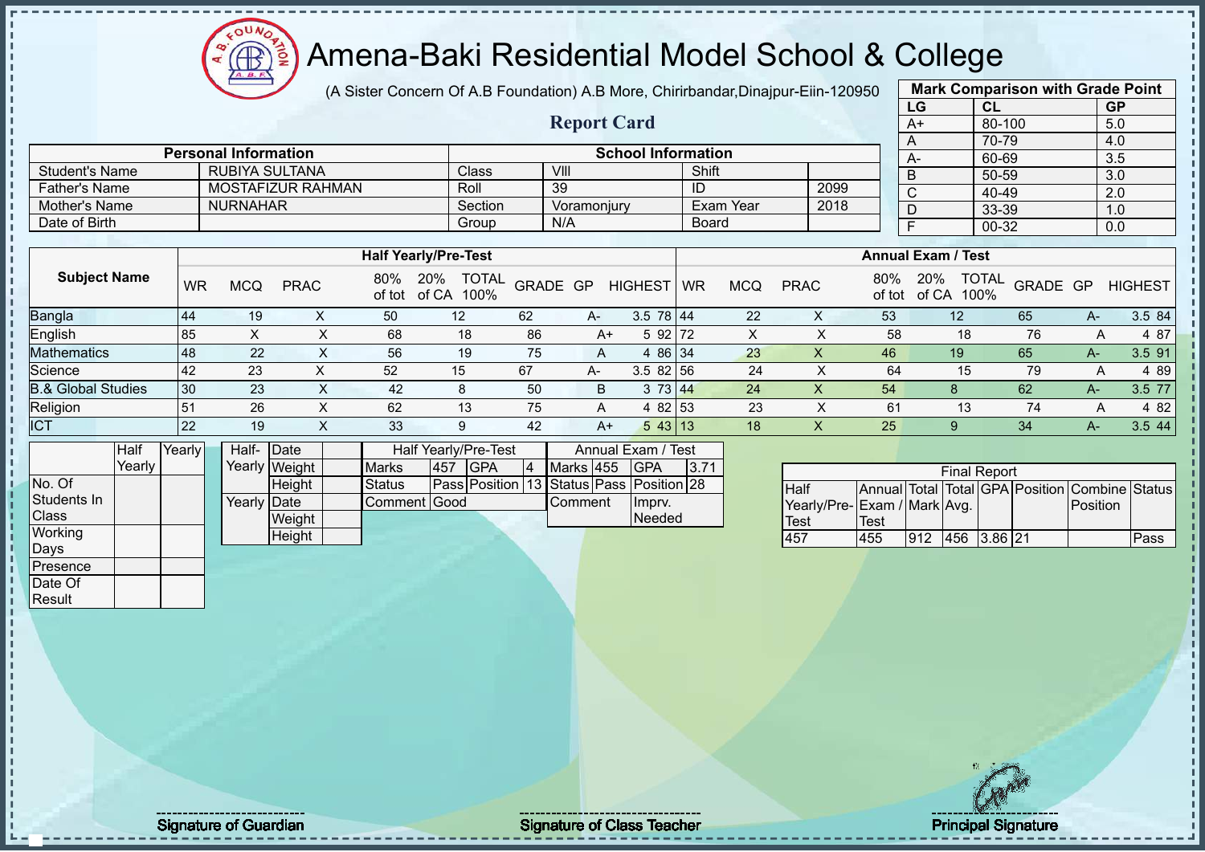# Amena-Baki Residential Model School & College

(A Sister Concern Of A.B Foundation) A.B More, Chirirbandar,Dinajpur-Eiin-120950

## Report Card

| Mark Comparison with Grade Point | | |
|---|---|---|
| LG | CL | GP |
| A+ | 80-100 | 5.0 |
| A | 70-79 | 4.0 |
| A- | 60-69 | 3.5 |
| B | 50-59 | 3.0 |
| C | 40-49 | 2.0 |
| D | 33-39 | 1.0 |
| F | 00-32 | 0.0 |

| Personal Information | | School Information | | | |
|---|---|---|---|---|---|
| Student's Name | RUBIYA SULTANA | Class | VIII | Shift | |
| Father's Name | MOSTAFIZUR RAHMAN | Roll | 39 | ID | 2099 |
| Mother's Name | NURNAHAR | Section | Voramonjury | Exam Year | 2018 |
| Date of Birth | | Group | N/A | Board | |

| Subject Name | Half Yearly/Pre-Test | | | | | | | | | Annual Exam / Test | | | | | | | | |
|---|---|---|---|---|---|---|---|---|---|---|---|---|---|---|---|---|---|---|
| | WR | MCQ | PRAC | 80% of tot | 20% of CA | TOTAL 100% | GRADE | GP | HIGHEST | WR | MCQ | PRAC | 80% of tot | 20% of CA | TOTAL 100% | GRADE | GP | HIGHEST |
| Bangla | 44 | 19 | X | 50 | 12 | 62 | A- | 3.5 | 78 | 44 | 22 | X | 53 | 12 | 65 | A- | 3.5 | 84 |
| English | 85 | X | X | 68 | 18 | 86 | A+ | 5 | 92 | 72 | X | X | 58 | 18 | 76 | A | 4 | 87 |
| Mathematics | 48 | 22 | X | 56 | 19 | 75 | A | 4 | 86 | 34 | 23 | X | 46 | 19 | 65 | A- | 3.5 | 91 |
| Science | 42 | 23 | X | 52 | 15 | 67 | A- | 3.5 | 82 | 56 | 24 | X | 64 | 15 | 79 | A | 4 | 89 |
| B.& Global Studies | 30 | 23 | X | 42 | 8 | 50 | B | 3 | 73 | 44 | 24 | X | 54 | 8 | 62 | A- | 3.5 | 77 |
| Religion | 51 | 26 | X | 62 | 13 | 75 | A | 4 | 82 | 53 | 23 | X | 61 | 13 | 74 | A | 4 | 82 |
| ICT | 22 | 19 | X | 33 | 9 | 42 | A+ | 5 | 43 | 13 | 18 | X | 25 | 9 | 34 | A- | 3.5 | 44 |

| | Half Yearly | Yearly |
|---|---|---|
| No. Of Students In Class | | |
| Working Days | | |
| Presence | | |
| Date Of Result | | |

| | | |
|---|---|---|
| Half-Yearly | Date | |
| | Weight | |
| | Height | |
| Yearly | Date | |
| | Weight | |
| | Height | |

| Half Yearly/Pre-Test | | | |
|---|---|---|---|
| Marks | 457 | GPA | 4 |
| Status | Pass | Position | 13 |
| Comment | Good | | |

| Annual Exam / Test | | | |
|---|---|---|---|
| Marks | 455 | GPA | 3.71 |
| Status | Pass | Position | 28 |
| Comment | | Imprv. Needed | |

| Final Report | | | | | | | |
|---|---|---|---|---|---|---|---|
| Half Yearly/Pre-Test | Annual Exam / Test | Total Mark | Total Avg. | GPA | Position | Combine Position | Status |
| 457 | 455 | 912 | 456 | 3.86 | 21 | | Pass |

Signature of Guardian

Signature of Class Teacher

Principal Signature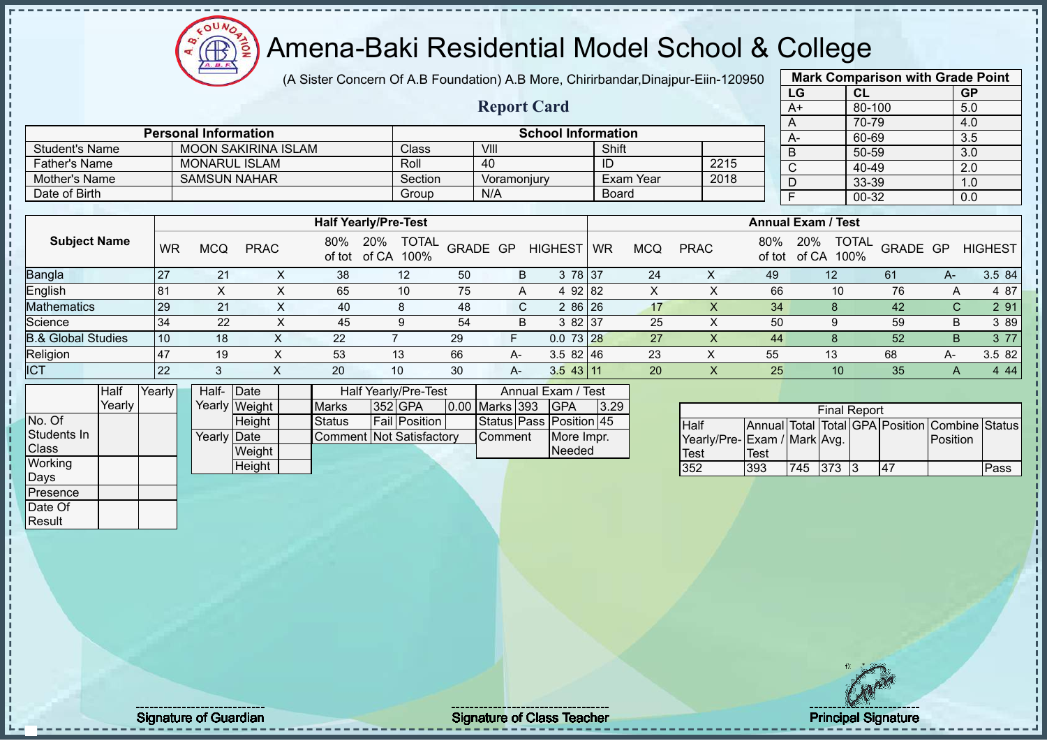# Amena-Baki Residential Model School & College

(A Sister Concern Of A.B Foundation) A.B More, Chirirbandar,Dinajpur-Eiin-120950

## Report Card

| Mark Comparison with Grade Point | | |
|---|---|---|
| LG | CL | GP |
| A+ | 80-100 | 5.0 |
| A | 70-79 | 4.0 |
| A- | 60-69 | 3.5 |
| B | 50-59 | 3.0 |
| C | 40-49 | 2.0 |
| D | 33-39 | 1.0 |
| F | 00-32 | 0.0 |

| Personal Information | | School Information | | | |
|---|---|---|---|---|---|
| Student's Name | MOON SAKIRINA ISLAM | Class | VIII | Shift | |
| Father's Name | MONARUL ISLAM | Roll | 40 | ID | 2215 |
| Mother's Name | SAMSUN NAHAR | Section | Voramonjury | Exam Year | 2018 |
| Date of Birth | | Group | N/A | Board | |

| Subject Name | Half Yearly/Pre-Test | | | | | | | | | Annual Exam / Test | | | | | | | | |
|---|---|---|---|---|---|---|---|---|---|---|---|---|---|---|---|---|---|---|
| | WR | MCQ | PRAC | 80% of tot | 20% of CA | TOTAL 100% | GRADE | GP | HIGHEST | WR | MCQ | PRAC | 80% of tot | 20% of CA | TOTAL 100% | GRADE | GP | HIGHEST |
| Bangla | 27 | 21 | X | 38 | 12 | 50 | B | 3 | 78 | 37 | 24 | X | 49 | 12 | 61 | A- | 3.5 | 84 |
| English | 81 | X | X | 65 | 10 | 75 | A | 4 | 92 | 82 | X | X | 66 | 10 | 76 | A | 4 | 87 |
| Mathematics | 29 | 21 | X | 40 | 8 | 48 | C | 2 | 86 | 26 | 17 | X | 34 | 8 | 42 | C | 2 | 91 |
| Science | 34 | 22 | X | 45 | 9 | 54 | B | 3 | 82 | 37 | 25 | X | 50 | 9 | 59 | B | 3 | 89 |
| B.& Global Studies | 10 | 18 | X | 22 | 7 | 29 | F | 0.0 | 73 | 28 | 27 | X | 44 | 8 | 52 | B | 3 | 77 |
| Religion | 47 | 19 | X | 53 | 13 | 66 | A- | 3.5 | 82 | 46 | 23 | X | 55 | 13 | 68 | A- | 3.5 | 82 |
| ICT | 22 | 3 | X | 20 | 10 | 30 | A- | 3.5 | 43 | 11 | 20 | X | 25 | 10 | 35 | A | 4 | 44 |

| | Half Yearly | Yearly |
|---|---|---|
| No. Of Students In Class | | |
| Working Days | | |
| Presence | | |
| Date Of Result | | |

| | | |
|---|---|---|
| Half-Yearly | Date | |
| | Weight | |
| | Height | |
| Yearly | Date | |
| | Weight | |
| | Height | |

| Half Yearly/Pre-Test | | | | Annual Exam / Test | | | |
|---|---|---|---|---|---|---|---|
| Marks | 352 | GPA | 0.00 | Marks | 393 | GPA | 3.29 |
| Status | Fail | Position | | Status | Pass | Position | 45 |
| Comment | Not Satisfactory | | | Comment | | More Impr. Needed | |

| Final Report | | | | | | | |
|---|---|---|---|---|---|---|---|
| Half Yearly/Pre-Test | Annual Exam / Test | Total Mark | Total Avg. | GPA | Position | Combine Position | Status |
| 352 | 393 | 745 | 373 | 3 | 47 | | Pass |

Signature of Guardian

Signature of Class Teacher

Principal Signature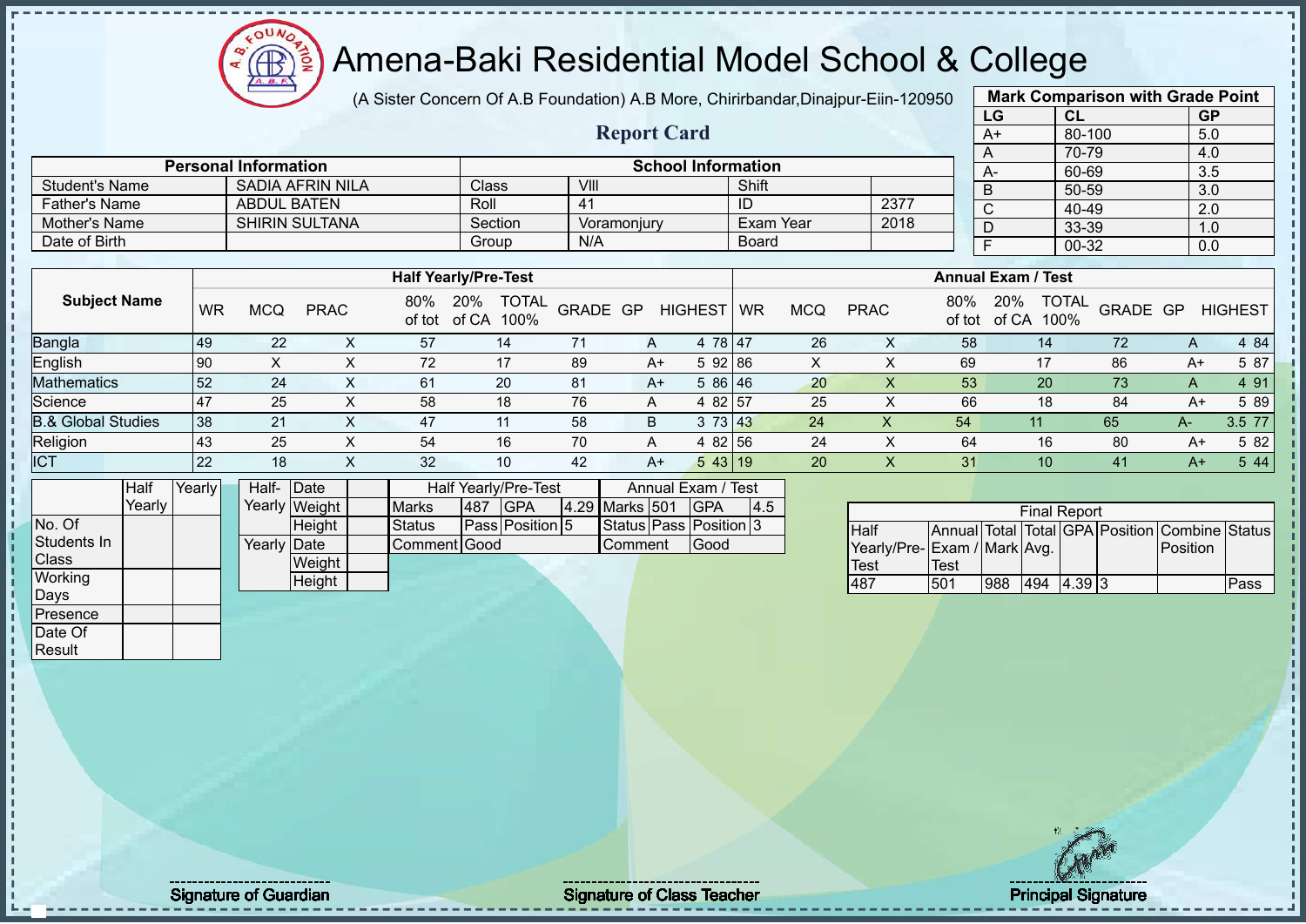# Amena-Baki Residential Model School & College

(A Sister Concern Of A.B Foundation) A.B More, Chirirbandar,Dinajpur-Eiin-120950

## Report Card

| Mark Comparison with Grade Point | | |
|---|---|---|
| LG | CL | GP |
| A+ | 80-100 | 5.0 |
| A | 70-79 | 4.0 |
| A- | 60-69 | 3.5 |
| B | 50-59 | 3.0 |
| C | 40-49 | 2.0 |
| D | 33-39 | 1.0 |
| F | 00-32 | 0.0 |

| Personal Information | | School Information | | | |
|---|---|---|---|---|---|
| Student's Name | SADIA AFRIN NILA | Class | VIII | Shift | |
| Father's Name | ABDUL BATEN | Roll | 41 | ID | 2377 |
| Mother's Name | SHIRIN SULTANA | Section | Voramonjury | Exam Year | 2018 |
| Date of Birth | | Group | N/A | Board | |

| Subject Name | Half Yearly/Pre-Test | | | | | | | | | Annual Exam / Test | | | | | | | | |
|---|---|---|---|---|---|---|---|---|---|---|---|---|---|---|---|---|---|---|
| | WR | MCQ | PRAC | 80% of tot | 20% of CA | TOTAL 100% | GRADE | GP | HIGHEST | WR | MCQ | PRAC | 80% of tot | 20% of CA | TOTAL 100% | GRADE | GP | HIGHEST |
| Bangla | 49 | 22 | X | 57 | 14 | 71 | A | 4 | 78 | 47 | 26 | X | 58 | 14 | 72 | A | 4 | 84 |
| English | 90 | X | X | 72 | 17 | 89 | A+ | 5 | 92 | 86 | X | X | 69 | 17 | 86 | A+ | 5 | 87 |
| Mathematics | 52 | 24 | X | 61 | 20 | 81 | A+ | 5 | 86 | 46 | 20 | X | 53 | 20 | 73 | A | 4 | 91 |
| Science | 47 | 25 | X | 58 | 18 | 76 | A | 4 | 82 | 57 | 25 | X | 66 | 18 | 84 | A+ | 5 | 89 |
| B.& Global Studies | 38 | 21 | X | 47 | 11 | 58 | B | 3 | 73 | 43 | 24 | X | 54 | 11 | 65 | A- | 3.5 | 77 |
| Religion | 43 | 25 | X | 54 | 16 | 70 | A | 4 | 82 | 56 | 24 | X | 64 | 16 | 80 | A+ | 5 | 82 |
| ICT | 22 | 18 | X | 32 | 10 | 42 | A+ | 5 | 43 | 19 | 20 | X | 31 | 10 | 41 | A+ | 5 | 44 |

| | Half Yearly | Yearly |
|---|---|---|
| No. Of Students In Class | | |
| Working Days | | |
| Presence | | |
| Date Of Result | | |

| | | |
|---|---|---|
| Half-Yearly | Date | |
| | Weight | |
| | Height | |
| Yearly | Date | |
| | Weight | |
| | Height | |

| Half Yearly/Pre-Test | | | | Annual Exam / Test | | | |
|---|---|---|---|---|---|---|---|
| Marks | 487 | GPA | 4.29 | Marks | 501 | GPA | 4.5 |
| Status | Pass | Position | 5 | Status | Pass | Position | 3 |
| Comment | Good | | | Comment | Good | | |

| Final Report | | | | | | | |
|---|---|---|---|---|---|---|---|
| Half Yearly/Pre-Test | Annual Exam / Test | Total Mark | Total Avg. | GPA | Position | Combine Position | Status |
| 487 | 501 | 988 | 494 | 4.39 | 3 | | Pass |

Signature of Guardian | Signature of Class Teacher | Principal Signature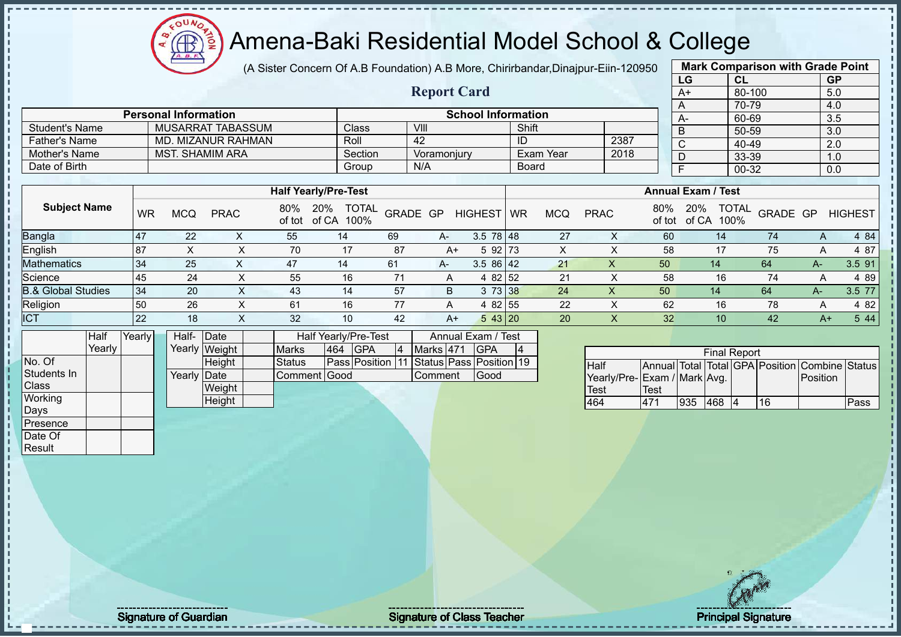# Amena-Baki Residential Model School & College

(A Sister Concern Of A.B Foundation) A.B More, Chirirbandar,Dinajpur-Eiin-120950

## Report Card

| Mark Comparison with Grade Point | | |
|---|---|---|
| LG | CL | GP |
| A+ | 80-100 | 5.0 |
| A | 70-79 | 4.0 |
| A- | 60-69 | 3.5 |
| B | 50-59 | 3.0 |
| C | 40-49 | 2.0 |
| D | 33-39 | 1.0 |
| F | 00-32 | 0.0 |

| Personal Information | | School Information | | | |
|---|---|---|---|---|---|
| Student's Name | MUSARRAT TABASSUM | Class | VIII | Shift | |
| Father's Name | MD. MIZANUR RAHMAN | Roll | 42 | ID | 2387 |
| Mother's Name | MST. SHAMIM ARA | Section | Voramonjury | Exam Year | 2018 |
| Date of Birth | | Group | N/A | Board | |

| Subject Name | Half Yearly/Pre-Test | | | | | | | | | Annual Exam / Test | | | | | | | | |
|---|---|---|---|---|---|---|---|---|---|---|---|---|---|---|---|---|---|---|
| | WR | MCQ | PRAC | 80% of tot | 20% of CA | TOTAL 100% | GRADE | GP | HIGHEST | WR | MCQ | PRAC | 80% of tot | 20% of CA | TOTAL 100% | GRADE | GP | HIGHEST |
| Bangla | 47 | 22 | X | 55 | 14 | 69 | A- | 3.5 | 78 | 48 | 27 | X | 60 | 14 | 74 | A | 4 | 84 |
| English | 87 | X | X | 70 | 17 | 87 | A+ | 5 | 92 | 73 | X | X | 58 | 17 | 75 | A | 4 | 87 |
| Mathematics | 34 | 25 | X | 47 | 14 | 61 | A- | 3.5 | 86 | 42 | 21 | X | 50 | 14 | 64 | A- | 3.5 | 91 |
| Science | 45 | 24 | X | 55 | 16 | 71 | A | 4 | 82 | 52 | 21 | X | 58 | 16 | 74 | A | 4 | 89 |
| B.& Global Studies | 34 | 20 | X | 43 | 14 | 57 | B | 3 | 73 | 38 | 24 | X | 50 | 14 | 64 | A- | 3.5 | 77 |
| Religion | 50 | 26 | X | 61 | 16 | 77 | A | 4 | 82 | 55 | 22 | X | 62 | 16 | 78 | A | 4 | 82 |
| ICT | 22 | 18 | X | 32 | 10 | 42 | A+ | 5 | 43 | 20 | 20 | X | 32 | 10 | 42 | A+ | 5 | 44 |

| | Half Yearly | Yearly |
|---|---|---|
| No. Of Students In Class | | |
| Working Days | | |
| Presence | | |
| Date Of Result | | |

| | | |
|---|---|---|
| Half-Yearly | Date | |
| | Weight | |
| | Height | |
| Yearly | Date | |
| | Weight | |
| | Height | |

| Half Yearly/Pre-Test | | | | Annual Exam / Test | | | |
|---|---|---|---|---|---|---|---|
| Marks | 464 | GPA | 4 | Marks | 471 | GPA | 4 |
| Status | Pass | Position | 11 | Status | Pass | Position | 19 |
| Comment | Good | | | Comment | Good | | |

| Final Report | | | | | | | |
|---|---|---|---|---|---|---|---|
| Half Yearly/Pre-Test | Annual Exam / Test | Total Mark | Total Avg. | GPA | Position | Combine Position | Status |
| 464 | 471 | 935 | 468 | 4 | 16 | | Pass |

Signature of Guardian

Signature of Class Teacher

Principal Signature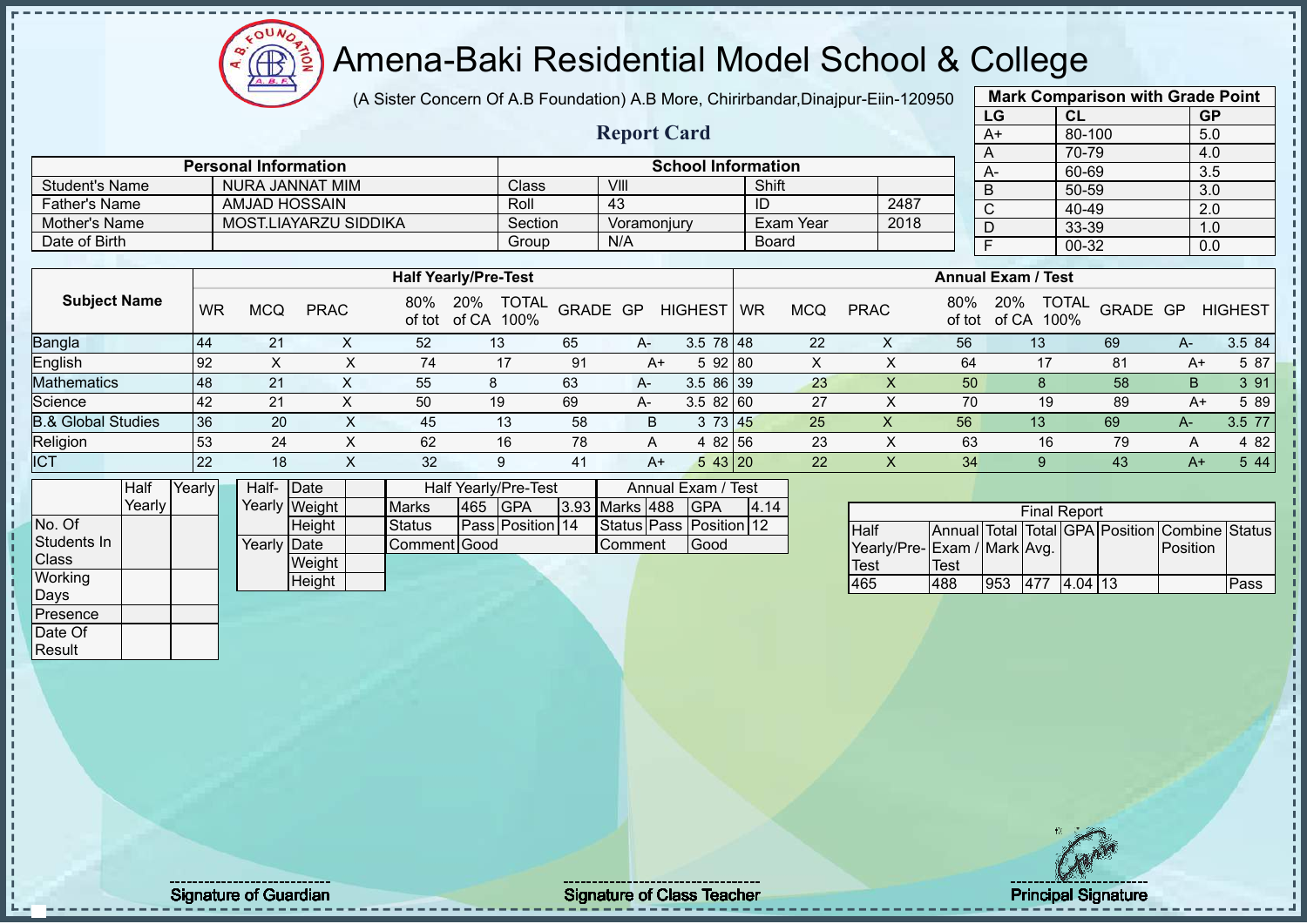# Amena-Baki Residential Model School & College

(A Sister Concern Of A.B Foundation) A.B More, Chirirbandar,Dinajpur-Eiin-120950

## Report Card

| Mark Comparison with Grade Point | | |
|---|---|---|
| LG | CL | GP |
| A+ | 80-100 | 5.0 |
| A | 70-79 | 4.0 |
| A- | 60-69 | 3.5 |
| B | 50-59 | 3.0 |
| C | 40-49 | 2.0 |
| D | 33-39 | 1.0 |
| F | 00-32 | 0.0 |

| Personal Information | | School Information | | | |
|---|---|---|---|---|---|
| Student's Name | NURA JANNAT MIM | Class | VIII | Shift | |
| Father's Name | AMJAD HOSSAIN | Roll | 43 | ID | 2487 |
| Mother's Name | MOST.LIAYARZU SIDDIKA | Section | Voramonjury | Exam Year | 2018 |
| Date of Birth | | Group | N/A | Board | |

| Subject Name | Half Yearly/Pre-Test | | | | | | | | | Annual Exam / Test | | | | | | | | |
|---|---|---|---|---|---|---|---|---|---|---|---|---|---|---|---|---|---|---|
| | WR | MCQ | PRAC | 80% of tot | 20% of CA | TOTAL 100% | GRADE | GP | HIGHEST | WR | MCQ | PRAC | 80% of tot | 20% of CA | TOTAL 100% | GRADE | GP | HIGHEST |
| Bangla | 44 | 21 | X | 52 | 13 | 65 | A- | 3.5 | 78 | 48 | 22 | X | 56 | 13 | 69 | A- | 3.5 | 84 |
| English | 92 | X | X | 74 | 17 | 91 | A+ | 5 | 92 | 80 | X | X | 64 | 17 | 81 | A+ | 5 | 87 |
| Mathematics | 48 | 21 | X | 55 | 8 | 63 | A- | 3.5 | 86 | 39 | 23 | X | 50 | 8 | 58 | B | 3 | 91 |
| Science | 42 | 21 | X | 50 | 19 | 69 | A- | 3.5 | 82 | 60 | 27 | X | 70 | 19 | 89 | A+ | 5 | 89 |
| B.& Global Studies | 36 | 20 | X | 45 | 13 | 58 | B | 3 | 73 | 45 | 25 | X | 56 | 13 | 69 | A- | 3.5 | 77 |
| Religion | 53 | 24 | X | 62 | 16 | 78 | A | 4 | 82 | 56 | 23 | X | 63 | 16 | 79 | A | 4 | 82 |
| ICT | 22 | 18 | X | 32 | 9 | 41 | A+ | 5 | 43 | 20 | 22 | X | 34 | 9 | 43 | A+ | 5 | 44 |

| | Half Yearly | Yearly |
|---|---|---|
| No. Of Students In Class | | |
| Working Days | | |
| Presence | | |
| Date Of Result | | |

| | | |
|---|---|---|
| Half-Yearly | Date | |
| | Weight | |
| | Height | |
| Yearly | Date | |
| | Weight | |
| | Height | |

| Half Yearly/Pre-Test | | | | Annual Exam / Test | | | |
|---|---|---|---|---|---|---|---|
| Marks | 465 | GPA | 3.93 | Marks | 488 | GPA | 4.14 |
| Status | Pass | Position | 14 | Status | Pass | Position | 12 |
| Comment | Good | | | Comment | Good | | |

| Final Report | | | | | | | |
|---|---|---|---|---|---|---|---|
| Half Yearly/Pre-Test | Annual Exam / Test | Total Mark | Total Avg. | GPA | Position | Combine Position | Status |
| 465 | 488 | 953 | 477 | 4.04 | 13 | | Pass |

Signature of Guardian

Signature of Class Teacher

Principal Signature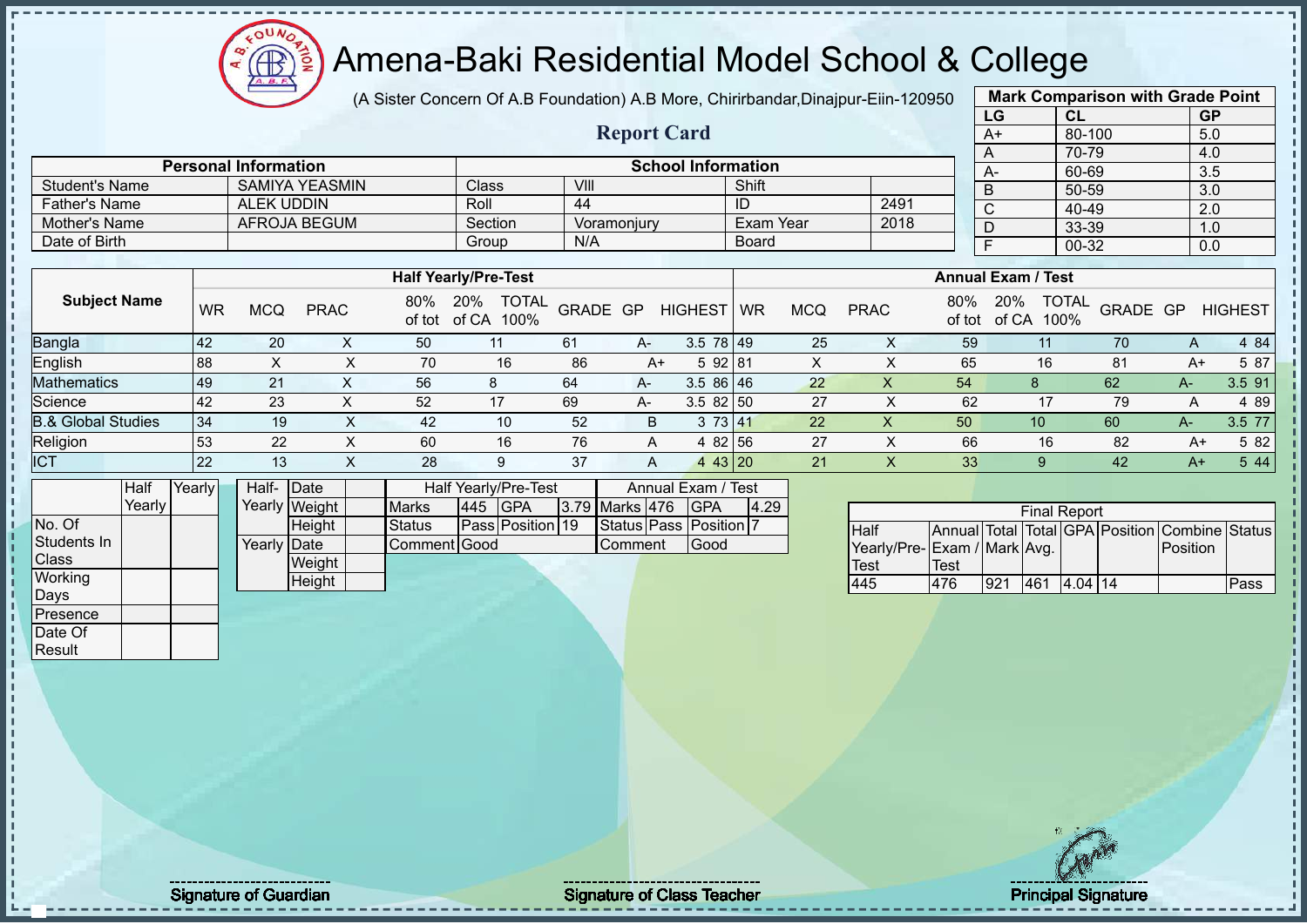# Amena-Baki Residential Model School & College

(A Sister Concern Of A.B Foundation) A.B More, Chirirbandar,Dinajpur-Eiin-120950

## Report Card

| Mark Comparison with Grade Point | | |
|---|---|---|
| LG | CL | GP |
| A+ | 80-100 | 5.0 |
| A | 70-79 | 4.0 |
| A- | 60-69 | 3.5 |
| B | 50-59 | 3.0 |
| C | 40-49 | 2.0 |
| D | 33-39 | 1.0 |
| F | 00-32 | 0.0 |

| Personal Information | | School Information | | | |
|---|---|---|---|---|---|
| Student's Name | SAMIYA YEASMIN | Class | VIII | Shift | |
| Father's Name | ALEK UDDIN | Roll | 44 | ID | 2491 |
| Mother's Name | AFROJA BEGUM | Section | Voramonjury | Exam Year | 2018 |
| Date of Birth | | Group | N/A | Board | |

| Subject Name | Half Yearly/Pre-Test | | | | | | | | | Annual Exam / Test | | | | | | | | |
|---|---|---|---|---|---|---|---|---|---|---|---|---|---|---|---|---|---|---|
| | WR | MCQ | PRAC | 80% of tot | 20% of CA | TOTAL 100% | GRADE | GP | HIGHEST | WR | MCQ | PRAC | 80% of tot | 20% of CA | TOTAL 100% | GRADE | GP | HIGHEST |
| Bangla | 42 | 20 | X | 50 | 11 | 61 | A- | 3.5 | 78 | 49 | 25 | X | 59 | 11 | 70 | A | 4 | 84 |
| English | 88 | X | X | 70 | 16 | 86 | A+ | 5 | 92 | 81 | X | X | 65 | 16 | 81 | A+ | 5 | 87 |
| Mathematics | 49 | 21 | X | 56 | 8 | 64 | A- | 3.5 | 86 | 46 | 22 | X | 54 | 8 | 62 | A- | 3.5 | 91 |
| Science | 42 | 23 | X | 52 | 17 | 69 | A- | 3.5 | 82 | 50 | 27 | X | 62 | 17 | 79 | A | 4 | 89 |
| B.& Global Studies | 34 | 19 | X | 42 | 10 | 52 | B | 3 | 73 | 41 | 22 | X | 50 | 10 | 60 | A- | 3.5 | 77 |
| Religion | 53 | 22 | X | 60 | 16 | 76 | A | 4 | 82 | 56 | 27 | X | 66 | 16 | 82 | A+ | 5 | 82 |
| ICT | 22 | 13 | X | 28 | 9 | 37 | A | 4 | 43 | 20 | 21 | X | 33 | 9 | 42 | A+ | 5 | 44 |

| | Half Yearly | Yearly |
|---|---|---|
| No. Of Students In Class | | |
| Working Days | | |
| Presence | | |
| Date Of Result | | |

| | | |
|---|---|---|
| Half-Yearly | Date | |
| | Weight | |
| | Height | |
| Yearly | Date | |
| | Weight | |
| | Height | |

| Half Yearly/Pre-Test | | | | Annual Exam / Test | | | |
|---|---|---|---|---|---|---|---|
| Marks | 445 | GPA | 3.79 | Marks | 476 | GPA | 4.29 |
| Status | Pass | Position | 19 | Status | Pass | Position | 7 |
| Comment | Good | | | Comment | Good | | |

| Final Report | | | | | | | |
|---|---|---|---|---|---|---|---|
| Half Yearly/Pre-Test | Annual Exam / Test | Total Mark | Total Avg. | GPA | Position | Combine Position | Status |
| 445 | 476 | 921 | 461 | 4.04 | 14 | | Pass |

Signature of Guardian

Signature of Class Teacher

Principal Signature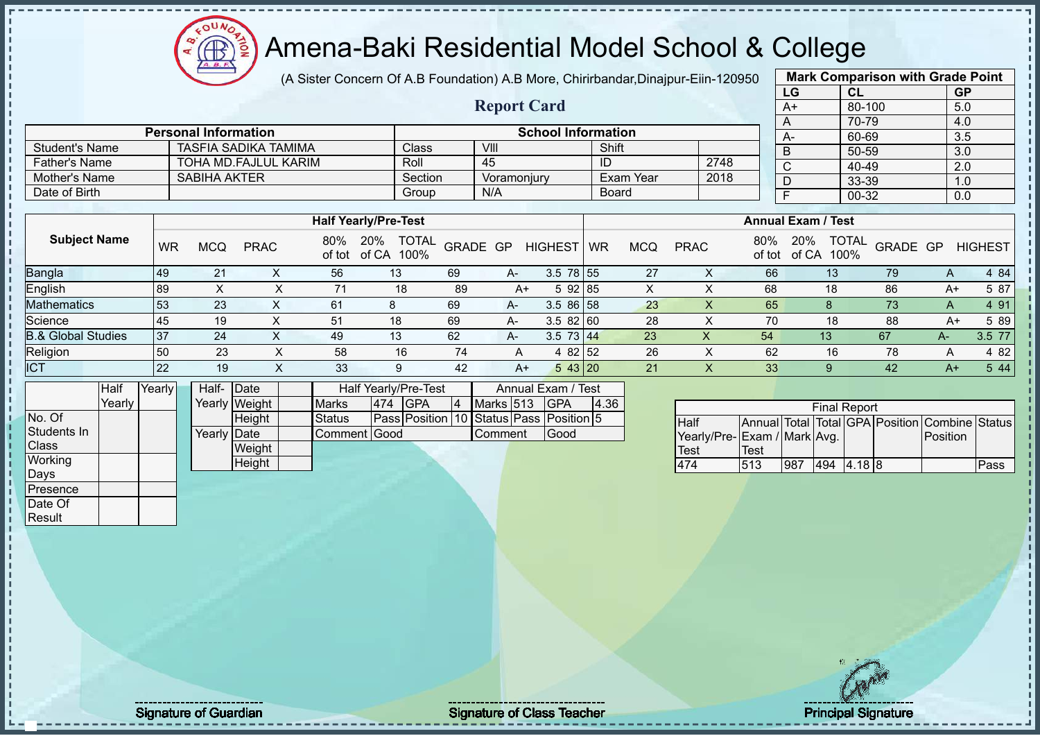# Amena-Baki Residential Model School & College

(A Sister Concern Of A.B Foundation) A.B More, Chirirbandar,Dinajpur-Eiin-120950

## Report Card

| Mark Comparison with Grade Point | | |
|---|---|---|
| LG | CL | GP |
| A+ | 80-100 | 5.0 |
| A | 70-79 | 4.0 |
| A- | 60-69 | 3.5 |
| B | 50-59 | 3.0 |
| C | 40-49 | 2.0 |
| D | 33-39 | 1.0 |
| F | 00-32 | 0.0 |

| Personal Information | | School Information | | | |
|---|---|---|---|---|---|
| Student's Name | TASFIA SADIKA TAMIMA | Class | VIII | Shift | |
| Father's Name | TOHA MD.FAJLUL KARIM | Roll | 45 | ID | 2748 |
| Mother's Name | SABIHA AKTER | Section | Voramonjury | Exam Year | 2018 |
| Date of Birth | | Group | N/A | Board | |

| Subject Name | Half Yearly/Pre-Test | | | | | | | | | Annual Exam / Test | | | | | | | | |
|---|---|---|---|---|---|---|---|---|---|---|---|---|---|---|---|---|---|---|
| | WR | MCQ | PRAC | 80% of tot | 20% of CA | TOTAL 100% | GRADE | GP | HIGHEST | WR | MCQ | PRAC | 80% of tot | 20% of CA | TOTAL 100% | GRADE | GP | HIGHEST |
| Bangla | 49 | 21 | X | 56 | 13 | 69 | A- | 3.5 | 78 | 55 | 27 | X | 66 | 13 | 79 | A | 4 | 84 |
| English | 89 | X | X | 71 | 18 | 89 | A+ | 5 | 92 | 85 | X | X | 68 | 18 | 86 | A+ | 5 | 87 |
| Mathematics | 53 | 23 | X | 61 | 8 | 69 | A- | 3.5 | 86 | 58 | 23 | X | 65 | 8 | 73 | A | 4 | 91 |
| Science | 45 | 19 | X | 51 | 18 | 69 | A- | 3.5 | 82 | 60 | 28 | X | 70 | 18 | 88 | A+ | 5 | 89 |
| B.& Global Studies | 37 | 24 | X | 49 | 13 | 62 | A- | 3.5 | 73 | 44 | 23 | X | 54 | 13 | 67 | A- | 3.5 | 77 |
| Religion | 50 | 23 | X | 58 | 16 | 74 | A | 4 | 82 | 52 | 26 | X | 62 | 16 | 78 | A | 4 | 82 |
| ICT | 22 | 19 | X | 33 | 9 | 42 | A+ | 5 | 43 | 20 | 21 | X | 33 | 9 | 42 | A+ | 5 | 44 |

| | Half Yearly | Yearly |
|---|---|---|
| No. Of Students In Class | | |
| Working Days | | |
| Presence | | |
| Date Of Result | | |

| | | |
|---|---|---|
| Half-Yearly | Date | |
| | Weight | |
| | Height | |
| Yearly | Date | |
| | Weight | |
| | Height | |

| Half Yearly/Pre-Test | | | | Annual Exam / Test | | | |
|---|---|---|---|---|---|---|---|
| Marks | 474 | GPA | 4 | Marks | 513 | GPA | 4.36 |
| Status | Pass | Position | 10 | Status | Pass | Position | 5 |
| Comment | Good | | | Comment | Good | | |

| Final Report | | | | | | | |
|---|---|---|---|---|---|---|---|
| Half Yearly/Pre-Test | Annual Exam / Test | Total Mark | Total Avg. | GPA | Position | Combine Position | Status |
| 474 | 513 | 987 | 494 | 4.18 | 8 | | Pass |

Signature of Guardian | Signature of Class Teacher | Principal Signature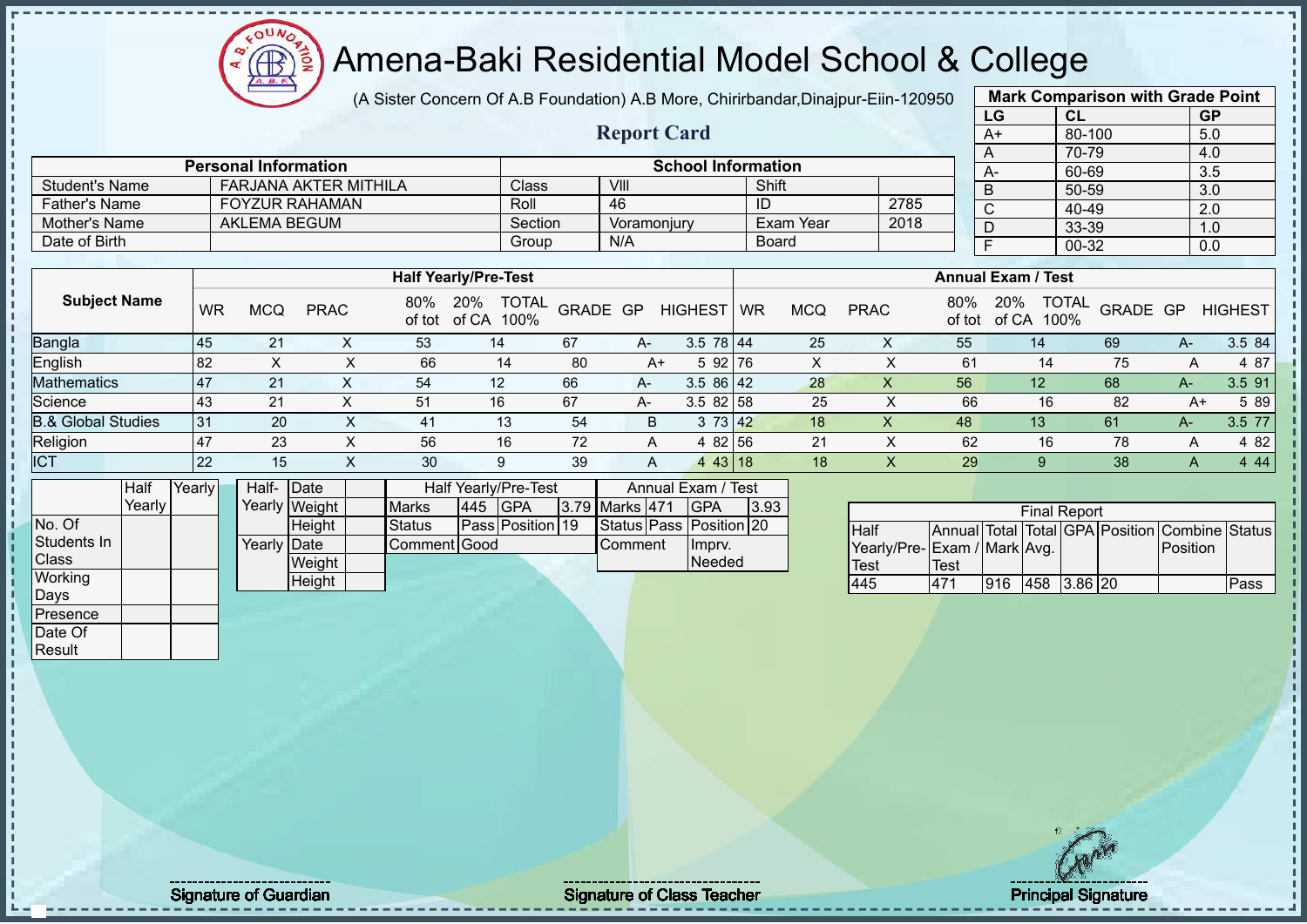# Amena-Baki Residential Model School & College

(A Sister Concern Of A.B Foundation) A.B More, Chirirbandar,Dinajpur-Eiin-120950

## Report Card

| Mark Comparison with Grade Point | | |
|---|---|---|
| LG | CL | GP |
| A+ | 80-100 | 5.0 |
| A | 70-79 | 4.0 |
| A- | 60-69 | 3.5 |
| B | 50-59 | 3.0 |
| C | 40-49 | 2.0 |
| D | 33-39 | 1.0 |
| F | 00-32 | 0.0 |

| Personal Information | | School Information | | | |
|---|---|---|---|---|---|
| Student's Name | FARJANA AKTER MITHILA | Class | VIII | Shift | |
| Father's Name | FOYZUR RAHAMAN | Roll | 46 | ID | 2785 |
| Mother's Name | AKLEMA BEGUM | Section | Voramonjury | Exam Year | 2018 |
| Date of Birth | | Group | N/A | Board | |

| Subject Name | Half Yearly/Pre-Test | | | | | | | | | Annual Exam / Test | | | | | | | | |
|---|---|---|---|---|---|---|---|---|---|---|---|---|---|---|---|---|---|---|
| | WR | MCQ | PRAC | 80% of tot | 20% of CA | TOTAL 100% | GRADE | GP | HIGHEST | WR | MCQ | PRAC | 80% of tot | 20% of CA | TOTAL 100% | GRADE | GP | HIGHEST |
| Bangla | 45 | 21 | X | 53 | 14 | 67 | A- | 3.5 | 78 | 44 | 25 | X | 55 | 14 | 69 | A- | 3.5 | 84 |
| English | 82 | X | X | 66 | 14 | 80 | A+ | 5 | 92 | 76 | X | X | 61 | 14 | 75 | A | 4 | 87 |
| Mathematics | 47 | 21 | X | 54 | 12 | 66 | A- | 3.5 | 86 | 42 | 28 | X | 56 | 12 | 68 | A- | 3.5 | 91 |
| Science | 43 | 21 | X | 51 | 16 | 67 | A- | 3.5 | 82 | 58 | 25 | X | 66 | 16 | 82 | A+ | 5 | 89 |
| B.& Global Studies | 31 | 20 | X | 41 | 13 | 54 | B | 3 | 73 | 42 | 18 | X | 48 | 13 | 61 | A- | 3.5 | 77 |
| Religion | 47 | 23 | X | 56 | 16 | 72 | A | 4 | 82 | 56 | 21 | X | 62 | 16 | 78 | A | 4 | 82 |
| ICT | 22 | 15 | X | 30 | 9 | 39 | A | 4 | 43 | 18 | 18 | X | 29 | 9 | 38 | A | 4 | 44 |

| | Half Yearly | Yearly |
|---|---|---|
| No. Of Students In Class | | |
| Working Days | | |
| Presence | | |
| Date Of Result | | |

| | | |
|---|---|---|
| Half-Yearly | Date | |
| | Weight | |
| | Height | |
| Yearly | Date | |
| | Weight | |
| | Height | |

| Half Yearly/Pre-Test | | | | Annual Exam / Test | | | |
|---|---|---|---|---|---|---|---|
| Marks | 445 | GPA | 3.79 | Marks | 471 | GPA | 3.93 |
| Status | Pass | Position | 19 | Status | Pass | Position | 20 |
| Comment | Good | | | Comment | Imprv. Needed | | |

| Final Report | | | | | | | |
|---|---|---|---|---|---|---|---|
| Half Yearly/Pre-Test | Annual Exam / Test | Total Mark | Total Avg. | GPA | Position | Combine Position | Status |
| 445 | 471 | 916 | 458 | 3.86 | 20 | | Pass |

Signature of Guardian

Signature of Class Teacher

Principal Signature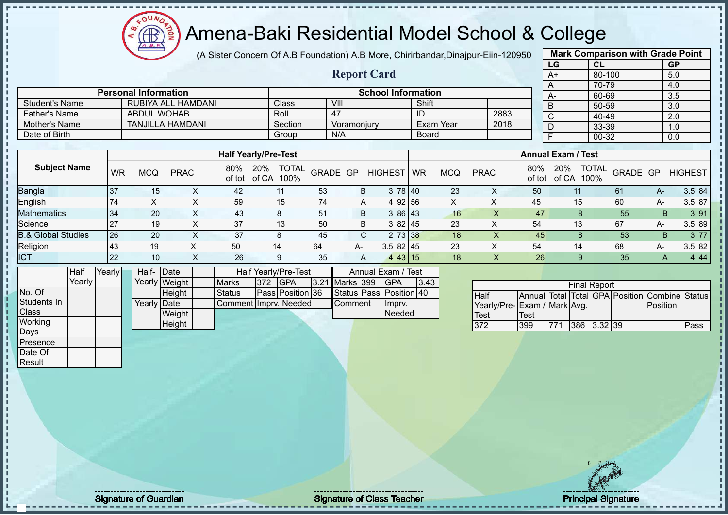# Amena-Baki Residential Model School & College

(A Sister Concern Of A.B Foundation) A.B More, Chirirbandar,Dinajpur-Eiin-120950

## Report Card

| Mark Comparison with Grade Point | | |
|---|---|---|
| LG | CL | GP |
| A+ | 80-100 | 5.0 |
| A | 70-79 | 4.0 |
| A- | 60-69 | 3.5 |
| B | 50-59 | 3.0 |
| C | 40-49 | 2.0 |
| D | 33-39 | 1.0 |
| F | 00-32 | 0.0 |

| Personal Information | | School Information | | | |
|---|---|---|---|---|---|
| Student's Name | RUBIYA ALL HAMDANI | Class | VIII | Shift | |
| Father's Name | ABDUL WOHAB | Roll | 47 | ID | 2883 |
| Mother's Name | TANJILLA HAMDANI | Section | Voramonjury | Exam Year | 2018 |
| Date of Birth | | Group | N/A | Board | |

| Subject Name | Half Yearly/Pre-Test | | | | | | | | | Annual Exam / Test | | | | | | | | |
|---|---|---|---|---|---|---|---|---|---|---|---|---|---|---|---|---|---|---|
| | WR | MCQ | PRAC | 80% of tot | 20% of CA | TOTAL 100% | GRADE | GP | HIGHEST | WR | MCQ | PRAC | 80% of tot | 20% of CA | TOTAL 100% | GRADE | GP | HIGHEST |
| Bangla | 37 | 15 | X | 42 | 11 | 53 | B | 3 | 78 | 40 | 23 | X | 50 | 11 | 61 | A- | 3.5 | 84 |
| English | 74 | X | X | 59 | 15 | 74 | A | 4 | 92 | 56 | X | X | 45 | 15 | 60 | A- | 3.5 | 87 |
| Mathematics | 34 | 20 | X | 43 | 8 | 51 | B | 3 | 86 | 43 | 16 | X | 47 | 8 | 55 | B | 3 | 91 |
| Science | 27 | 19 | X | 37 | 13 | 50 | B | 3 | 82 | 45 | 23 | X | 54 | 13 | 67 | A- | 3.5 | 89 |
| B.& Global Studies | 26 | 20 | X | 37 | 8 | 45 | C | 2 | 73 | 38 | 18 | X | 45 | 8 | 53 | B | 3 | 77 |
| Religion | 43 | 19 | X | 50 | 14 | 64 | A- | 3.5 | 82 | 45 | 23 | X | 54 | 14 | 68 | A- | 3.5 | 82 |
| ICT | 22 | 10 | X | 26 | 9 | 35 | A | 4 | 43 | 15 | 18 | X | 26 | 9 | 35 | A | 4 | 44 |

| | Half Yearly | Yearly |
|---|---|---|
| No. Of Students In Class | | |
| Working Days | | |
| Presence | | |
| Date Of Result | | |

| | | |
|---|---|---|
| Half-Yearly | Date | |
| | Weight | |
| | Height | |
| Yearly | Date | |
| | Weight | |
| | Height | |

| Half Yearly/Pre-Test | | | | Annual Exam / Test | | | |
|---|---|---|---|---|---|---|---|
| Marks | 372 | GPA | 3.21 | Marks | 399 | GPA | 3.43 |
| Status | Pass | Position | 36 | Status | Pass | Position | 40 |
| Comment | Imprv. Needed | | | Comment | Imprv. Needed | | |

| Final Report | | | | | | | |
|---|---|---|---|---|---|---|---|
| Half Yearly/Pre-Test | Annual Exam / Test | Total Mark | Total Avg. | GPA | Position | Combine Position | Status |
| 372 | 399 | 771 | 386 | 3.32 | 39 | | Pass |

Signature of Guardian

Signature of Class Teacher

Principal Signature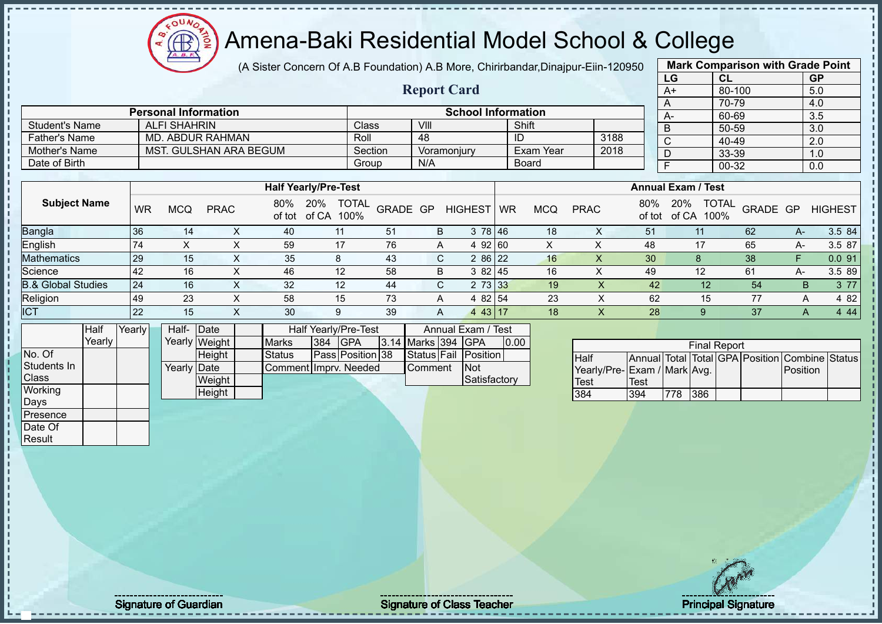# Amena-Baki Residential Model School & College

(A Sister Concern Of A.B Foundation) A.B More, Chirirbandar,Dinajpur-Eiin-120950

## Report Card

| Mark Comparison with Grade Point | | |
|---|---|---|
| LG | CL | GP |
| A+ | 80-100 | 5.0 |
| A | 70-79 | 4.0 |
| A- | 60-69 | 3.5 |
| B | 50-59 | 3.0 |
| C | 40-49 | 2.0 |
| D | 33-39 | 1.0 |
| F | 00-32 | 0.0 |

| Personal Information | | School Information | | | |
|---|---|---|---|---|---|
| Student's Name | ALFI SHAHRIN | Class | VIII | Shift | |
| Father's Name | MD. ABDUR RAHMAN | Roll | 48 | ID | 3188 |
| Mother's Name | MST. GULSHAN ARA BEGUM | Section | Voramonjury | Exam Year | 2018 |
| Date of Birth | | Group | N/A | Board | |

| Subject Name | Half Yearly/Pre-Test | | | | | | | | | Annual Exam / Test | | | | | | | | |
|---|---|---|---|---|---|---|---|---|---|---|---|---|---|---|---|---|---|---|
| | WR | MCQ | PRAC | 80% of tot | 20% of CA | TOTAL 100% | GRADE | GP | HIGHEST | WR | MCQ | PRAC | 80% of tot | 20% of CA | TOTAL 100% | GRADE | GP | HIGHEST |
| Bangla | 36 | 14 | X | 40 | 11 | 51 | B | 3 | 78 | 46 | 18 | X | 51 | 11 | 62 | A- | 3.5 | 84 |
| English | 74 | X | X | 59 | 17 | 76 | A | 4 | 92 | 60 | X | X | 48 | 17 | 65 | A- | 3.5 | 87 |
| Mathematics | 29 | 15 | X | 35 | 8 | 43 | C | 2 | 86 | 22 | 16 | X | 30 | 8 | 38 | F | 0.0 | 91 |
| Science | 42 | 16 | X | 46 | 12 | 58 | B | 3 | 82 | 45 | 16 | X | 49 | 12 | 61 | A- | 3.5 | 89 |
| B.& Global Studies | 24 | 16 | X | 32 | 12 | 44 | C | 2 | 73 | 33 | 19 | X | 42 | 12 | 54 | B | 3 | 77 |
| Religion | 49 | 23 | X | 58 | 15 | 73 | A | 4 | 82 | 54 | 23 | X | 62 | 15 | 77 | A | 4 | 82 |
| ICT | 22 | 15 | X | 30 | 9 | 39 | A | 4 | 43 | 17 | 18 | X | 28 | 9 | 37 | A | 4 | 44 |

| | Half Yearly | Yearly |
|---|---|---|
| No. Of Students In Class | | |
| Working Days | | |
| Presence | | |
| Date Of Result | | |

| | | |
|---|---|---|
| Half-Yearly | Date | |
| | Weight | |
| | Height | |
| Yearly | Date | |
| | Weight | |
| | Height | |

| Half Yearly/Pre-Test | | | |
|---|---|---|---|
| Marks | 384 | GPA | 3.14 |
| Status | Pass | Position | 38 |
| Comment | Imprv. Needed | | |

| Annual Exam / Test | | | |
|---|---|---|---|
| Marks | 394 | GPA | 0.00 |
| Status | Fail | Position | |
| Comment | Not Satisfactory | | |

| Final Report | | | | | | | |
|---|---|---|---|---|---|---|---|
| Half Yearly/Pre-Test | Annual Exam / Test | Total Mark | Total Avg. | GPA | Position | Combine Position | Status |
| 384 | 394 | 778 | 386 | | | | |

Signature of Guardian

Signature of Class Teacher

Principal Signature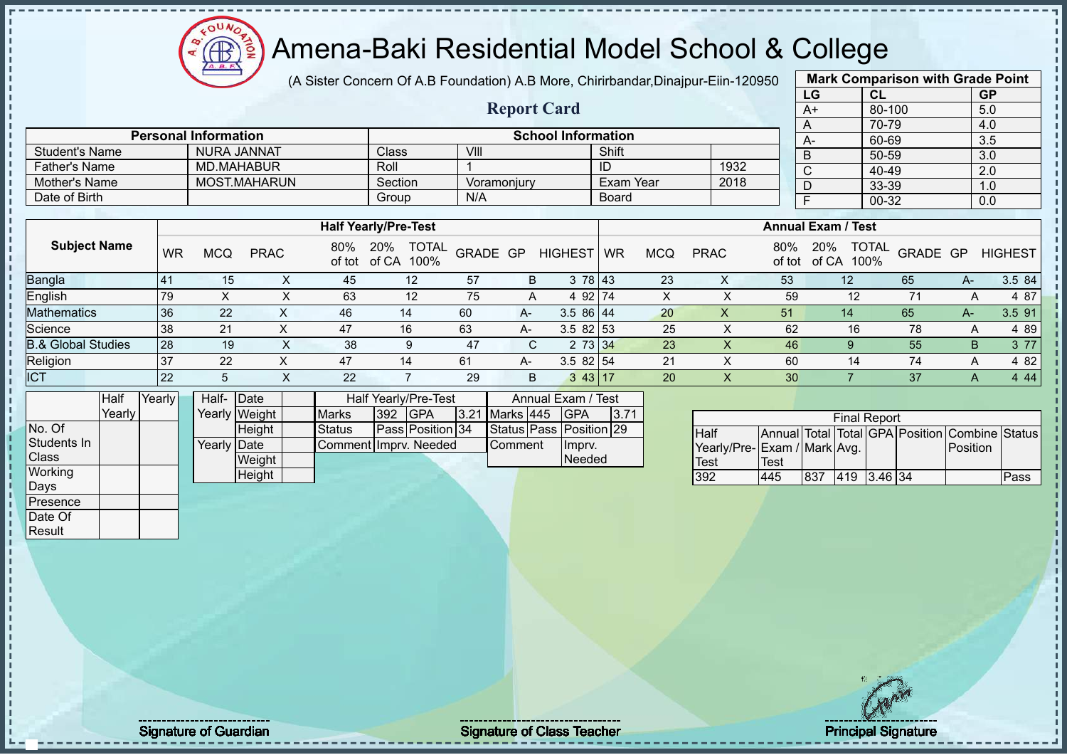# Amena-Baki Residential Model School & College

(A Sister Concern Of A.B Foundation) A.B More, Chirirbandar,Dinajpur-Eiin-120950

## Report Card

| Mark Comparison with Grade Point | | |
|---|---|---|
| LG | CL | GP |
| A+ | 80-100 | 5.0 |
| A | 70-79 | 4.0 |
| A- | 60-69 | 3.5 |
| B | 50-59 | 3.0 |
| C | 40-49 | 2.0 |
| D | 33-39 | 1.0 |
| F | 00-32 | 0.0 |

| Personal Information | | School Information | | | |
|---|---|---|---|---|---|
| Student's Name | NURA JANNAT | Class | VIII | Shift | |
| Father's Name | MD.MAHABUR | Roll | 1 | ID | 1932 |
| Mother's Name | MOST.MAHARUN | Section | Voramonjury | Exam Year | 2018 |
| Date of Birth | | Group | N/A | Board | |

| Subject Name | Half Yearly/Pre-Test | | | | | | | | | Annual Exam / Test | | | | | | | | |
|---|---|---|---|---|---|---|---|---|---|---|---|---|---|---|---|---|---|---|
| | WR | MCQ | PRAC | 80% of tot | 20% of CA | TOTAL 100% | GRADE | GP | HIGHEST | WR | MCQ | PRAC | 80% of tot | 20% of CA | TOTAL 100% | GRADE | GP | HIGHEST |
| Bangla | 41 | 15 | X | 45 | 12 | 57 | B | 3 | 78 | 43 | 23 | X | 53 | 12 | 65 | A- | 3.5 | 84 |
| English | 79 | X | X | 63 | 12 | 75 | A | 4 | 92 | 74 | X | X | 59 | 12 | 71 | A | 4 | 87 |
| Mathematics | 36 | 22 | X | 46 | 14 | 60 | A- | 3.5 | 86 | 44 | 20 | X | 51 | 14 | 65 | A- | 3.5 | 91 |
| Science | 38 | 21 | X | 47 | 16 | 63 | A- | 3.5 | 82 | 53 | 25 | X | 62 | 16 | 78 | A | 4 | 89 |
| B.& Global Studies | 28 | 19 | X | 38 | 9 | 47 | C | 2 | 73 | 34 | 23 | X | 46 | 9 | 55 | B | 3 | 77 |
| Religion | 37 | 22 | X | 47 | 14 | 61 | A- | 3.5 | 82 | 54 | 21 | X | 60 | 14 | 74 | A | 4 | 82 |
| ICT | 22 | 5 | X | 22 | 7 | 29 | B | 3 | 43 | 17 | 20 | X | 30 | 7 | 37 | A | 4 | 44 |

| | Half Yearly | Yearly |
|---|---|---|
| No. Of Students In Class | | |
| Working Days | | |
| Presence | | |
| Date Of Result | | |

| | | |
|---|---|---|
| Half-Yearly | Date | |
| | Weight | |
| | Height | |
| Yearly | Date | |
| | Weight | |
| | Height | |

| Half Yearly/Pre-Test | | | |
|---|---|---|---|
| Marks | 392 | GPA | 3.21 |
| Status | Pass | Position | 34 |
| Comment | Imprv. Needed | | |

| Annual Exam / Test | | | |
|---|---|---|---|
| Marks | 445 | GPA | 3.71 |
| Status | Pass | Position | 29 |
| Comment | Imprv. Needed | | |

| Final Report | | | | | | | |
|---|---|---|---|---|---|---|---|
| Half Yearly/Pre-Test | Annual Exam / Test | Total Mark | Total Avg. | GPA | Position | Combine Position | Status |
| 392 | 445 | 837 | 419 | 3.46 | 34 | | Pass |

Signature of Guardian | Signature of Class Teacher | Principal Signature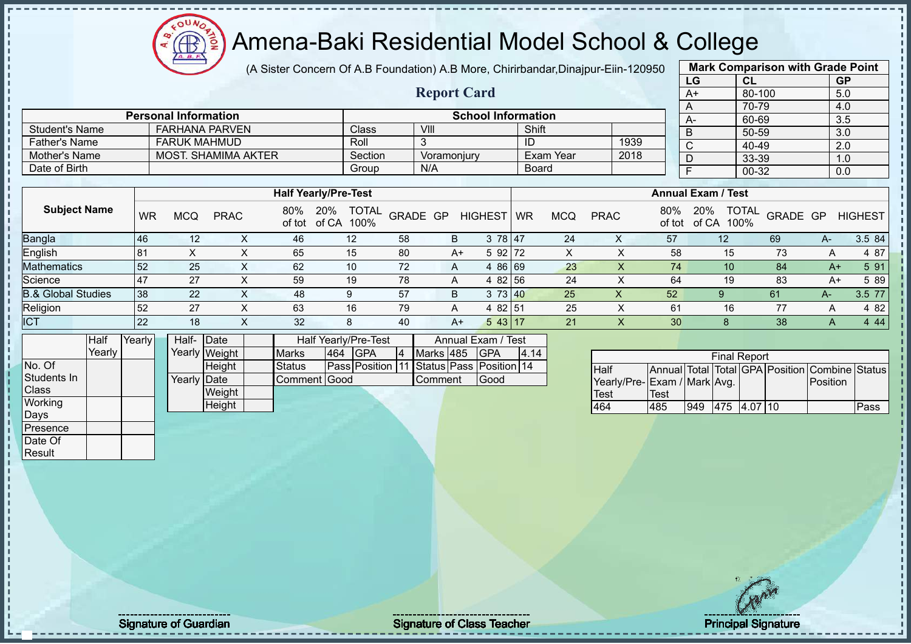# Amena-Baki Residential Model School & College

(A Sister Concern Of A.B Foundation) A.B More, Chirirbandar,Dinajpur-Eiin-120950

## Report Card

| Mark Comparison with Grade Point | | |
|---|---|---|
| LG | CL | GP |
| A+ | 80-100 | 5.0 |
| A | 70-79 | 4.0 |
| A- | 60-69 | 3.5 |
| B | 50-59 | 3.0 |
| C | 40-49 | 2.0 |
| D | 33-39 | 1.0 |
| F | 00-32 | 0.0 |

| Personal Information | | School Information | | | |
|---|---|---|---|---|---|
| Student's Name | FARHANA PARVEN | Class | VIII | Shift | |
| Father's Name | FARUK MAHMUD | Roll | 3 | ID | 1939 |
| Mother's Name | MOST. SHAMIMA AKTER | Section | Voramonjury | Exam Year | 2018 |
| Date of Birth | | Group | N/A | Board | |

| Subject Name | Half Yearly/Pre-Test | | | | | | | | | Annual Exam / Test | | | | | | | | |
|---|---|---|---|---|---|---|---|---|---|---|---|---|---|---|---|---|---|---|
| | WR | MCQ | PRAC | 80% of tot | 20% of CA | TOTAL 100% | GRADE | GP | HIGHEST | WR | MCQ | PRAC | 80% of tot | 20% of CA | TOTAL 100% | GRADE | GP | HIGHEST |
| Bangla | 46 | 12 | X | 46 | 12 | 58 | B | 3 | 78 | 47 | 24 | X | 57 | 12 | 69 | A- | 3.5 | 84 |
| English | 81 | X | X | 65 | 15 | 80 | A+ | 5 | 92 | 72 | X | X | 58 | 15 | 73 | A | 4 | 87 |
| Mathematics | 52 | 25 | X | 62 | 10 | 72 | A | 4 | 86 | 69 | 23 | X | 74 | 10 | 84 | A+ | 5 | 91 |
| Science | 47 | 27 | X | 59 | 19 | 78 | A | 4 | 82 | 56 | 24 | X | 64 | 19 | 83 | A+ | 5 | 89 |
| B.& Global Studies | 38 | 22 | X | 48 | 9 | 57 | B | 3 | 73 | 40 | 25 | X | 52 | 9 | 61 | A- | 3.5 | 77 |
| Religion | 52 | 27 | X | 63 | 16 | 79 | A | 4 | 82 | 51 | 25 | X | 61 | 16 | 77 | A | 4 | 82 |
| ICT | 22 | 18 | X | 32 | 8 | 40 | A+ | 5 | 43 | 17 | 21 | X | 30 | 8 | 38 | A | 4 | 44 |

| | Half Yearly | Yearly |
|---|---|---|
| No. Of Students In Class | | |
| Working Days | | |
| Presence | | |
| Date Of Result | | |

| | | |
|---|---|---|
| Half-Yearly | Date | |
| | Weight | |
| | Height | |
| Yearly | Date | |
| | Weight | |
| | Height | |

| Half Yearly/Pre-Test | | | | Annual Exam / Test | | | |
|---|---|---|---|---|---|---|---|
| Marks | 464 | GPA | 4 | Marks | 485 | GPA | 4.14 |
| Status | Pass | Position | 11 | Status | Pass | Position | 14 |
| Comment | Good | | | Comment | Good | | |

| Final Report | | | | | | | |
|---|---|---|---|---|---|---|---|
| Half Yearly/Pre-Test | Annual Exam / Test | Total Mark | Total Avg. | GPA | Position | Combine Position | Status |
| 464 | 485 | 949 | 475 | 4.07 | 10 | | Pass |

Signature of Guardian

Signature of Class Teacher

Principal Signature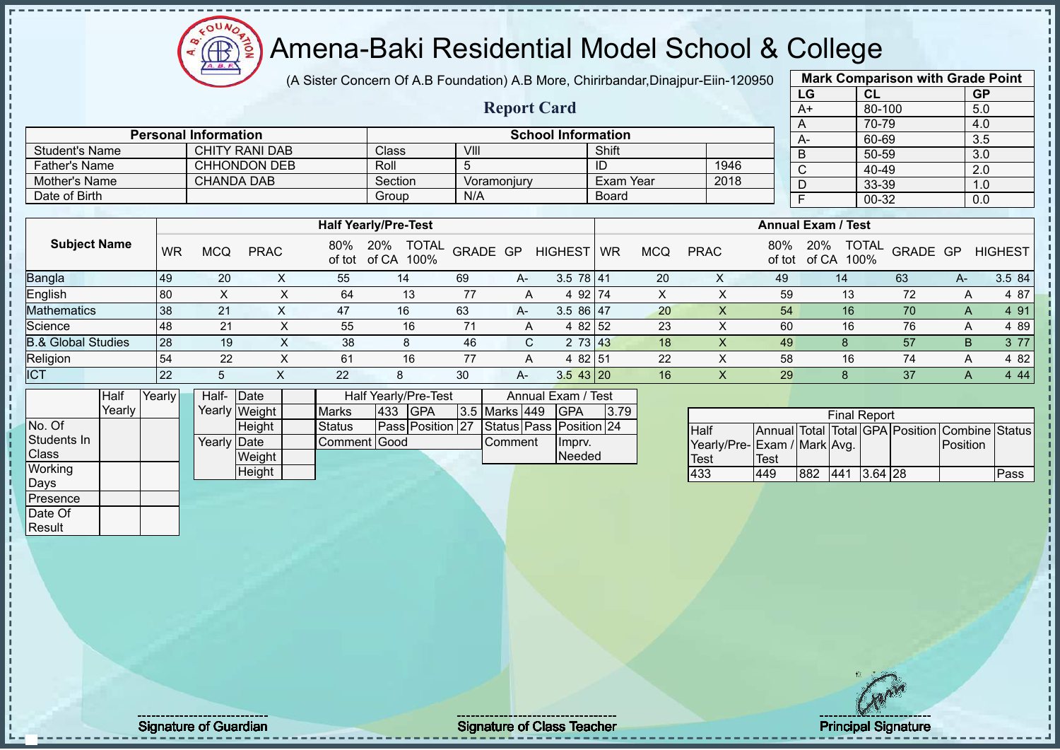# Amena-Baki Residential Model School & College

(A Sister Concern Of A.B Foundation) A.B More, Chirirbandar,Dinajpur-Eiin-120950

## Report Card

| Mark Comparison with Grade Point | | |
|---|---|---|
| LG | CL | GP |
| A+ | 80-100 | 5.0 |
| A | 70-79 | 4.0 |
| A- | 60-69 | 3.5 |
| B | 50-59 | 3.0 |
| C | 40-49 | 2.0 |
| D | 33-39 | 1.0 |
| F | 00-32 | 0.0 |

| Personal Information | | School Information | | | |
|---|---|---|---|---|---|
| Student's Name | CHITY RANI DAB | Class | VIII | Shift | |
| Father's Name | CHHONDON DEB | Roll | 5 | ID | 1946 |
| Mother's Name | CHANDA DAB | Section | Voramonjury | Exam Year | 2018 |
| Date of Birth | | Group | N/A | Board | |

| Subject Name | Half Yearly/Pre-Test | | | | | | | | | Annual Exam / Test | | | | | | | | |
|---|---|---|---|---|---|---|---|---|---|---|---|---|---|---|---|---|---|---|
| | WR | MCQ | PRAC | 80% of tot | 20% of CA | TOTAL 100% | GRADE | GP | HIGHEST | WR | MCQ | PRAC | 80% of tot | 20% of CA | TOTAL 100% | GRADE | GP | HIGHEST |
| Bangla | 49 | 20 | X | 55 | 14 | 69 | A- | 3.5 | 78 | 41 | 20 | X | 49 | 14 | 63 | A- | 3.5 | 84 |
| English | 80 | X | X | 64 | 13 | 77 | A | 4 | 92 | 74 | X | X | 59 | 13 | 72 | A | 4 | 87 |
| Mathematics | 38 | 21 | X | 47 | 16 | 63 | A- | 3.5 | 86 | 47 | 20 | X | 54 | 16 | 70 | A | 4 | 91 |
| Science | 48 | 21 | X | 55 | 16 | 71 | A | 4 | 82 | 52 | 23 | X | 60 | 16 | 76 | A | 4 | 89 |
| B.& Global Studies | 28 | 19 | X | 38 | 8 | 46 | C | 2 | 73 | 43 | 18 | X | 49 | 8 | 57 | B | 3 | 77 |
| Religion | 54 | 22 | X | 61 | 16 | 77 | A | 4 | 82 | 51 | 22 | X | 58 | 16 | 74 | A | 4 | 82 |
| ICT | 22 | 5 | X | 22 | 8 | 30 | A- | 3.5 | 43 | 20 | 16 | X | 29 | 8 | 37 | A | 4 | 44 |

| | Half Yearly | Yearly |
|---|---|---|
| No. Of Students In Class | | |
| Working Days | | |
| Presence | | |
| Date Of Result | | |

| | | |
|---|---|---|
| Half-Yearly | Date | |
| | Weight | |
| | Height | |
| Yearly | Date | |
| | Weight | |
| | Height | |

| Half Yearly/Pre-Test | | | | Annual Exam / Test | | | |
|---|---|---|---|---|---|---|---|
| Marks | 433 | GPA | 3.5 | Marks | 449 | GPA | 3.79 |
| Status | Pass | Position | 27 | Status | Pass | Position | 24 |
| Comment | Good | | | Comment | | Imprv. Needed | |

| Final Report | | | | | | | |
|---|---|---|---|---|---|---|---|
| Half Yearly/Pre-Test | Annual Exam / Test | Total Mark | Total Avg. | GPA | Position | Combine Position | Status |
| 433 | 449 | 882 | 441 | 3.64 | 28 | | Pass |

Signature of Guardian

Signature of Class Teacher

Principal Signature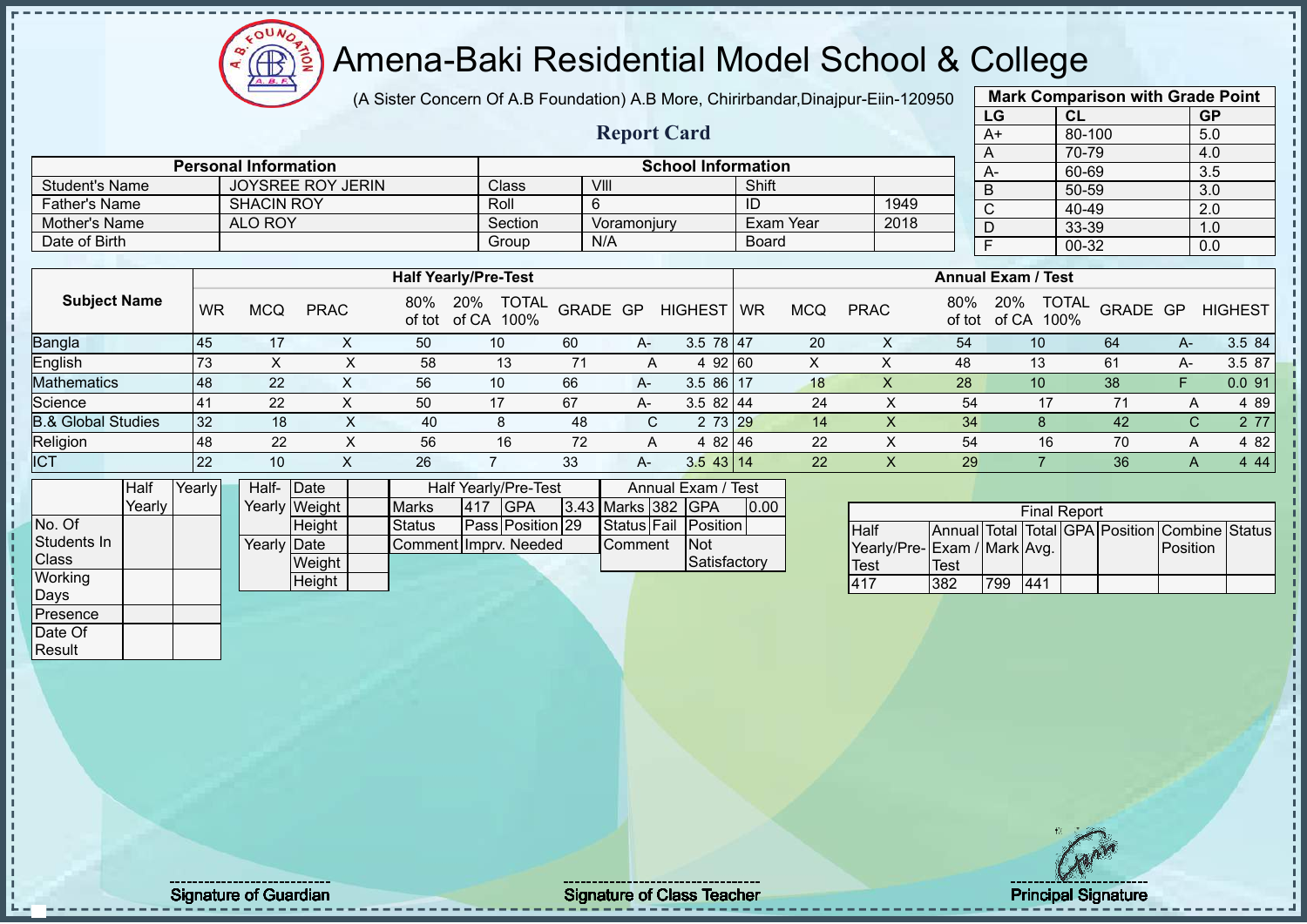# Amena-Baki Residential Model School & College

(A Sister Concern Of A.B Foundation) A.B More, Chirirbandar,Dinajpur-Eiin-120950

## Report Card

| Mark Comparison with Grade Point | | |
|---|---|---|
| LG | CL | GP |
| A+ | 80-100 | 5.0 |
| A | 70-79 | 4.0 |
| A- | 60-69 | 3.5 |
| B | 50-59 | 3.0 |
| C | 40-49 | 2.0 |
| D | 33-39 | 1.0 |
| F | 00-32 | 0.0 |

| Personal Information | | School Information | | | |
|---|---|---|---|---|---|
| Student's Name | JOYSREE ROY JERIN | Class | VIII | Shift | |
| Father's Name | SHACIN ROY | Roll | 6 | ID | 1949 |
| Mother's Name | ALO ROY | Section | Voramonjury | Exam Year | 2018 |
| Date of Birth | | Group | N/A | Board | |

| Subject Name | Half Yearly/Pre-Test | | | | | | | | | Annual Exam / Test | | | | | | | | |
|---|---|---|---|---|---|---|---|---|---|---|---|---|---|---|---|---|---|---|
| | WR | MCQ | PRAC | 80% of tot | 20% of CA | TOTAL 100% | GRADE | GP | HIGHEST | WR | MCQ | PRAC | 80% of tot | 20% of CA | TOTAL 100% | GRADE | GP | HIGHEST |
| Bangla | 45 | 17 | X | 50 | 10 | 60 | A- | 3.5 | 78 | 47 | 20 | X | 54 | 10 | 64 | A- | 3.5 | 84 |
| English | 73 | X | X | 58 | 13 | 71 | A | 4 | 92 | 60 | X | X | 48 | 13 | 61 | A- | 3.5 | 87 |
| Mathematics | 48 | 22 | X | 56 | 10 | 66 | A- | 3.5 | 86 | 17 | 18 | X | 28 | 10 | 38 | F | 0.0 | 91 |
| Science | 41 | 22 | X | 50 | 17 | 67 | A- | 3.5 | 82 | 44 | 24 | X | 54 | 17 | 71 | A | 4 | 89 |
| B.& Global Studies | 32 | 18 | X | 40 | 8 | 48 | C | 2 | 73 | 29 | 14 | X | 34 | 8 | 42 | C | 2 | 77 |
| Religion | 48 | 22 | X | 56 | 16 | 72 | A | 4 | 82 | 46 | 22 | X | 54 | 16 | 70 | A | 4 | 82 |
| ICT | 22 | 10 | X | 26 | 7 | 33 | A- | 3.5 | 43 | 14 | 22 | X | 29 | 7 | 36 | A | 4 | 44 |

| | Half Yearly | Yearly |
|---|---|---|
| No. Of Students In Class | | |
| Working Days | | |
| Presence | | |
| Date Of Result | | |

| | | |
|---|---|---|
| Half-Yearly | Date | |
| | Weight | |
| | Height | |
| Yearly | Date | |
| | Weight | |
| | Height | |

| Half Yearly/Pre-Test | | | |
|---|---|---|---|
| Marks | 417 | GPA | 3.43 |
| Status | Pass | Position | 29 |
| Comment | Imprv. Needed | | |

| Annual Exam / Test | | | |
|---|---|---|---|
| Marks | 382 | GPA | 0.00 |
| Status | Fail | Position | |
| Comment | Not Satisfactory | | |

| Final Report | | | | | | | |
|---|---|---|---|---|---|---|---|
| Half Yearly/Pre-Test | Annual Exam / Test | Total Mark | Total Avg. | GPA | Position | Combine Position | Status |
| 417 | 382 | 799 | 441 | | | | |

Signature of Guardian

Signature of Class Teacher

Principal Signature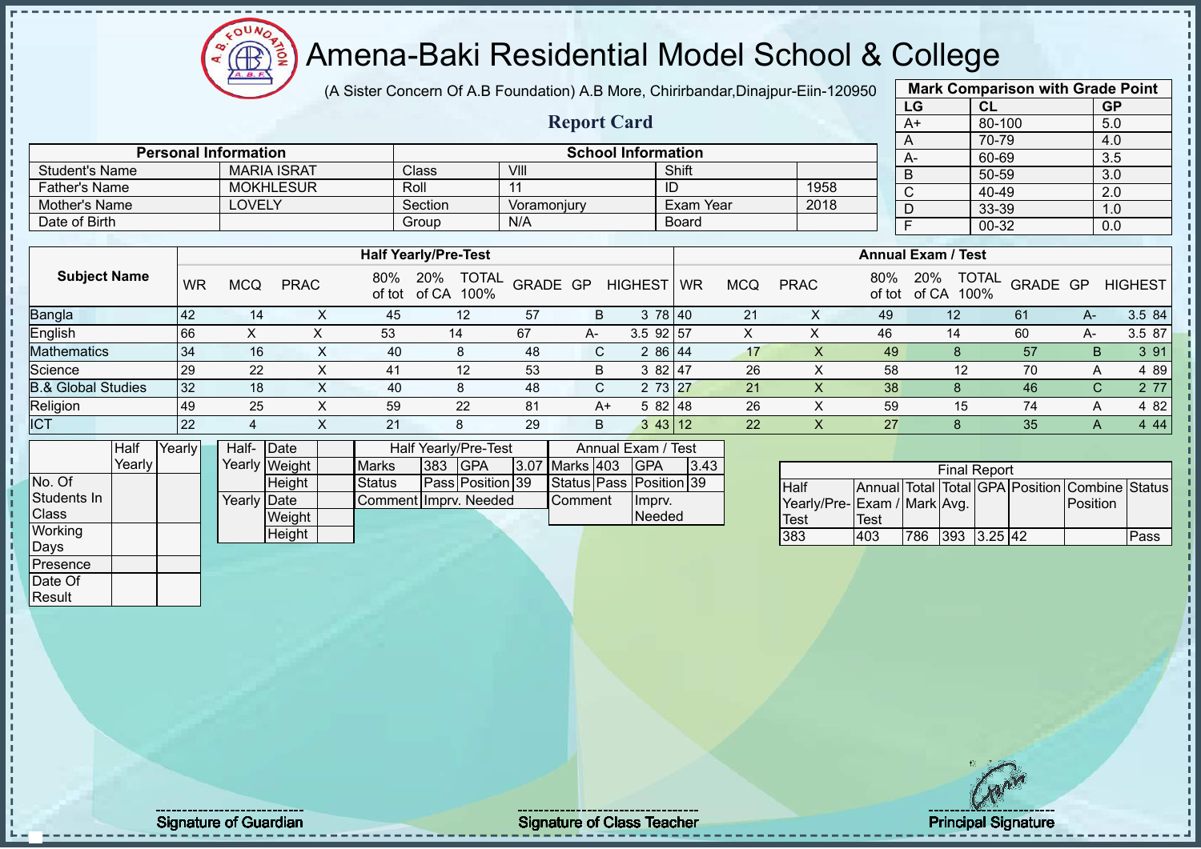# Amena-Baki Residential Model School & College

(A Sister Concern Of A.B Foundation) A.B More, Chirirbandar,Dinajpur-Eiin-120950

## Report Card

| Mark Comparison with Grade Point | | |
|---|---|---|
| LG | CL | GP |
| A+ | 80-100 | 5.0 |
| A | 70-79 | 4.0 |
| A- | 60-69 | 3.5 |
| B | 50-59 | 3.0 |
| C | 40-49 | 2.0 |
| D | 33-39 | 1.0 |
| F | 00-32 | 0.0 |

| Personal Information | | School Information | | | |
|---|---|---|---|---|---|
| Student's Name | MARIA ISRAT | Class | VIII | Shift | |
| Father's Name | MOKHLESUR | Roll | 11 | ID | 1958 |
| Mother's Name | LOVELY | Section | Voramonjury | Exam Year | 2018 |
| Date of Birth | | Group | N/A | Board | |

| Subject Name | Half Yearly/Pre-Test | | | | | | | | | Annual Exam / Test | | | | | | | | |
|---|---|---|---|---|---|---|---|---|---|---|---|---|---|---|---|---|---|---|
| | WR | MCQ | PRAC | 80% of tot | 20% of CA | TOTAL 100% | GRADE | GP | HIGHEST | WR | MCQ | PRAC | 80% of tot | 20% of CA | TOTAL 100% | GRADE | GP | HIGHEST |
| Bangla | 42 | 14 | X | 45 | 12 | 57 | B | 3 | 78 | 40 | 21 | X | 49 | 12 | 61 | A- | 3.5 | 84 |
| English | 66 | X | X | 53 | 14 | 67 | A- | 3.5 | 92 | 57 | X | X | 46 | 14 | 60 | A- | 3.5 | 87 |
| Mathematics | 34 | 16 | X | 40 | 8 | 48 | C | 2 | 86 | 44 | 17 | X | 49 | 8 | 57 | B | 3 | 91 |
| Science | 29 | 22 | X | 41 | 12 | 53 | B | 3 | 82 | 47 | 26 | X | 58 | 12 | 70 | A | 4 | 89 |
| B.& Global Studies | 32 | 18 | X | 40 | 8 | 48 | C | 2 | 73 | 27 | 21 | X | 38 | 8 | 46 | C | 2 | 77 |
| Religion | 49 | 25 | X | 59 | 22 | 81 | A+ | 5 | 82 | 48 | 26 | X | 59 | 15 | 74 | A | 4 | 82 |
| ICT | 22 | 4 | X | 21 | 8 | 29 | B | 3 | 43 | 12 | 22 | X | 27 | 8 | 35 | A | 4 | 44 |

| | Half Yearly | Yearly |
|---|---|---|
| No. Of Students In Class | | |
| Working Days | | |
| Presence | | |
| Date Of Result | | |

| | | |
|---|---|---|
| Half-Yearly | Date | |
| | Weight | |
| | Height | |
| Yearly | Date | |
| | Weight | |
| | Height | |

| Half Yearly/Pre-Test | | | | Annual Exam / Test | | | |
|---|---|---|---|---|---|---|---|
| Marks | 383 | GPA | 3.07 | Marks | 403 | GPA | 3.43 |
| Status | Pass | Position | 39 | Status | Pass | Position | 39 |
| Comment | Imprv. Needed | | | Comment | Imprv. Needed | | |

| Final Report | | | | | | | |
|---|---|---|---|---|---|---|---|
| Half Yearly/Pre-Test | Annual Exam / Test | Total Mark | Total Avg. | GPA | Position | Combine Position | Status |
| 383 | 403 | 786 | 393 | 3.25 | 42 | | Pass |

Signature of Guardian

Signature of Class Teacher

Principal Signature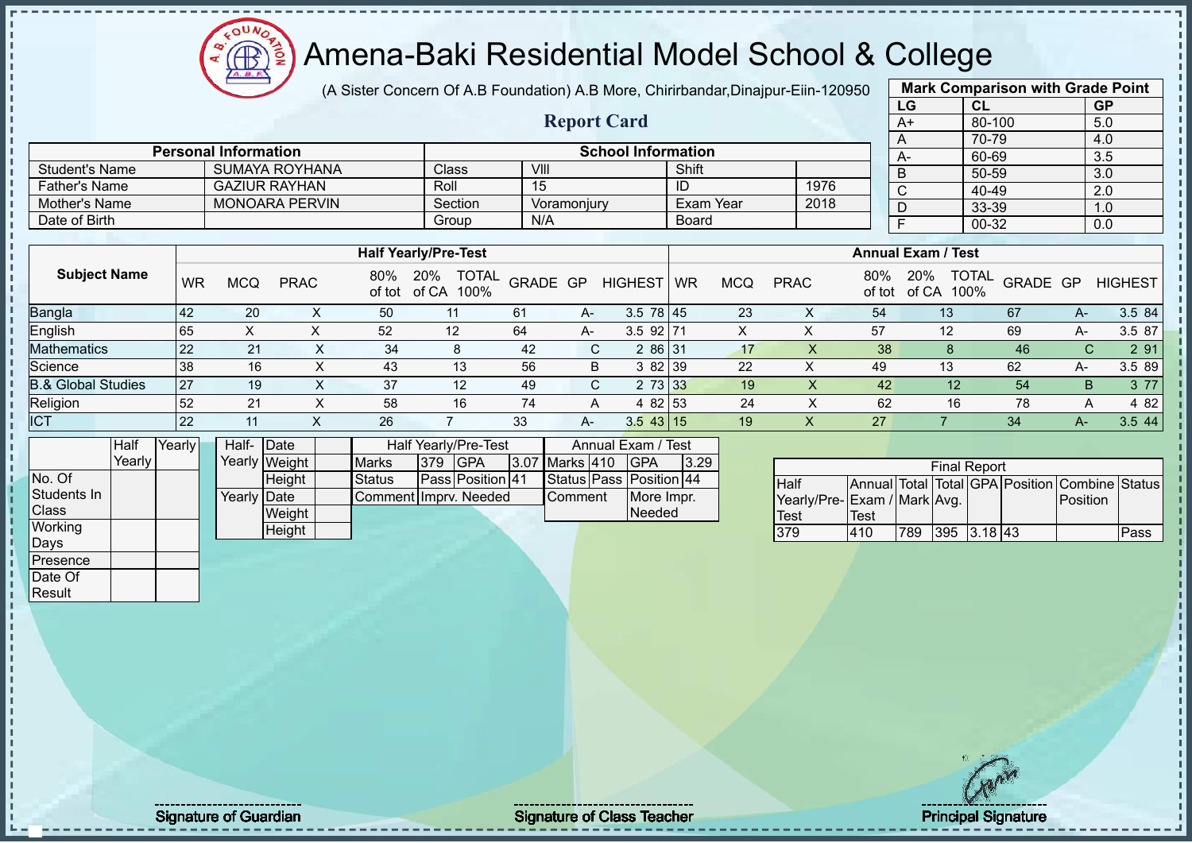# Amena-Baki Residential Model School & College

(A Sister Concern Of A.B Foundation) A.B More, Chirirbandar,Dinajpur-Eiin-120950

## Report Card

| Mark Comparison with Grade Point | | |
|---|---|---|
| LG | CL | GP |
| A+ | 80-100 | 5.0 |
| A | 70-79 | 4.0 |
| A- | 60-69 | 3.5 |
| B | 50-59 | 3.0 |
| C | 40-49 | 2.0 |
| D | 33-39 | 1.0 |
| F | 00-32 | 0.0 |

| Personal Information | | School Information | | | |
|---|---|---|---|---|---|
| Student's Name | SUMAYA ROYHANA | Class | VIII | Shift | |
| Father's Name | GAZIUR RAYHAN | Roll | 15 | ID | 1976 |
| Mother's Name | MONOARA PERVIN | Section | Voramonjury | Exam Year | 2018 |
| Date of Birth | | Group | N/A | Board | |

| Subject Name | Half Yearly/Pre-Test | | | | | | | | | Annual Exam / Test | | | | | | | | |
|---|---|---|---|---|---|---|---|---|---|---|---|---|---|---|---|---|---|---|
| | WR | MCQ | PRAC | 80% of tot | 20% of CA | TOTAL 100% | GRADE | GP | HIGHEST | WR | MCQ | PRAC | 80% of tot | 20% of CA | TOTAL 100% | GRADE | GP | HIGHEST |
| Bangla | 42 | 20 | X | 50 | 11 | 61 | A- | 3.5 | 78 | 45 | 23 | X | 54 | 13 | 67 | A- | 3.5 | 84 |
| English | 65 | X | X | 52 | 12 | 64 | A- | 3.5 | 92 | 71 | X | X | 57 | 12 | 69 | A- | 3.5 | 87 |
| Mathematics | 22 | 21 | X | 34 | 8 | 42 | C | 2 | 86 | 31 | 17 | X | 38 | 8 | 46 | C | 2 | 91 |
| Science | 38 | 16 | X | 43 | 13 | 56 | B | 3 | 82 | 39 | 22 | X | 49 | 13 | 62 | A- | 3.5 | 89 |
| B.& Global Studies | 27 | 19 | X | 37 | 12 | 49 | C | 2 | 73 | 33 | 19 | X | 42 | 12 | 54 | B | 3 | 77 |
| Religion | 52 | 21 | X | 58 | 16 | 74 | A | 4 | 82 | 53 | 24 | X | 62 | 16 | 78 | A | 4 | 82 |
| ICT | 22 | 11 | X | 26 | 7 | 33 | A- | 3.5 | 43 | 15 | 19 | X | 27 | 7 | 34 | A- | 3.5 | 44 |

| | Half Yearly | Yearly |
|---|---|---|
| No. Of Students In Class | | |
| Working Days | | |
| Presence | | |
| Date Of Result | | |

| | | |
|---|---|---|
| Half-Yearly | Date | |
| | Weight | |
| | Height | |
| Yearly | Date | |
| | Weight | |
| | Height | |

| Half Yearly/Pre-Test | | | | Annual Exam / Test | | | |
|---|---|---|---|---|---|---|---|
| Marks | 379 | GPA | 3.07 | Marks | 410 | GPA | 3.29 |
| Status | Pass | Position | 41 | Status | Pass | Position | 44 |
| Comment | Imprv. Needed | | | Comment | More Impr. Needed | | |

| Final Report | | | | | | | |
|---|---|---|---|---|---|---|---|
| Half Yearly/Pre-Test | Annual Exam / Test | Total Mark | Total Avg. | GPA | Position | Combine Position | Status |
| 379 | 410 | 789 | 395 | 3.18 | 43 | | Pass |

Signature of Guardian

Signature of Class Teacher

Principal Signature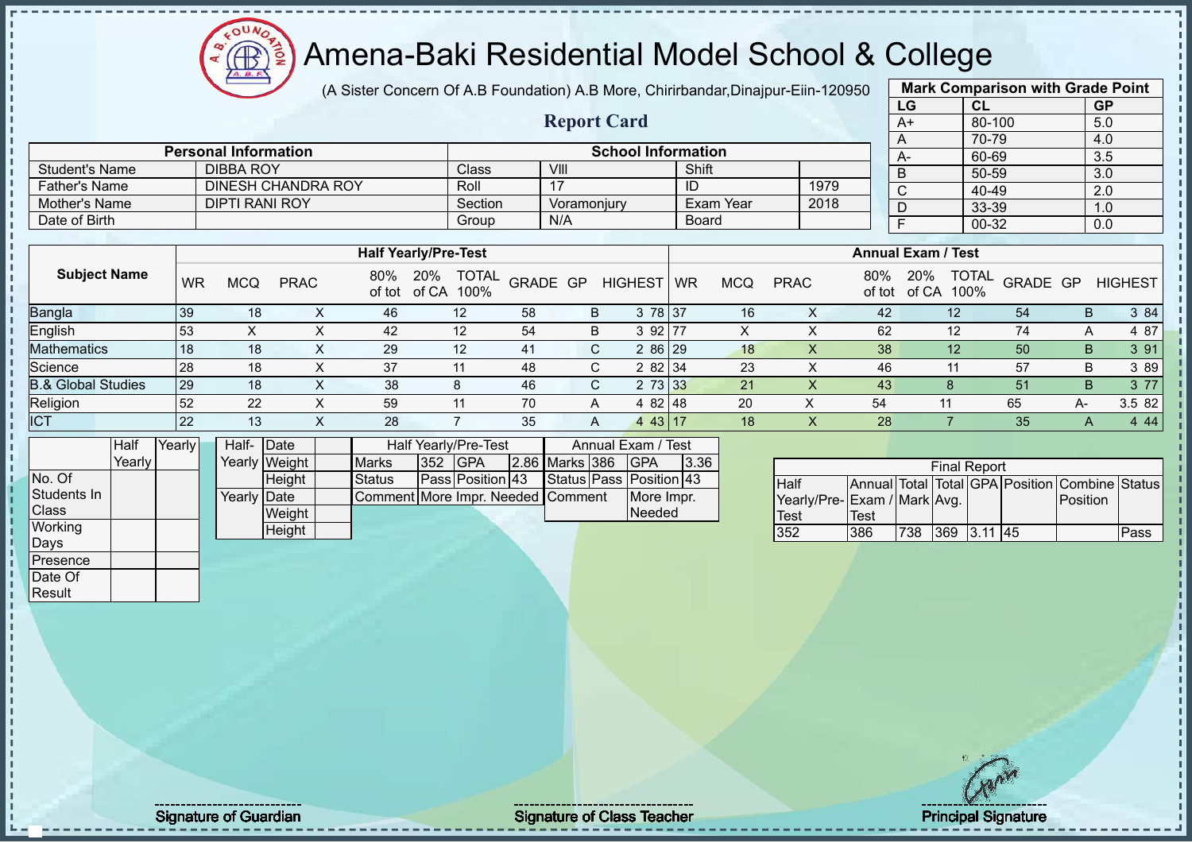# Amena-Baki Residential Model School & College

(A Sister Concern Of A.B Foundation) A.B More, Chirirbandar,Dinajpur-Eiin-120950

## Report Card

| Mark Comparison with Grade Point | | |
|---|---|---|
| LG | CL | GP |
| A+ | 80-100 | 5.0 |
| A | 70-79 | 4.0 |
| A- | 60-69 | 3.5 |
| B | 50-59 | 3.0 |
| C | 40-49 | 2.0 |
| D | 33-39 | 1.0 |
| F | 00-32 | 0.0 |

| Personal Information | | School Information | | | |
|---|---|---|---|---|---|
| Student's Name | DIBBA ROY | Class | VIII | Shift | |
| Father's Name | DINESH CHANDRA ROY | Roll | 17 | ID | 1979 |
| Mother's Name | DIPTI RANI ROY | Section | Voramonjury | Exam Year | 2018 |
| Date of Birth | | Group | N/A | Board | |

| Subject Name | Half Yearly/Pre-Test | | | | | | | | | | Annual Exam / Test | | | | | | | | | |
|---|---|---|---|---|---|---|---|---|---|---|---|---|---|---|---|---|---|---|---|---|
| | WR | MCQ | PRAC | 80% of tot | 20% of CA | TOTAL 100% | GRADE | GP | HIGHEST | WR | MCQ | PRAC | 80% of tot | 20% of CA | TOTAL 100% | GRADE | GP | HIGHEST |
| Bangla | 39 | 18 | X | 46 | 12 | 58 | B | 3 | 78 | 37 | 16 | X | 42 | 12 | 54 | B | 3 | 84 |
| English | 53 | X | X | 42 | 12 | 54 | B | 3 | 92 | 77 | X | X | 62 | 12 | 74 | A | 4 | 87 |
| Mathematics | 18 | 18 | X | 29 | 12 | 41 | C | 2 | 86 | 29 | 18 | X | 38 | 12 | 50 | B | 3 | 91 |
| Science | 28 | 18 | X | 37 | 11 | 48 | C | 2 | 82 | 34 | 23 | X | 46 | 11 | 57 | B | 3 | 89 |
| B.& Global Studies | 29 | 18 | X | 38 | 8 | 46 | C | 2 | 73 | 33 | 21 | X | 43 | 8 | 51 | B | 3 | 77 |
| Religion | 52 | 22 | X | 59 | 11 | 70 | A | 4 | 82 | 48 | 20 | X | 54 | 11 | 65 | A- | 3.5 | 82 |
| ICT | 22 | 13 | X | 28 | 7 | 35 | A | 4 | 43 | 17 | 18 | X | 28 | 7 | 35 | A | 4 | 44 |

| | Half Yearly | Yearly |
|---|---|---|
| No. Of Students In Class | | |
| Working Days | | |
| Presence | | |
| Date Of Result | | |

| | | |
|---|---|---|
| Half-Yearly | Date | |
| | Weight | |
| | Height | |
| Yearly | Date | |
| | Weight | |
| | Height | |

| Half Yearly/Pre-Test | | | | Annual Exam / Test | | | |
|---|---|---|---|---|---|---|---|
| Marks | 352 | GPA | 2.86 | Marks | 386 | GPA | 3.36 |
| Status | Pass | Position | 43 | Status | Pass | Position | 43 |
| Comment | More Impr. Needed | | | Comment | More Impr. Needed | | |

| Final Report | | | | | | | |
|---|---|---|---|---|---|---|---|
| Half Yearly/Pre-Test | Annual Exam / Test | Total Mark | Total Avg. | GPA | Position | Combine Position | Status |
| 352 | 386 | 738 | 369 | 3.11 | 45 | | Pass |

Signature of Guardian

Signature of Class Teacher

Principal Signature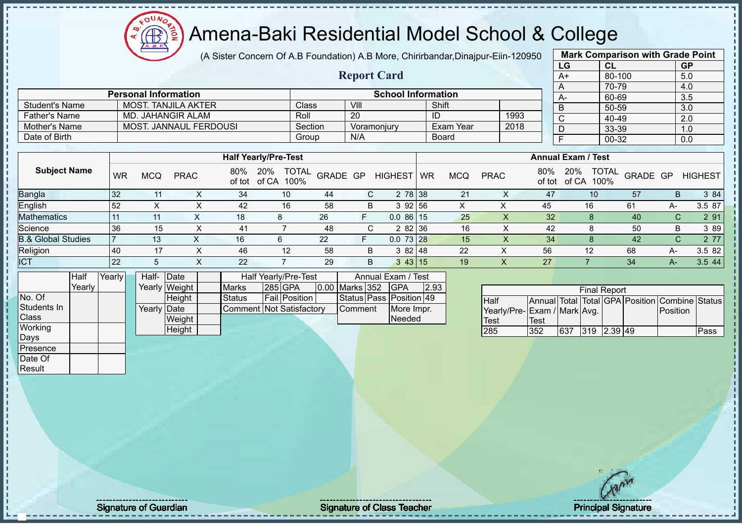# Amena-Baki Residential Model School & College

(A Sister Concern Of A.B Foundation) A.B More, Chirirbandar,Dinajpur-Eiin-120950

## Report Card

| Mark Comparison with Grade Point | | |
|---|---|---|
| LG | CL | GP |
| A+ | 80-100 | 5.0 |
| A | 70-79 | 4.0 |
| A- | 60-69 | 3.5 |
| B | 50-59 | 3.0 |
| C | 40-49 | 2.0 |
| D | 33-39 | 1.0 |
| F | 00-32 | 0.0 |

| Personal Information | | School Information | | | |
|---|---|---|---|---|---|
| Student's Name | MOST. TANJILA AKTER | Class | VIII | Shift | |
| Father's Name | MD. JAHANGIR ALAM | Roll | 20 | ID | 1993 |
| Mother's Name | MOST. JANNAUL FERDOUSI | Section | Voramonjury | Exam Year | 2018 |
| Date of Birth | | Group | N/A | Board | |

| Subject Name | Half Yearly/Pre-Test | | | | | | | | | Annual Exam / Test | | | | | | | | |
|---|---|---|---|---|---|---|---|---|---|---|---|---|---|---|---|---|---|---|
| | WR | MCQ | PRAC | 80% of tot | 20% of CA | TOTAL 100% | GRADE | GP | HIGHEST | WR | MCQ | PRAC | 80% of tot | 20% of CA | TOTAL 100% | GRADE | GP | HIGHEST |
| Bangla | 32 | 11 | X | 34 | 10 | 44 | C | 2 | 78 | 38 | 21 | X | 47 | 10 | 57 | B | 3 | 84 |
| English | 52 | X | X | 42 | 16 | 58 | B | 3 | 92 | 56 | X | X | 45 | 16 | 61 | A- | 3.5 | 87 |
| Mathematics | 11 | 11 | X | 18 | 8 | 26 | F | 0.0 | 86 | 15 | 25 | X | 32 | 8 | 40 | C | 2 | 91 |
| Science | 36 | 15 | X | 41 | 7 | 48 | C | 2 | 82 | 36 | 16 | X | 42 | 8 | 50 | B | 3 | 89 |
| B.& Global Studies | 7 | 13 | X | 16 | 6 | 22 | F | 0.0 | 73 | 28 | 15 | X | 34 | 8 | 42 | C | 2 | 77 |
| Religion | 40 | 17 | X | 46 | 12 | 58 | B | 3 | 82 | 48 | 22 | X | 56 | 12 | 68 | A- | 3.5 | 82 |
| ICT | 22 | 5 | X | 22 | 7 | 29 | B | 3 | 43 | 15 | 19 | X | 27 | 7 | 34 | A- | 3.5 | 44 |

| | Half Yearly | Yearly |
|---|---|---|
| No. Of Students In Class | | |
| Working Days | | |
| Presence | | |
| Date Of Result | | |

| | | |
|---|---|---|
| Half-Yearly | Date | |
| | Weight | |
| | Height | |
| Yearly | Date | |
| | Weight | |
| | Height | |

| Half Yearly/Pre-Test | | | | Annual Exam / Test | | | |
|---|---|---|---|---|---|---|---|
| Marks | 285 | GPA | 0.00 | Marks | 352 | GPA | 2.93 |
| Status | Fail | Position | | Status | Pass | Position | 49 |
| Comment | Not Satisfactory | | | Comment | More Impr. Needed | | |

| Final Report | | | | | | | |
|---|---|---|---|---|---|---|---|
| Half Yearly/Pre-Test | Annual Exam / Test | Total Mark | Total Avg. | GPA | Position | Combine Position | Status |
| 285 | 352 | 637 | 319 | 2.39 | 49 | | Pass |

Signature of Guardian | Signature of Class Teacher | Principal Signature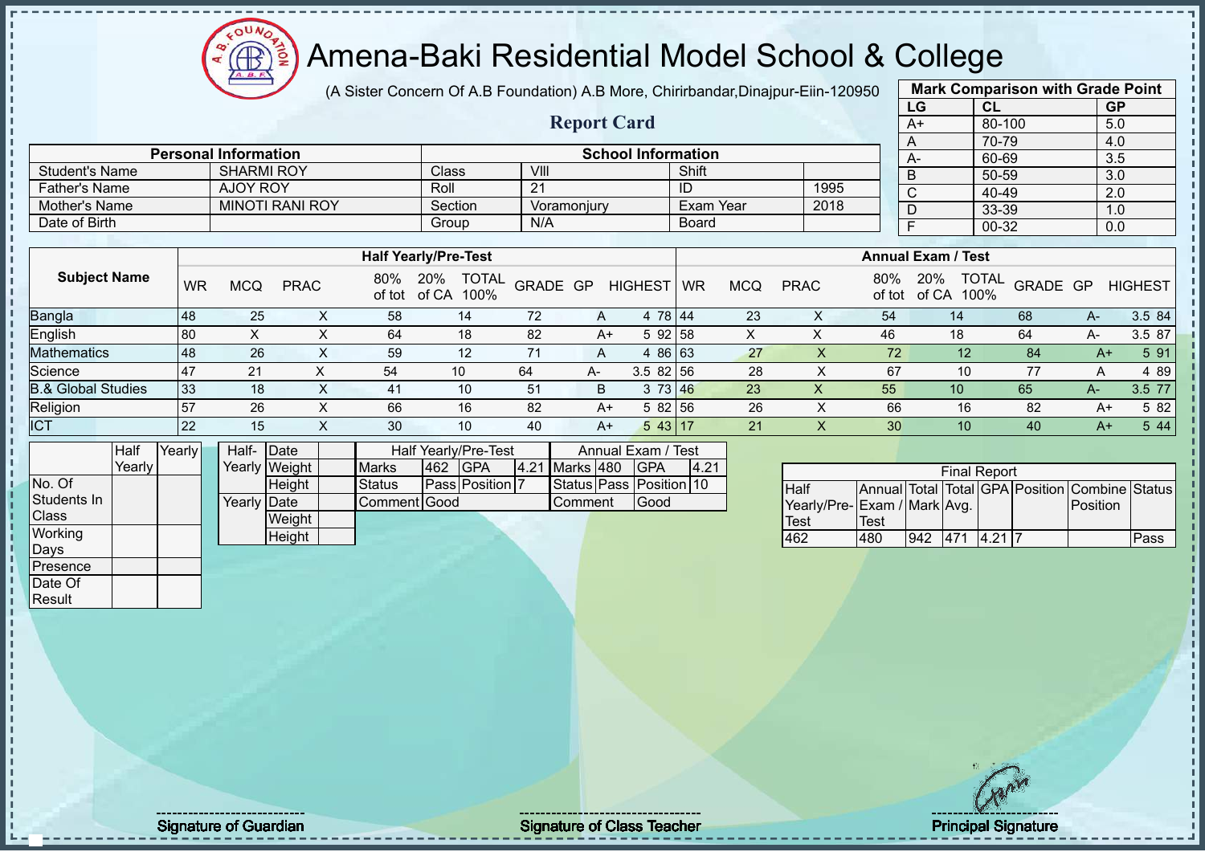# Amena-Baki Residential Model School & College

(A Sister Concern Of A.B Foundation) A.B More, Chirirbandar,Dinajpur-Eiin-120950

## Report Card

| Mark Comparison with Grade Point | | |
|---|---|---|
| LG | CL | GP |
| A+ | 80-100 | 5.0 |
| A | 70-79 | 4.0 |
| A- | 60-69 | 3.5 |
| B | 50-59 | 3.0 |
| C | 40-49 | 2.0 |
| D | 33-39 | 1.0 |
| F | 00-32 | 0.0 |

| Personal Information | | School Information | | | |
|---|---|---|---|---|---|
| Student's Name | SHARMI ROY | Class | VIII | Shift | |
| Father's Name | AJOY ROY | Roll | 21 | ID | 1995 |
| Mother's Name | MINOTI RANI ROY | Section | Voramonjury | Exam Year | 2018 |
| Date of Birth | | Group | N/A | Board | |

| Subject Name | Half Yearly/Pre-Test | | | | | | | | | Annual Exam / Test | | | | | | | | |
|---|---|---|---|---|---|---|---|---|---|---|---|---|---|---|---|---|---|---|
| | WR | MCQ | PRAC | 80% of tot | 20% of CA | TOTAL 100% | GRADE | GP | HIGHEST | WR | MCQ | PRAC | 80% of tot | 20% of CA | TOTAL 100% | GRADE | GP | HIGHEST |
| Bangla | 48 | 25 | X | 58 | 14 | 72 | A | 4 | 78 | 44 | 23 | X | 54 | 14 | 68 | A- | 3.5 | 84 |
| English | 80 | X | X | 64 | 18 | 82 | A+ | 5 | 92 | 58 | X | X | 46 | 18 | 64 | A- | 3.5 | 87 |
| Mathematics | 48 | 26 | X | 59 | 12 | 71 | A | 4 | 86 | 63 | 27 | X | 72 | 12 | 84 | A+ | 5 | 91 |
| Science | 47 | 21 | X | 54 | 10 | 64 | A- | 3.5 | 82 | 56 | 28 | X | 67 | 10 | 77 | A | 4 | 89 |
| B.& Global Studies | 33 | 18 | X | 41 | 10 | 51 | B | 3 | 73 | 46 | 23 | X | 55 | 10 | 65 | A- | 3.5 | 77 |
| Religion | 57 | 26 | X | 66 | 16 | 82 | A+ | 5 | 82 | 56 | 26 | X | 66 | 16 | 82 | A+ | 5 | 82 |
| ICT | 22 | 15 | X | 30 | 10 | 40 | A+ | 5 | 43 | 17 | 21 | X | 30 | 10 | 40 | A+ | 5 | 44 |

| | Half Yearly | Yearly |
|---|---|---|
| No. Of Students In Class | | |
| Working Days | | |
| Presence | | |
| Date Of Result | | |

| | | |
|---|---|---|
| Half-Yearly | Date | |
| | Weight | |
| | Height | |
| Yearly | Date | |
| | Weight | |
| | Height | |

| Half Yearly/Pre-Test | | | | Annual Exam / Test | | | |
|---|---|---|---|---|---|---|---|
| Marks | 462 | GPA | 4.21 | Marks | 480 | GPA | 4.21 |
| Status | Pass | Position | 7 | Status | Pass | Position | 10 |
| Comment | Good | | | Comment | Good | | |

| Final Report | | | | | | | |
|---|---|---|---|---|---|---|---|
| Half Yearly/Pre-Test | Annual Exam / Test | Total Mark | Total Avg. | GPA | Position | Combine Position | Status |
| 462 | 480 | 942 | 471 | 4.21 | 7 | | Pass |

Signature of Guardian　　Signature of Class Teacher　　Principal Signature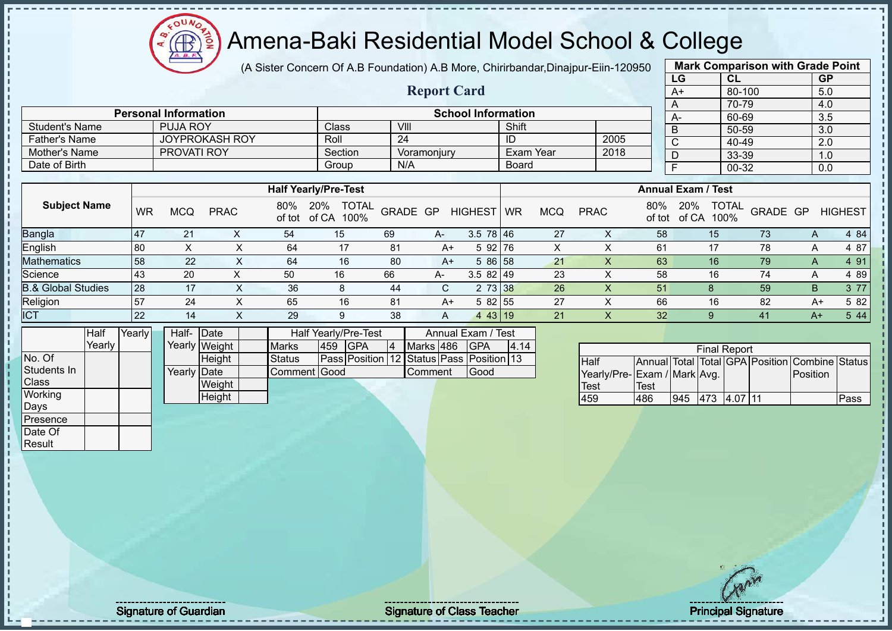# Amena-Baki Residential Model School & College

(A Sister Concern Of A.B Foundation) A.B More, Chirirbandar,Dinajpur-Eiin-120950

## Report Card

| Mark Comparison with Grade Point | | |
|---|---|---|
| LG | CL | GP |
| A+ | 80-100 | 5.0 |
| A | 70-79 | 4.0 |
| A- | 60-69 | 3.5 |
| B | 50-59 | 3.0 |
| C | 40-49 | 2.0 |
| D | 33-39 | 1.0 |
| F | 00-32 | 0.0 |

| Personal Information | | School Information | | | |
|---|---|---|---|---|---|
| Student's Name | PUJA ROY | Class | VIII | Shift | |
| Father's Name | JOYPROKASH ROY | Roll | 24 | ID | 2005 |
| Mother's Name | PROVATI ROY | Section | Voramonjury | Exam Year | 2018 |
| Date of Birth | | Group | N/A | Board | |

| Subject Name | Half Yearly/Pre-Test | | | | | | | | | | Annual Exam / Test | | | | | | | | | |
|---|---|---|---|---|---|---|---|---|---|---|---|---|---|---|---|---|---|---|---|---|
| | WR | MCQ | PRAC | 80% of tot | 20% of CA | TOTAL 100% | GRADE | GP | HIGHEST | WR | MCQ | PRAC | 80% of tot | 20% of CA | TOTAL 100% | GRADE | GP | HIGHEST |
| Bangla | 47 | 21 | X | 54 | 15 | 69 | A- | 3.5 | 78 | 46 | 27 | X | 58 | 15 | 73 | A | 4 | 84 |
| English | 80 | X | X | 64 | 17 | 81 | A+ | 5 | 92 | 76 | X | X | 61 | 17 | 78 | A | 4 | 87 |
| Mathematics | 58 | 22 | X | 64 | 16 | 80 | A+ | 5 | 86 | 58 | 21 | X | 63 | 16 | 79 | A | 4 | 91 |
| Science | 43 | 20 | X | 50 | 16 | 66 | A- | 3.5 | 82 | 49 | 23 | X | 58 | 16 | 74 | A | 4 | 89 |
| B.& Global Studies | 28 | 17 | X | 36 | 8 | 44 | C | 2 | 73 | 38 | 26 | X | 51 | 8 | 59 | B | 3 | 77 |
| Religion | 57 | 24 | X | 65 | 16 | 81 | A+ | 5 | 82 | 55 | 27 | X | 66 | 16 | 82 | A+ | 5 | 82 |
| ICT | 22 | 14 | X | 29 | 9 | 38 | A | 4 | 43 | 19 | 21 | X | 32 | 9 | 41 | A+ | 5 | 44 |

| | Half Yearly | Yearly |
|---|---|---|
| No. Of Students In Class | | |
| Working Days | | |
| Presence | | |
| Date Of Result | | |

| | | |
|---|---|---|
| Half-Yearly | Date | |
| | Weight | |
| | Height | |
| Yearly | Date | |
| | Weight | |
| | Height | |

| Half Yearly/Pre-Test | | | | Annual Exam / Test | | | |
|---|---|---|---|---|---|---|---|
| Marks | 459 | GPA | 4 | Marks | 486 | GPA | 4.14 |
| Status | Pass | Position | 12 | Status | Pass | Position | 13 |
| Comment | Good | | | Comment | Good | | |

| Final Report | | | | | | | |
|---|---|---|---|---|---|---|---|
| Half Yearly/Pre-Test | Annual Exam / Test | Total Mark | Total Avg. | GPA | Position | Combine Position | Status |
| 459 | 486 | 945 | 473 | 4.07 | 11 | | Pass |

Signature of Guardian | Signature of Class Teacher | Principal Signature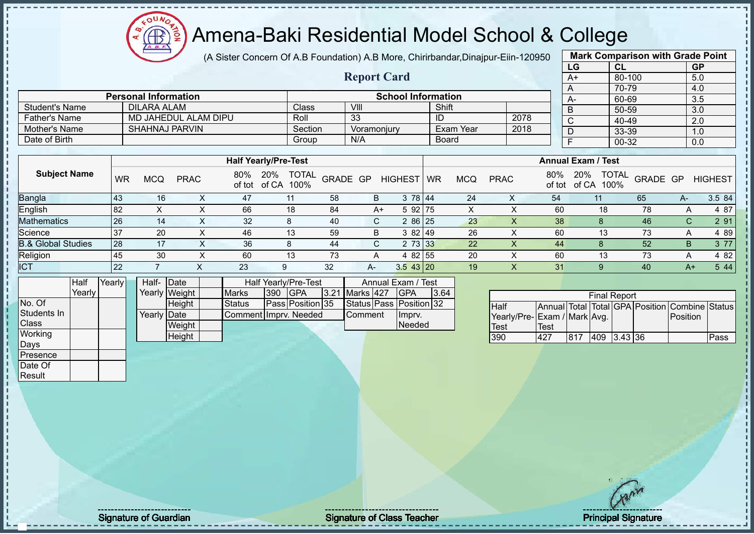# Amena-Baki Residential Model School & College

(A Sister Concern Of A.B Foundation) A.B More, Chirirbandar,Dinajpur-Eiin-120950

## Report Card

| Mark Comparison with Grade Point | | |
|---|---|---|
| LG | CL | GP |
| A+ | 80-100 | 5.0 |
| A | 70-79 | 4.0 |
| A- | 60-69 | 3.5 |
| B | 50-59 | 3.0 |
| C | 40-49 | 2.0 |
| D | 33-39 | 1.0 |
| F | 00-32 | 0.0 |

| Personal Information | | School Information | | | |
|---|---|---|---|---|---|
| Student's Name | DILARA ALAM | Class | VIII | Shift | |
| Father's Name | MD JAHEDUL ALAM DIPU | Roll | 33 | ID | 2078 |
| Mother's Name | SHAHNAJ PARVIN | Section | Voramonjury | Exam Year | 2018 |
| Date of Birth | | Group | N/A | Board | |

| Subject Name | Half Yearly/Pre-Test | | | | | | | | | Annual Exam / Test | | | | | | | | |
|---|---|---|---|---|---|---|---|---|---|---|---|---|---|---|---|---|---|---|
| | WR | MCQ | PRAC | 80% of tot | 20% of CA | TOTAL 100% | GRADE | GP | HIGHEST | WR | MCQ | PRAC | 80% of tot | 20% of CA | TOTAL 100% | GRADE | GP | HIGHEST |
| Bangla | 43 | 16 | X | 47 | 11 | 58 | B | 3 | 78 | 44 | 24 | X | 54 | 11 | 65 | A- | 3.5 | 84 |
| English | 82 | X | X | 66 | 18 | 84 | A+ | 5 | 92 | 75 | X | X | 60 | 18 | 78 | A | 4 | 87 |
| Mathematics | 26 | 14 | X | 32 | 8 | 40 | C | 2 | 86 | 25 | 23 | X | 38 | 8 | 46 | C | 2 | 91 |
| Science | 37 | 20 | X | 46 | 13 | 59 | B | 3 | 82 | 49 | 26 | X | 60 | 13 | 73 | A | 4 | 89 |
| B.& Global Studies | 28 | 17 | X | 36 | 8 | 44 | C | 2 | 73 | 33 | 22 | X | 44 | 8 | 52 | B | 3 | 77 |
| Religion | 45 | 30 | X | 60 | 13 | 73 | A | 4 | 82 | 55 | 20 | X | 60 | 13 | 73 | A | 4 | 82 |
| ICT | 22 | 7 | X | 23 | 9 | 32 | A- | 3.5 | 43 | 20 | 19 | X | 31 | 9 | 40 | A+ | 5 | 44 |

| | Half Yearly | Yearly |
|---|---|---|
| No. Of Students In Class | | |
| Working Days | | |
| Presence | | |
| Date Of Result | | |

| | | |
|---|---|---|
| Half-Yearly | Date | |
| | Weight | |
| | Height | |
| Yearly | Date | |
| | Weight | |
| | Height | |

| Half Yearly/Pre-Test | | | |
|---|---|---|---|
| Marks | 390 | GPA | 3.21 |
| Status | Pass | Position | 35 |
| Comment | Imprv. Needed | | |

| Annual Exam / Test | | | |
|---|---|---|---|
| Marks | 427 | GPA | 3.64 |
| Status | Pass | Position | 32 |
| Comment | | Imprv. Needed | |

| Final Report | | | | | | | |
|---|---|---|---|---|---|---|---|
| Half Yearly/Pre-Test | Annual Exam / Test | Total Mark | Total Avg. | GPA | Position | Combine Position | Status |
| 390 | 427 | 817 | 409 | 3.43 | 36 | | Pass |

Signature of Guardian

Signature of Class Teacher

Principal Signature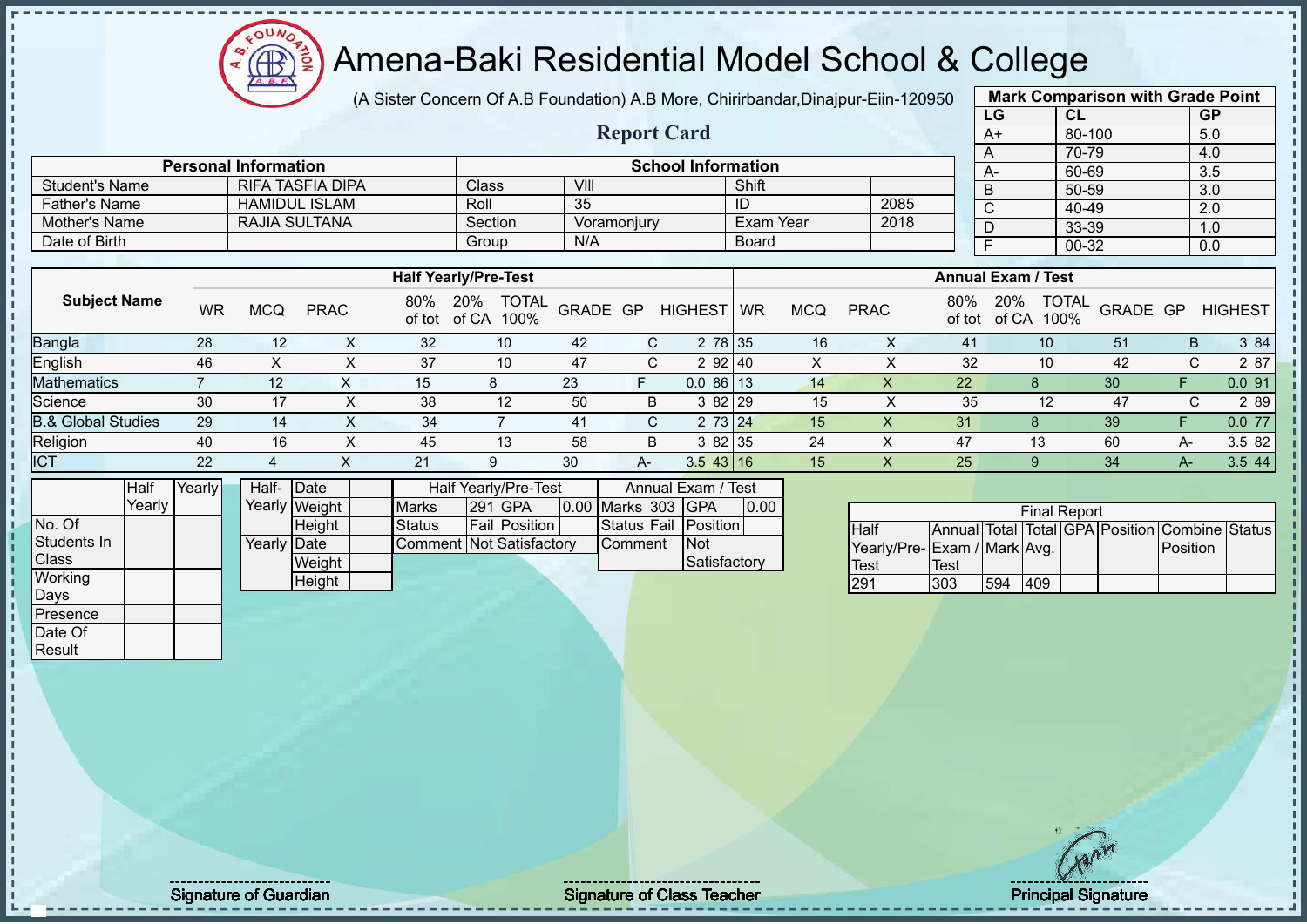# Amena-Baki Residential Model School & College

(A Sister Concern Of A.B Foundation) A.B More, Chirirbandar,Dinajpur-Eiin-120950

## Report Card

| Mark Comparison with Grade Point | | |
|---|---|---|
| LG | CL | GP |
| A+ | 80-100 | 5.0 |
| A | 70-79 | 4.0 |
| A- | 60-69 | 3.5 |
| B | 50-59 | 3.0 |
| C | 40-49 | 2.0 |
| D | 33-39 | 1.0 |
| F | 00-32 | 0.0 |

| Personal Information | | School Information | | | |
|---|---|---|---|---|---|
| Student's Name | RIFA TASFIA DIPA | Class | VIII | Shift | |
| Father's Name | HAMIDUL ISLAM | Roll | 35 | ID | 2085 |
| Mother's Name | RAJIA SULTANA | Section | Voramonjury | Exam Year | 2018 |
| Date of Birth | | Group | N/A | Board | |

| Subject Name | Half Yearly/Pre-Test | | | | | | | | | | Annual Exam / Test | | | | | | | | | |
|---|---|---|---|---|---|---|---|---|---|---|---|---|---|---|---|---|---|---|---|---|
| | WR | MCQ | PRAC | 80% of tot | 20% of CA | TOTAL 100% | GRADE | GP | HIGHEST | WR | MCQ | PRAC | 80% of tot | 20% of CA | TOTAL 100% | GRADE | GP | HIGHEST |
| Bangla | 28 | 12 | X | 32 | 10 | 42 | C | 2 | 78 | 35 | 16 | X | 41 | 10 | 51 | B | 3 | 84 |
| English | 46 | X | X | 37 | 10 | 47 | C | 2 | 92 | 40 | X | X | 32 | 10 | 42 | C | 2 | 87 |
| Mathematics | 7 | 12 | X | 15 | 8 | 23 | F | 0.0 | 86 | 13 | 14 | X | 22 | 8 | 30 | F | 0.0 | 91 |
| Science | 30 | 17 | X | 38 | 12 | 50 | B | 3 | 82 | 29 | 15 | X | 35 | 12 | 47 | C | 2 | 89 |
| B.& Global Studies | 29 | 14 | X | 34 | 7 | 41 | C | 2 | 73 | 24 | 15 | X | 31 | 8 | 39 | F | 0.0 | 77 |
| Religion | 40 | 16 | X | 45 | 13 | 58 | B | 3 | 82 | 35 | 24 | X | 47 | 13 | 60 | A- | 3.5 | 82 |
| ICT | 22 | 4 | X | 21 | 9 | 30 | A- | 3.5 | 43 | 16 | 15 | X | 25 | 9 | 34 | A- | 3.5 | 44 |

| | Half Yearly | Yearly |
|---|---|---|
| No. Of Students In Class | | |
| Working Days | | |
| Presence | | |
| Date Of Result | | |

| | | |
|---|---|---|
| Half-Yearly | Date | |
| | Weight | |
| | Height | |
| Yearly | Date | |
| | Weight | |
| | Height | |

| Half Yearly/Pre-Test | | | | Annual Exam / Test | | | |
|---|---|---|---|---|---|---|---|
| Marks | 291 | GPA | 0.00 | Marks | 303 | GPA | 0.00 |
| Status | Fail | Position | | Status | Fail | Position | |
| Comment | Not Satisfactory | | | Comment | Not Satisfactory | | |

| Final Report | | | | | | | |
|---|---|---|---|---|---|---|---|
| Half Yearly/Pre-Test | Annual Exam / Test | Total Mark | Total Avg. | GPA | Position | Combine Position | Status |
| 291 | 303 | 594 | 409 | | | | |

Signature of Guardian | Signature of Class Teacher | Principal Signature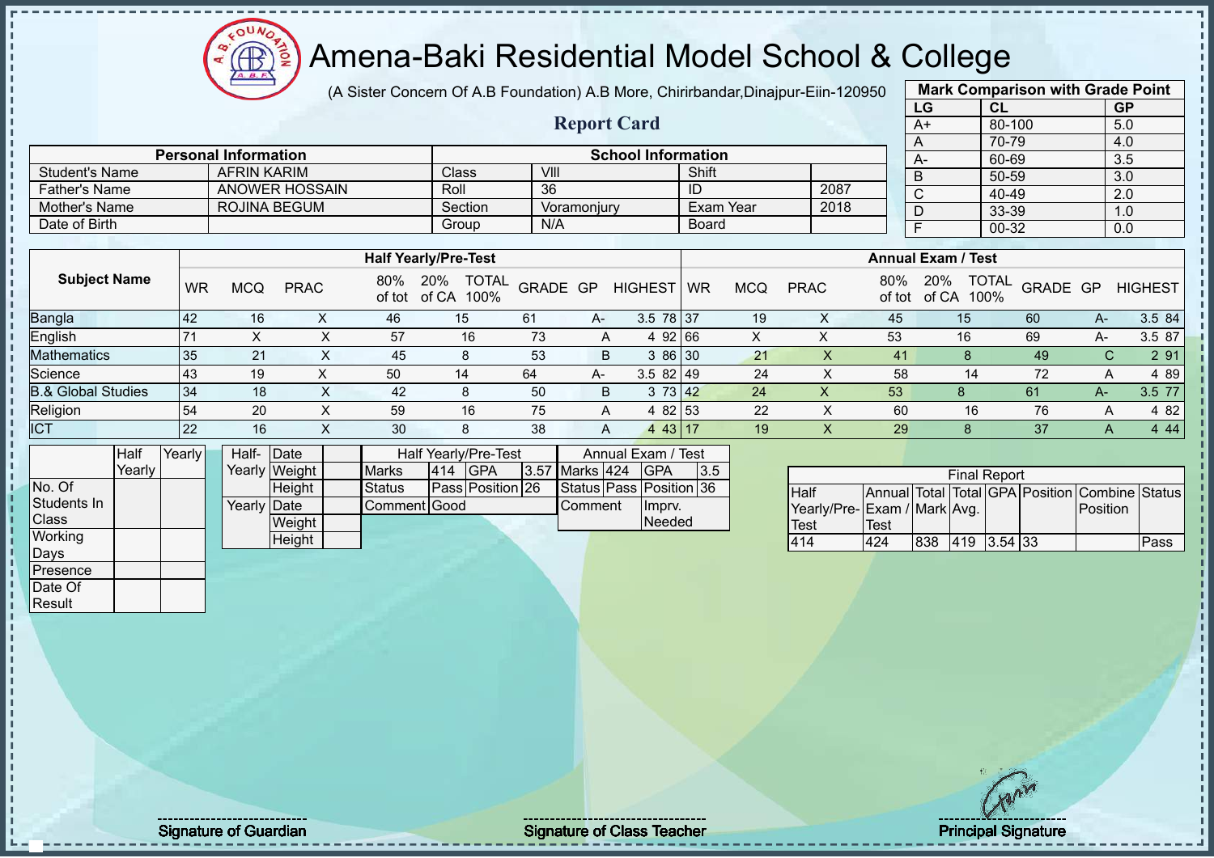# Amena-Baki Residential Model School & College

(A Sister Concern Of A.B Foundation) A.B More, Chirirbandar,Dinajpur-Eiin-120950

## Report Card

| Mark Comparison with Grade Point | | |
|---|---|---|
| LG | CL | GP |
| A+ | 80-100 | 5.0 |
| A | 70-79 | 4.0 |
| A- | 60-69 | 3.5 |
| B | 50-59 | 3.0 |
| C | 40-49 | 2.0 |
| D | 33-39 | 1.0 |
| F | 00-32 | 0.0 |

| Personal Information | | School Information | | | |
|---|---|---|---|---|---|
| Student's Name | AFRIN KARIM | Class | VIII | Shift | |
| Father's Name | ANOWER HOSSAIN | Roll | 36 | ID | 2087 |
| Mother's Name | ROJINA BEGUM | Section | Voramonjury | Exam Year | 2018 |
| Date of Birth | | Group | N/A | Board | |

| Subject Name | Half Yearly/Pre-Test | | | | | | | | | Annual Exam / Test | | | | | | | | |
|---|---|---|---|---|---|---|---|---|---|---|---|---|---|---|---|---|---|---|
| | WR | MCQ | PRAC | 80% of tot | 20% of CA | TOTAL 100% | GRADE | GP | HIGHEST | WR | MCQ | PRAC | 80% of tot | 20% of CA | TOTAL 100% | GRADE | GP | HIGHEST |
| Bangla | 42 | 16 | X | 46 | 15 | 61 | A- | 3.5 | 78 | 37 | 19 | X | 45 | 15 | 60 | A- | 3.5 | 84 |
| English | 71 | X | X | 57 | 16 | 73 | A | 4 | 92 | 66 | X | X | 53 | 16 | 69 | A- | 3.5 | 87 |
| Mathematics | 35 | 21 | X | 45 | 8 | 53 | B | 3 | 86 | 30 | 21 | X | 41 | 8 | 49 | C | 2 | 91 |
| Science | 43 | 19 | X | 50 | 14 | 64 | A- | 3.5 | 82 | 49 | 24 | X | 58 | 14 | 72 | A | 4 | 89 |
| B.& Global Studies | 34 | 18 | X | 42 | 8 | 50 | B | 3 | 73 | 42 | 24 | X | 53 | 8 | 61 | A- | 3.5 | 77 |
| Religion | 54 | 20 | X | 59 | 16 | 75 | A | 4 | 82 | 53 | 22 | X | 60 | 16 | 76 | A | 4 | 82 |
| ICT | 22 | 16 | X | 30 | 8 | 38 | A | 4 | 43 | 17 | 19 | X | 29 | 8 | 37 | A | 4 | 44 |

| | Half Yearly | Yearly |
|---|---|---|
| No. Of Students In Class | | |
| Working Days | | |
| Presence | | |
| Date Of Result | | |

| | | |
|---|---|---|
| Half-Yearly | Date | |
| | Weight | |
| | Height | |
| Yearly | Date | |
| | Weight | |
| | Height | |

| Half Yearly/Pre-Test | | | | Annual Exam / Test | | | |
|---|---|---|---|---|---|---|---|
| Marks | 414 | GPA | 3.57 | Marks | 424 | GPA | 3.5 |
| Status | Pass | Position | 26 | Status | Pass | Position | 36 |
| Comment | Good | | | Comment | Imprv. Needed | | |

| Final Report | | | | | | | |
|---|---|---|---|---|---|---|---|
| Half Yearly/Pre-Test | Annual Exam / Test | Total Mark | Total Avg. | GPA | Position | Combine Position | Status |
| 414 | 424 | 838 | 419 | 3.54 | 33 | | Pass |

Signature of Guardian

Signature of Class Teacher

Principal Signature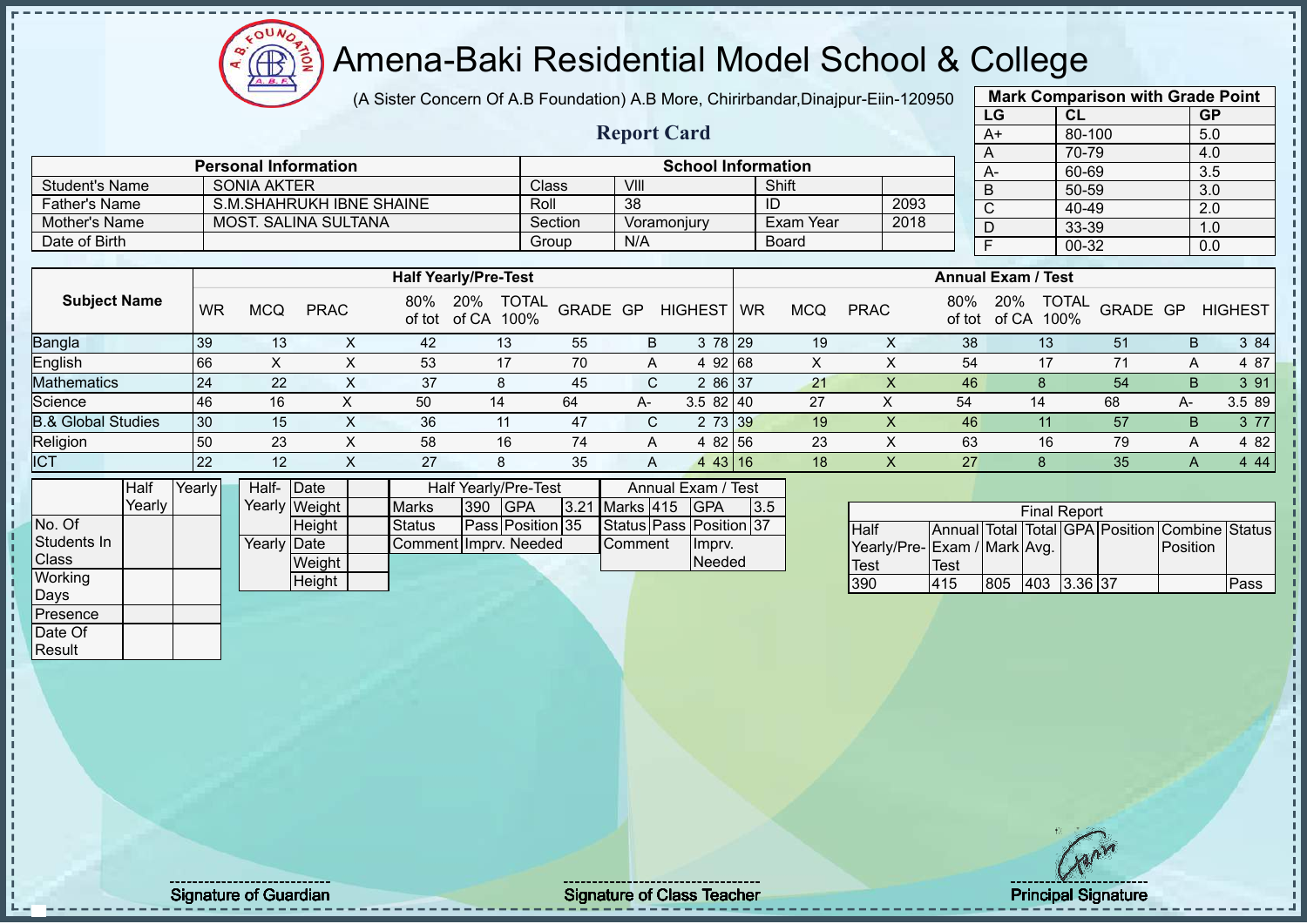# Amena-Baki Residential Model School & College

(A Sister Concern Of A.B Foundation) A.B More, Chirirbandar,Dinajpur-Eiin-120950

## Report Card

| Mark Comparison with Grade Point | | |
|---|---|---|
| LG | CL | GP |
| A+ | 80-100 | 5.0 |
| A | 70-79 | 4.0 |
| A- | 60-69 | 3.5 |
| B | 50-59 | 3.0 |
| C | 40-49 | 2.0 |
| D | 33-39 | 1.0 |
| F | 00-32 | 0.0 |

| Personal Information | | School Information | | | |
|---|---|---|---|---|---|
| Student's Name | SONIA AKTER | Class | VIII | Shift | |
| Father's Name | S.M.SHAHRUKH IBNE SHAINE | Roll | 38 | ID | 2093 |
| Mother's Name | MOST. SALINA SULTANA | Section | Voramonjury | Exam Year | 2018 |
| Date of Birth | | Group | N/A | Board | |

| Subject Name | Half Yearly/Pre-Test | | | | | | | | | | Annual Exam / Test | | | | | | | | | |
|---|---|---|---|---|---|---|---|---|---|---|---|---|---|---|---|---|---|---|---|---|
| | WR | MCQ | PRAC | 80% of tot | 20% of CA | TOTAL 100% | GRADE | GP | HIGHEST | WR | MCQ | PRAC | 80% of tot | 20% of CA | TOTAL 100% | GRADE | GP | HIGHEST |
| Bangla | 39 | 13 | X | 42 | 13 | 55 | B | 3 | 78 | 29 | 19 | X | 38 | 13 | 51 | B | 3 | 84 |
| English | 66 | X | X | 53 | 17 | 70 | A | 4 | 92 | 68 | X | X | 54 | 17 | 71 | A | 4 | 87 |
| Mathematics | 24 | 22 | X | 37 | 8 | 45 | C | 2 | 86 | 37 | 21 | X | 46 | 8 | 54 | B | 3 | 91 |
| Science | 46 | 16 | X | 50 | 14 | 64 | A- | 3.5 | 82 | 40 | 27 | X | 54 | 14 | 68 | A- | 3.5 | 89 |
| B.& Global Studies | 30 | 15 | X | 36 | 11 | 47 | C | 2 | 73 | 39 | 19 | X | 46 | 11 | 57 | B | 3 | 77 |
| Religion | 50 | 23 | X | 58 | 16 | 74 | A | 4 | 82 | 56 | 23 | X | 63 | 16 | 79 | A | 4 | 82 |
| ICT | 22 | 12 | X | 27 | 8 | 35 | A | 4 | 43 | 16 | 18 | X | 27 | 8 | 35 | A | 4 | 44 |

| | Half Yearly | Yearly |
|---|---|---|
| No. Of Students In Class | | |
| Working Days | | |
| Presence | | |
| Date Of Result | | |

| | | |
|---|---|---|
| Half-Yearly | Date | |
| | Weight | |
| | Height | |
| Yearly | Date | |
| | Weight | |
| | Height | |

| Half Yearly/Pre-Test | | | | Annual Exam / Test | | | |
|---|---|---|---|---|---|---|---|
| Marks | 390 | GPA | 3.21 | Marks | 415 | GPA | 3.5 |
| Status | Pass | Position | 35 | Status | Pass | Position | 37 |
| Comment | Imprv. Needed | | | Comment | Imprv. Needed | | |

| Final Report | | | | | | | |
|---|---|---|---|---|---|---|---|
| Half Yearly/Pre-Test | Annual Exam / Test | Total Mark | Total Avg. | GPA | Position | Combine Position | Status |
| 390 | 415 | 805 | 403 | 3.36 | 37 | | Pass |

Signature of Guardian | Signature of Class Teacher | Principal Signature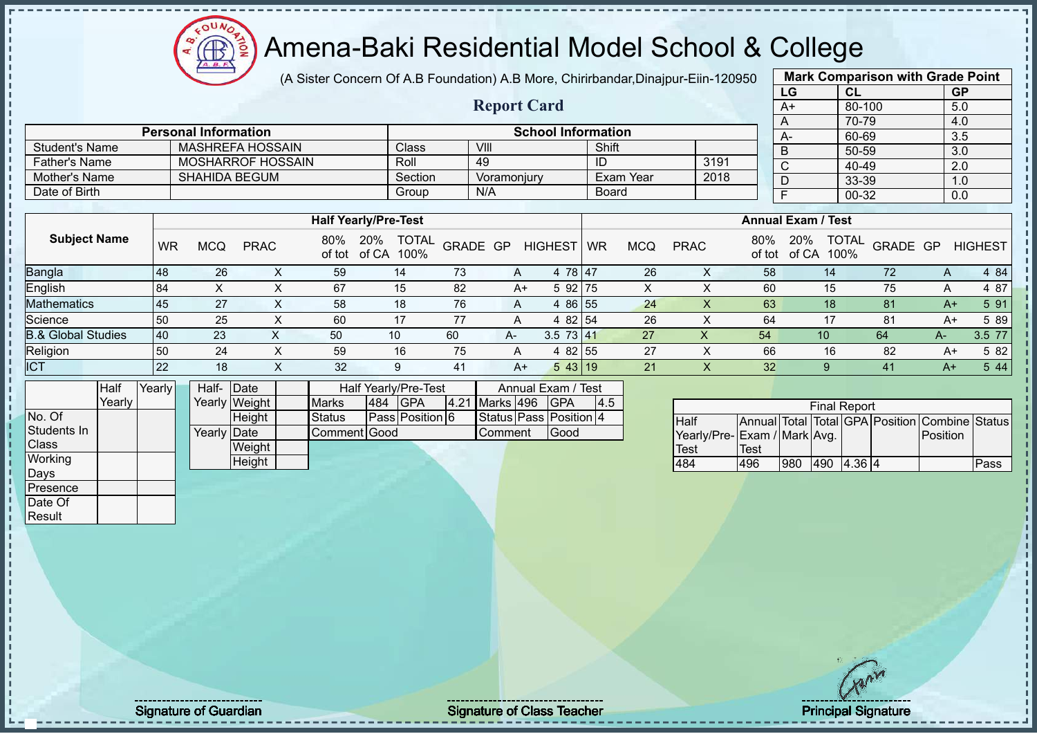# Amena-Baki Residential Model School & College

(A Sister Concern Of A.B Foundation) A.B More, Chirirbandar,Dinajpur-Eiin-120950

## Report Card

| Mark Comparison with Grade Point | | |
|---|---|---|
| LG | CL | GP |
| A+ | 80-100 | 5.0 |
| A | 70-79 | 4.0 |
| A- | 60-69 | 3.5 |
| B | 50-59 | 3.0 |
| C | 40-49 | 2.0 |
| D | 33-39 | 1.0 |
| F | 00-32 | 0.0 |

| Personal Information | | School Information | | | |
|---|---|---|---|---|---|
| Student's Name | MASHREFA HOSSAIN | Class | VIII | Shift | |
| Father's Name | MOSHARROF HOSSAIN | Roll | 49 | ID | 3191 |
| Mother's Name | SHAHIDA BEGUM | Section | Voramonjury | Exam Year | 2018 |
| Date of Birth | | Group | N/A | Board | |

| Subject Name | Half Yearly/Pre-Test | | | | | | | | | Annual Exam / Test | | | | | | | | |
|---|---|---|---|---|---|---|---|---|---|---|---|---|---|---|---|---|---|---|
| | WR | MCQ | PRAC | 80% of tot | 20% of CA | TOTAL 100% | GRADE | GP | HIGHEST | WR | MCQ | PRAC | 80% of tot | 20% of CA | TOTAL 100% | GRADE | GP | HIGHEST |
| Bangla | 48 | 26 | X | 59 | 14 | 73 | A | 4 | 78 | 47 | 26 | X | 58 | 14 | 72 | A | 4 | 84 |
| English | 84 | X | X | 67 | 15 | 82 | A+ | 5 | 92 | 75 | X | X | 60 | 15 | 75 | A | 4 | 87 |
| Mathematics | 45 | 27 | X | 58 | 18 | 76 | A | 4 | 86 | 55 | 24 | X | 63 | 18 | 81 | A+ | 5 | 91 |
| Science | 50 | 25 | X | 60 | 17 | 77 | A | 4 | 82 | 54 | 26 | X | 64 | 17 | 81 | A+ | 5 | 89 |
| B.& Global Studies | 40 | 23 | X | 50 | 10 | 60 | A- | 3.5 | 73 | 41 | 27 | X | 54 | 10 | 64 | A- | 3.5 | 77 |
| Religion | 50 | 24 | X | 59 | 16 | 75 | A | 4 | 82 | 55 | 27 | X | 66 | 16 | 82 | A+ | 5 | 82 |
| ICT | 22 | 18 | X | 32 | 9 | 41 | A+ | 5 | 43 | 19 | 21 | X | 32 | 9 | 41 | A+ | 5 | 44 |

| | Half Yearly | Yearly |
|---|---|---|
| No. Of Students In Class | | |
| Working Days | | |
| Presence | | |
| Date Of Result | | |

| | | |
|---|---|---|
| Half-Yearly | Date | |
| | Weight | |
| | Height | |
| Yearly | Date | |
| | Weight | |
| | Height | |

| Half Yearly/Pre-Test | | | | Annual Exam / Test | | | |
|---|---|---|---|---|---|---|---|
| Marks | 484 | GPA | 4.21 | Marks | 496 | GPA | 4.5 |
| Status | Pass | Position | 6 | Status | Pass | Position | 4 |
| Comment | Good | | | Comment | Good | | |

| Final Report | | | | | | | |
|---|---|---|---|---|---|---|---|
| Half Yearly/Pre-Test | Annual Exam / Test | Total Mark | Total Avg. | GPA | Position | Combine Position | Status |
| 484 | 496 | 980 | 490 | 4.36 | 4 | | Pass |

Signature of Guardian | Signature of Class Teacher | Principal Signature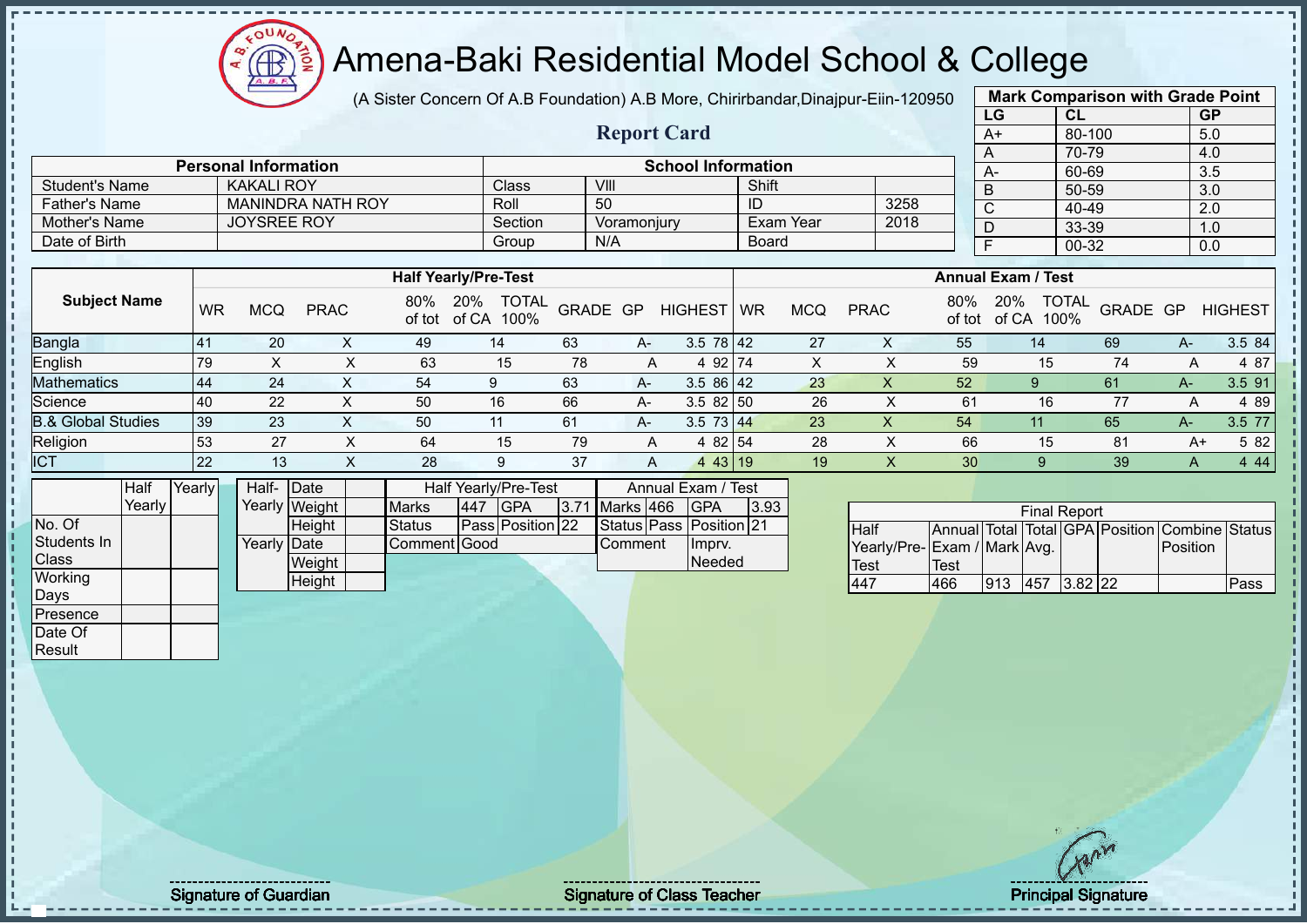# Amena-Baki Residential Model School & College

(A Sister Concern Of A.B Foundation) A.B More, Chirirbandar,Dinajpur-Eiin-120950

## Report Card

| Mark Comparison with Grade Point | | |
|---|---|---|
| LG | CL | GP |
| A+ | 80-100 | 5.0 |
| A | 70-79 | 4.0 |
| A- | 60-69 | 3.5 |
| B | 50-59 | 3.0 |
| C | 40-49 | 2.0 |
| D | 33-39 | 1.0 |
| F | 00-32 | 0.0 |

| Personal Information | | School Information | | | |
|---|---|---|---|---|---|
| Student's Name | KAKALI ROY | Class | VIII | Shift | |
| Father's Name | MANINDRA NATH ROY | Roll | 50 | ID | 3258 |
| Mother's Name | JOYSREE ROY | Section | Voramonjury | Exam Year | 2018 |
| Date of Birth | | Group | N/A | Board | |

| Subject Name | Half Yearly/Pre-Test | | | | | | | | | Annual Exam / Test | | | | | | | | |
|---|---|---|---|---|---|---|---|---|---|---|---|---|---|---|---|---|---|---|
| | WR | MCQ | PRAC | 80% of tot | 20% of CA | TOTAL 100% | GRADE | GP | HIGHEST | WR | MCQ | PRAC | 80% of tot | 20% of CA | TOTAL 100% | GRADE | GP | HIGHEST |
| Bangla | 41 | 20 | X | 49 | 14 | 63 | A- | 3.5 | 78 | 42 | 27 | X | 55 | 14 | 69 | A- | 3.5 | 84 |
| English | 79 | X | X | 63 | 15 | 78 | A | 4 | 92 | 74 | X | X | 59 | 15 | 74 | A | 4 | 87 |
| Mathematics | 44 | 24 | X | 54 | 9 | 63 | A- | 3.5 | 86 | 42 | 23 | X | 52 | 9 | 61 | A- | 3.5 | 91 |
| Science | 40 | 22 | X | 50 | 16 | 66 | A- | 3.5 | 82 | 50 | 26 | X | 61 | 16 | 77 | A | 4 | 89 |
| B.& Global Studies | 39 | 23 | X | 50 | 11 | 61 | A- | 3.5 | 73 | 44 | 23 | X | 54 | 11 | 65 | A- | 3.5 | 77 |
| Religion | 53 | 27 | X | 64 | 15 | 79 | A | 4 | 82 | 54 | 28 | X | 66 | 15 | 81 | A+ | 5 | 82 |
| ICT | 22 | 13 | X | 28 | 9 | 37 | A | 4 | 43 | 19 | 19 | X | 30 | 9 | 39 | A | 4 | 44 |

| | Half Yearly | Yearly |
|---|---|---|
| No. Of Students In Class | | |
| Working Days | | |
| Presence | | |
| Date Of Result | | |

| | | |
|---|---|---|
| Half-Yearly | Date | |
| | Weight | |
| | Height | |
| Yearly | Date | |
| | Weight | |
| | Height | |

| Half Yearly/Pre-Test | | | |
|---|---|---|---|
| Marks | 447 | GPA | 3.71 |
| Status | Pass | Position | 22 |
| Comment | Good | | |

| Annual Exam / Test | | | |
|---|---|---|---|
| Marks | 466 | GPA | 3.93 |
| Status | Pass | Position | 21 |
| Comment | | Imprv. Needed | |

| Final Report | | | | | | | |
|---|---|---|---|---|---|---|---|
| Half Yearly/Pre-Test | Annual Exam / Test | Total Mark | Total Avg. | GPA | Position | Combine Position | Status |
| 447 | 466 | 913 | 457 | 3.82 | 22 | | Pass |

Signature of Guardian

Signature of Class Teacher

Principal Signature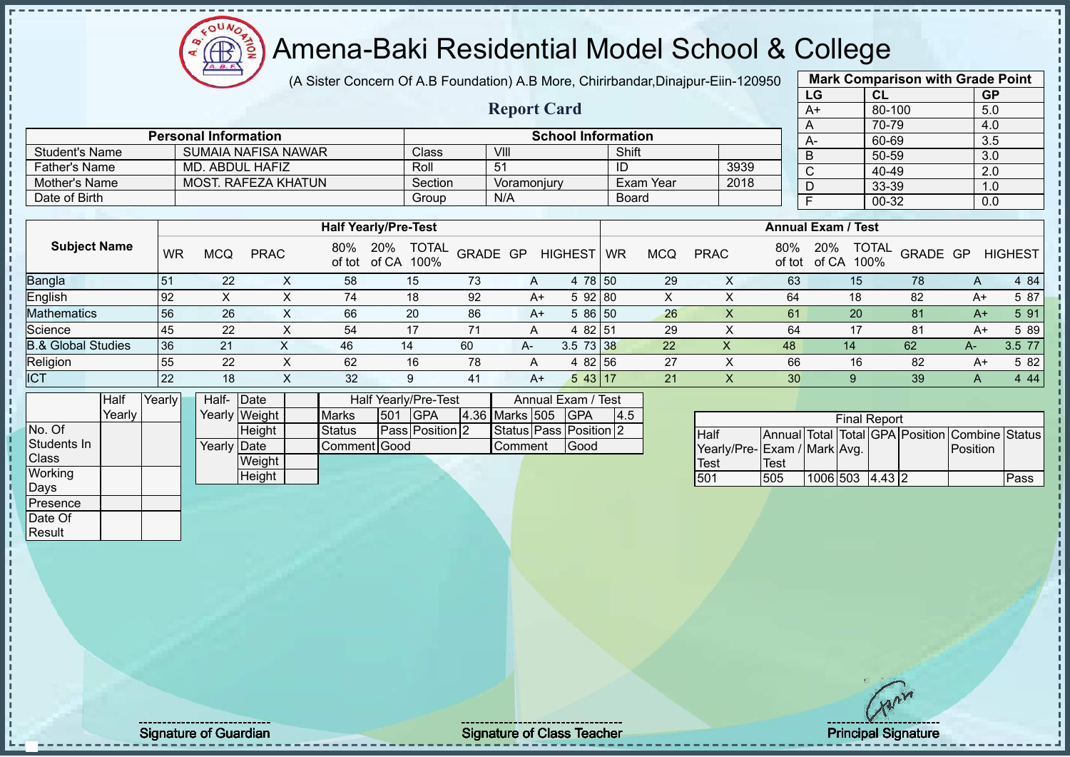# Amena-Baki Residential Model School & College

(A Sister Concern Of A.B Foundation) A.B More, Chirirbandar,Dinajpur-Eiin-120950

## Report Card

| Mark Comparison with Grade Point | | |
|---|---|---|
| LG | CL | GP |
| A+ | 80-100 | 5.0 |
| A | 70-79 | 4.0 |
| A- | 60-69 | 3.5 |
| B | 50-59 | 3.0 |
| C | 40-49 | 2.0 |
| D | 33-39 | 1.0 |
| F | 00-32 | 0.0 |

| Personal Information | | School Information | | | |
|---|---|---|---|---|---|
| Student's Name | SUMAIA NAFISA NAWAR | Class | VIII | Shift | |
| Father's Name | MD. ABDUL HAFIZ | Roll | 51 | ID | 3939 |
| Mother's Name | MOST. RAFEZA KHATUN | Section | Voramonjury | Exam Year | 2018 |
| Date of Birth | | Group | N/A | Board | |

| Subject Name | Half Yearly/Pre-Test | | | | | | | | | Annual Exam / Test | | | | | | | | |
|---|---|---|---|---|---|---|---|---|---|---|---|---|---|---|---|---|---|---|
| | WR | MCQ | PRAC | 80% of tot | 20% of CA | TOTAL 100% | GRADE | GP | HIGHEST | WR | MCQ | PRAC | 80% of tot | 20% of CA | TOTAL 100% | GRADE | GP | HIGHEST |
| Bangla | 51 | 22 | X | 58 | 15 | 73 | A | 4 | 78 | 50 | 29 | X | 63 | 15 | 78 | A | 4 | 84 |
| English | 92 | X | X | 74 | 18 | 92 | A+ | 5 | 92 | 80 | X | X | 64 | 18 | 82 | A+ | 5 | 87 |
| Mathematics | 56 | 26 | X | 66 | 20 | 86 | A+ | 5 | 86 | 50 | 26 | X | 61 | 20 | 81 | A+ | 5 | 91 |
| Science | 45 | 22 | X | 54 | 17 | 71 | A | 4 | 82 | 51 | 29 | X | 64 | 17 | 81 | A+ | 5 | 89 |
| B.& Global Studies | 36 | 21 | X | 46 | 14 | 60 | A- | 3.5 | 73 | 38 | 22 | X | 48 | 14 | 62 | A- | 3.5 | 77 |
| Religion | 55 | 22 | X | 62 | 16 | 78 | A | 4 | 82 | 56 | 27 | X | 66 | 16 | 82 | A+ | 5 | 82 |
| ICT | 22 | 18 | X | 32 | 9 | 41 | A+ | 5 | 43 | 17 | 21 | X | 30 | 9 | 39 | A | 4 | 44 |

| | Half Yearly | Yearly |
|---|---|---|
| No. Of Students In Class | | |
| Working Days | | |
| Presence | | |
| Date Of Result | | |

| | | |
|---|---|---|
| Half-Yearly | Date | |
| | Weight | |
| | Height | |
| Yearly | Date | |
| | Weight | |
| | Height | |

| Half Yearly/Pre-Test | | | | Annual Exam / Test | | | |
|---|---|---|---|---|---|---|---|
| Marks | 501 | GPA | 4.36 | Marks | 505 | GPA | 4.5 |
| Status | Pass | Position | 2 | Status | Pass | Position | 2 |
| Comment | Good | | | Comment | Good | | |

| Final Report | | | | | | | |
|---|---|---|---|---|---|---|---|
| Half Yearly/Pre-Test | Annual Exam / Test | Total Mark | Total Avg. | GPA | Position | Combine Position | Status |
| 501 | 505 | 1006 | 503 | 4.43 | 2 | | Pass |

Signature of Guardian

Signature of Class Teacher

Principal Signature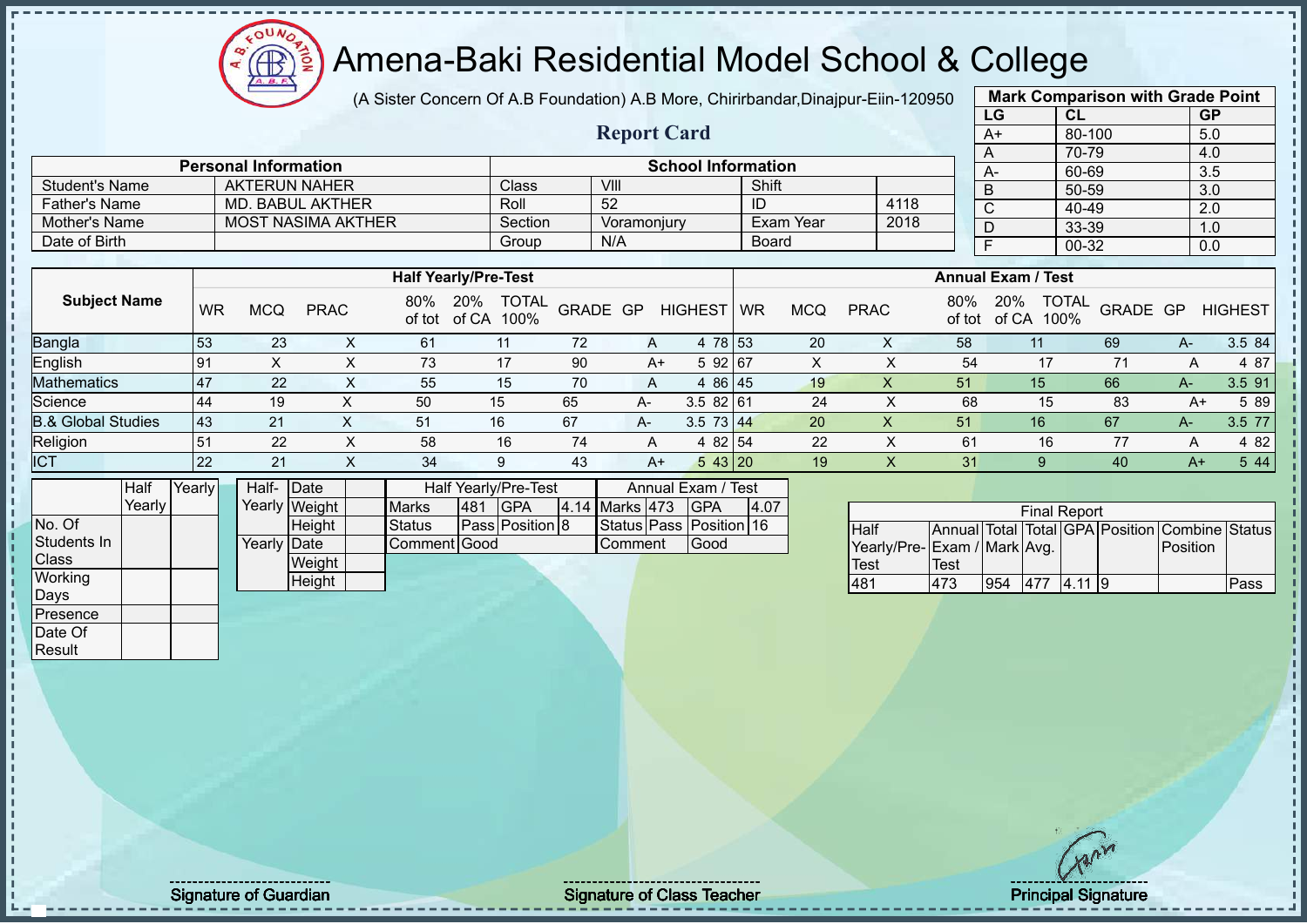# Amena-Baki Residential Model School & College

(A Sister Concern Of A.B Foundation) A.B More, Chirirbandar,Dinajpur-Eiin-120950

## Report Card

| Mark Comparison with Grade Point | | |
|---|---|---|
| LG | CL | GP |
| A+ | 80-100 | 5.0 |
| A | 70-79 | 4.0 |
| A- | 60-69 | 3.5 |
| B | 50-59 | 3.0 |
| C | 40-49 | 2.0 |
| D | 33-39 | 1.0 |
| F | 00-32 | 0.0 |

| Personal Information | | School Information | | | |
|---|---|---|---|---|---|
| Student's Name | AKTERUN NAHER | Class | VIII | Shift | |
| Father's Name | MD. BABUL AKTHER | Roll | 52 | ID | 4118 |
| Mother's Name | MOST NASIMA AKTHER | Section | Voramonjury | Exam Year | 2018 |
| Date of Birth | | Group | N/A | Board | |

| Subject Name | Half Yearly/Pre-Test | | | | | | | | | Annual Exam / Test | | | | | | | | |
|---|---|---|---|---|---|---|---|---|---|---|---|---|---|---|---|---|---|---|
| | WR | MCQ | PRAC | 80% of tot | 20% of CA | TOTAL 100% | GRADE | GP | HIGHEST | WR | MCQ | PRAC | 80% of tot | 20% of CA | TOTAL 100% | GRADE | GP | HIGHEST |
| Bangla | 53 | 23 | X | 61 | 11 | 72 | A | 4 | 78 | 53 | 20 | X | 58 | 11 | 69 | A- | 3.5 | 84 |
| English | 91 | X | X | 73 | 17 | 90 | A+ | 5 | 92 | 67 | X | X | 54 | 17 | 71 | A | 4 | 87 |
| Mathematics | 47 | 22 | X | 55 | 15 | 70 | A | 4 | 86 | 45 | 19 | X | 51 | 15 | 66 | A- | 3.5 | 91 |
| Science | 44 | 19 | X | 50 | 15 | 65 | A- | 3.5 | 82 | 61 | 24 | X | 68 | 15 | 83 | A+ | 5 | 89 |
| B.& Global Studies | 43 | 21 | X | 51 | 16 | 67 | A- | 3.5 | 73 | 44 | 20 | X | 51 | 16 | 67 | A- | 3.5 | 77 |
| Religion | 51 | 22 | X | 58 | 16 | 74 | A | 4 | 82 | 54 | 22 | X | 61 | 16 | 77 | A | 4 | 82 |
| ICT | 22 | 21 | X | 34 | 9 | 43 | A+ | 5 | 43 | 20 | 19 | X | 31 | 9 | 40 | A+ | 5 | 44 |

| | Half Yearly | Yearly |
|---|---|---|
| No. Of Students In Class | | |
| Working Days | | |
| Presence | | |
| Date Of Result | | |

| | | |
|---|---|---|
| Half-Yearly | Date | |
| | Weight | |
| | Height | |
| Yearly | Date | |
| | Weight | |
| | Height | |

| Half Yearly/Pre-Test | | | | Annual Exam / Test | | | |
|---|---|---|---|---|---|---|---|
| Marks | 481 | GPA | 4.14 | Marks | 473 | GPA | 4.07 |
| Status | Pass | Position | 8 | Status | Pass | Position | 16 |
| Comment | Good | | | Comment | Good | | |

| Final Report | | | | | | | |
|---|---|---|---|---|---|---|---|
| Half Yearly/Pre-Test | Annual Exam / Test | Total Mark | Total Avg. | GPA | Position | Combine Position | Status |
| 481 | 473 | 954 | 477 | 4.11 | 9 | | Pass |

Signature of Guardian

Signature of Class Teacher

Principal Signature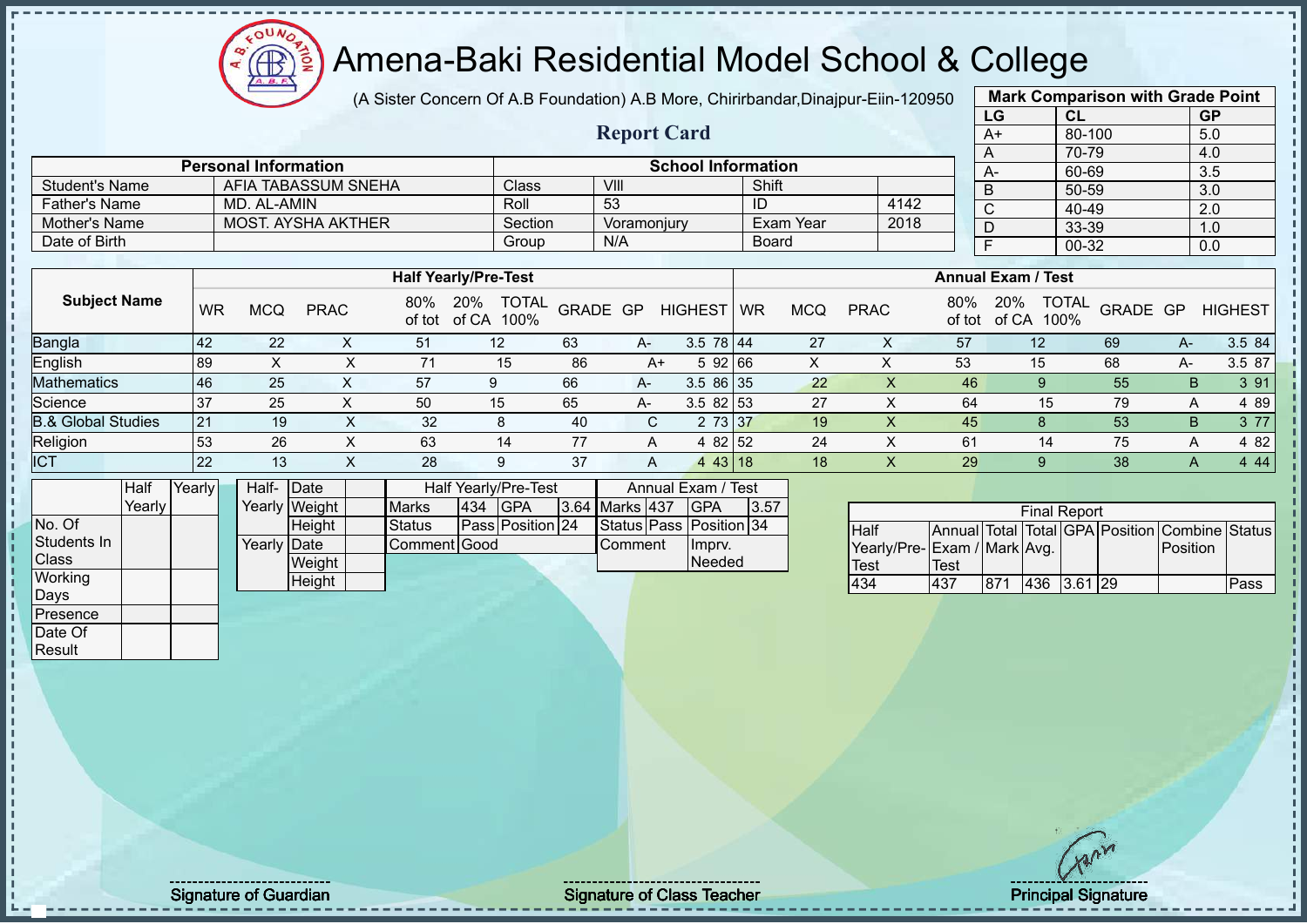# Amena-Baki Residential Model School & College

(A Sister Concern Of A.B Foundation) A.B More, Chirirbandar,Dinajpur-Eiin-120950

## Report Card

| Mark Comparison with Grade Point | | |
|---|---|---|
| LG | CL | GP |
| A+ | 80-100 | 5.0 |
| A | 70-79 | 4.0 |
| A- | 60-69 | 3.5 |
| B | 50-59 | 3.0 |
| C | 40-49 | 2.0 |
| D | 33-39 | 1.0 |
| F | 00-32 | 0.0 |

| Personal Information | | School Information | | | |
|---|---|---|---|---|---|
| Student's Name | AFIA TABASSUM SNEHA | Class | VIII | Shift | |
| Father's Name | MD. AL-AMIN | Roll | 53 | ID | 4142 |
| Mother's Name | MOST. AYSHA AKTHER | Section | Voramonjury | Exam Year | 2018 |
| Date of Birth | | Group | N/A | Board | |

| Subject Name | Half Yearly/Pre-Test | | | | | | | | | Annual Exam / Test | | | | | | | | |
|---|---|---|---|---|---|---|---|---|---|---|---|---|---|---|---|---|---|---|
| | WR | MCQ | PRAC | 80% of tot | 20% of CA | TOTAL 100% | GRADE | GP | HIGHEST | WR | MCQ | PRAC | 80% of tot | 20% of CA | TOTAL 100% | GRADE | GP | HIGHEST |
| Bangla | 42 | 22 | X | 51 | 12 | 63 | A- | 3.5 | 78 | 44 | 27 | X | 57 | 12 | 69 | A- | 3.5 | 84 |
| English | 89 | X | X | 71 | 15 | 86 | A+ | 5 | 92 | 66 | X | X | 53 | 15 | 68 | A- | 3.5 | 87 |
| Mathematics | 46 | 25 | X | 57 | 9 | 66 | A- | 3.5 | 86 | 35 | 22 | X | 46 | 9 | 55 | B | 3 | 91 |
| Science | 37 | 25 | X | 50 | 15 | 65 | A- | 3.5 | 82 | 53 | 27 | X | 64 | 15 | 79 | A | 4 | 89 |
| B.& Global Studies | 21 | 19 | X | 32 | 8 | 40 | C | 2 | 73 | 37 | 19 | X | 45 | 8 | 53 | B | 3 | 77 |
| Religion | 53 | 26 | X | 63 | 14 | 77 | A | 4 | 82 | 52 | 24 | X | 61 | 14 | 75 | A | 4 | 82 |
| ICT | 22 | 13 | X | 28 | 9 | 37 | A | 4 | 43 | 18 | 18 | X | 29 | 9 | 38 | A | 4 | 44 |

| | Half Yearly | Yearly |
|---|---|---|
| No. Of Students In Class | | |
| Working Days | | |
| Presence | | |
| Date Of Result | | |

| | | |
|---|---|---|
| Half-Yearly | Date | |
| | Weight | |
| | Height | |
| Yearly | Date | |
| | Weight | |
| | Height | |

| Half Yearly/Pre-Test | | | | Annual Exam / Test | | | |
|---|---|---|---|---|---|---|---|
| Marks | 434 | GPA | 3.64 | Marks | 437 | GPA | 3.57 |
| Status | Pass | Position | 24 | Status | Pass | Position | 34 |
| Comment | Good | | | Comment | Imprv. Needed | | |

| Final Report | | | | | | | |
|---|---|---|---|---|---|---|---|
| Half Yearly/Pre-Test | Annual Exam / Test | Total Mark | Total Avg. | GPA | Position | Combine Position | Status |
| 434 | 437 | 871 | 436 | 3.61 | 29 | | Pass |

Signature of Guardian

Signature of Class Teacher

Principal Signature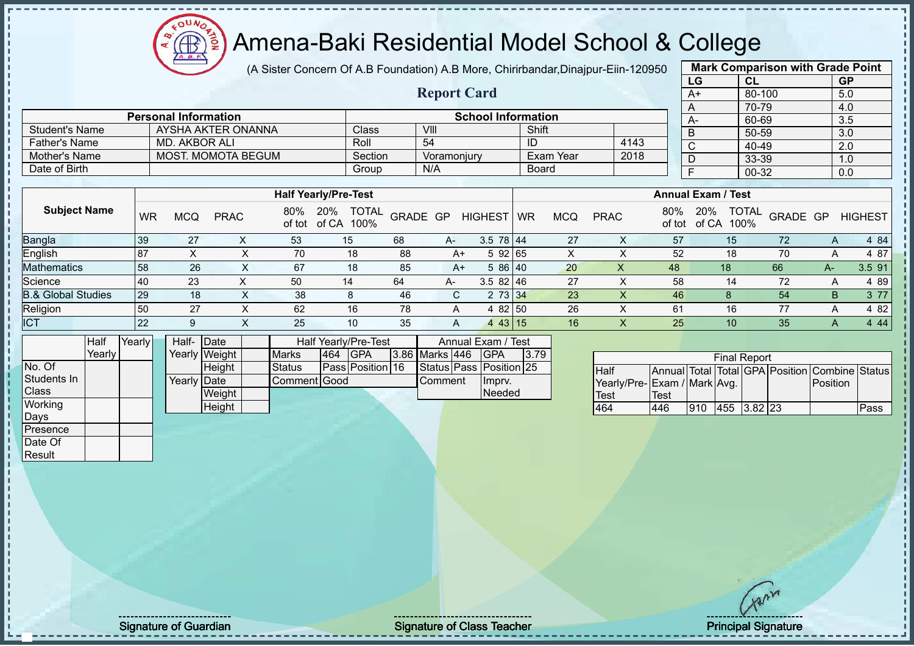# Amena-Baki Residential Model School & College

(A Sister Concern Of A.B Foundation) A.B More, Chirirbandar,Dinajpur-Eiin-120950

## Report Card

| Mark Comparison with Grade Point | | |
|---|---|---|
| LG | CL | GP |
| A+ | 80-100 | 5.0 |
| A | 70-79 | 4.0 |
| A- | 60-69 | 3.5 |
| B | 50-59 | 3.0 |
| C | 40-49 | 2.0 |
| D | 33-39 | 1.0 |
| F | 00-32 | 0.0 |

| Personal Information | | School Information | | | |
|---|---|---|---|---|---|
| Student's Name | AYSHA AKTER ONANNA | Class | VIII | Shift | |
| Father's Name | MD. AKBOR ALI | Roll | 54 | ID | 4143 |
| Mother's Name | MOST. MOMOTA BEGUM | Section | Voramonjury | Exam Year | 2018 |
| Date of Birth | | Group | N/A | Board | |

| Subject Name | Half Yearly/Pre-Test | | | | | | | | | Annual Exam / Test | | | | | | | | |
|---|---|---|---|---|---|---|---|---|---|---|---|---|---|---|---|---|---|---|
| | WR | MCQ | PRAC | 80% of tot | 20% of CA | TOTAL 100% | GRADE | GP | HIGHEST | WR | MCQ | PRAC | 80% of tot | 20% of CA | TOTAL 100% | GRADE | GP | HIGHEST |
| Bangla | 39 | 27 | X | 53 | 15 | 68 | A- | 3.5 | 78 | 44 | 27 | X | 57 | 15 | 72 | A | 4 | 84 |
| English | 87 | X | X | 70 | 18 | 88 | A+ | 5 | 92 | 65 | X | X | 52 | 18 | 70 | A | 4 | 87 |
| Mathematics | 58 | 26 | X | 67 | 18 | 85 | A+ | 5 | 86 | 40 | 20 | X | 48 | 18 | 66 | A- | 3.5 | 91 |
| Science | 40 | 23 | X | 50 | 14 | 64 | A- | 3.5 | 82 | 46 | 27 | X | 58 | 14 | 72 | A | 4 | 89 |
| B.& Global Studies | 29 | 18 | X | 38 | 8 | 46 | C | 2 | 73 | 34 | 23 | X | 46 | 8 | 54 | B | 3 | 77 |
| Religion | 50 | 27 | X | 62 | 16 | 78 | A | 4 | 82 | 50 | 26 | X | 61 | 16 | 77 | A | 4 | 82 |
| ICT | 22 | 9 | X | 25 | 10 | 35 | A | 4 | 43 | 15 | 16 | X | 25 | 10 | 35 | A | 4 | 44 |

| | Half Yearly | Yearly |
|---|---|---|
| No. Of Students In Class | | |
| Working Days | | |
| Presence | | |
| Date Of Result | | |

| | | |
|---|---|---|
| Half-Yearly | Date | |
| | Weight | |
| | Height | |
| Yearly | Date | |
| | Weight | |
| | Height | |

| Half Yearly/Pre-Test | | | | Annual Exam / Test | | | |
|---|---|---|---|---|---|---|---|
| Marks | 464 | GPA | 3.86 | Marks | 446 | GPA | 3.79 |
| Status | Pass | Position | 16 | Status | Pass | Position | 25 |
| Comment | Good | | | Comment | Imprv. Needed | | |

| Final Report | | | | | | | |
|---|---|---|---|---|---|---|---|
| Half Yearly/Pre-Test | Annual Exam / Test | Total Mark | Total Avg. | GPA | Position | Combine Position | Status |
| 464 | 446 | 910 | 455 | 3.82 | 23 | | Pass |

Signature of Guardian | Signature of Class Teacher | Principal Signature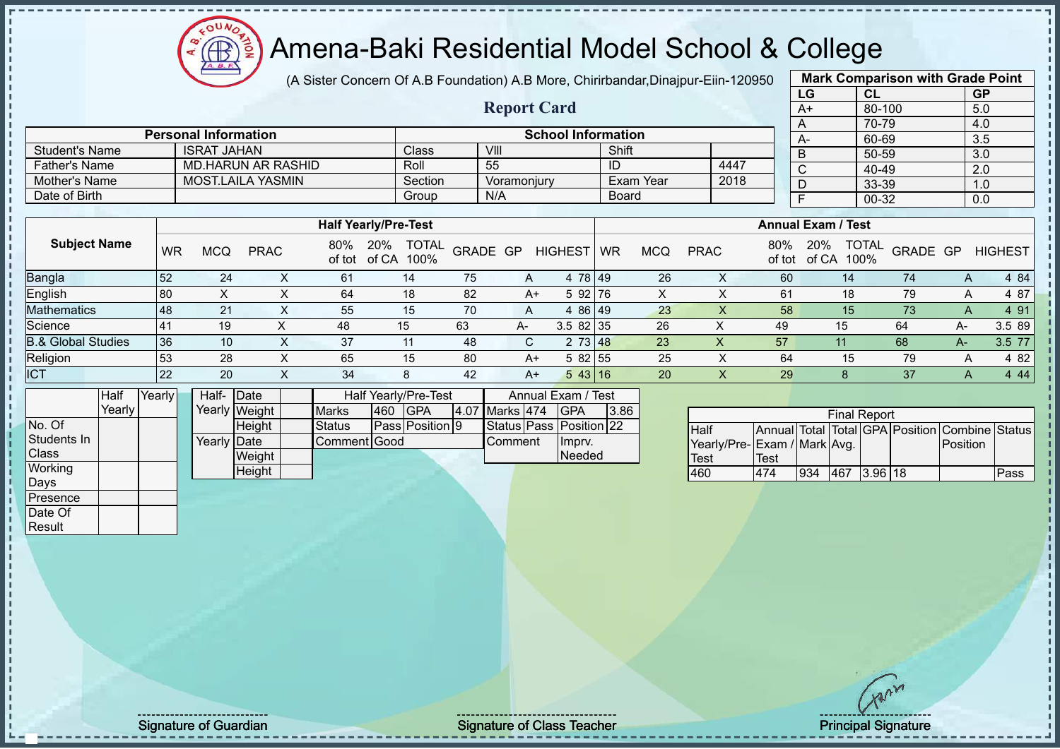# Amena-Baki Residential Model School & College

(A Sister Concern Of A.B Foundation) A.B More, Chirirbandar,Dinajpur-Eiin-120950

## Report Card

| Mark Comparison with Grade Point | | |
|---|---|---|
| LG | CL | GP |
| A+ | 80-100 | 5.0 |
| A | 70-79 | 4.0 |
| A- | 60-69 | 3.5 |
| B | 50-59 | 3.0 |
| C | 40-49 | 2.0 |
| D | 33-39 | 1.0 |
| F | 00-32 | 0.0 |

| Personal Information | | School Information | | | |
|---|---|---|---|---|---|
| Student's Name | ISRAT JAHAN | Class | VIII | Shift | |
| Father's Name | MD.HARUN AR RASHID | Roll | 55 | ID | 4447 |
| Mother's Name | MOST.LAILA YASMIN | Section | Voramonjury | Exam Year | 2018 |
| Date of Birth | | Group | N/A | Board | |

| Subject Name | Half Yearly/Pre-Test | | | | | | | | | Annual Exam / Test | | | | | | | | |
|---|---|---|---|---|---|---|---|---|---|---|---|---|---|---|---|---|---|---|
| | WR | MCQ | PRAC | 80% of tot | 20% of CA | TOTAL 100% | GRADE | GP | HIGHEST | WR | MCQ | PRAC | 80% of tot | 20% of CA | TOTAL 100% | GRADE | GP | HIGHEST |
| Bangla | 52 | 24 | X | 61 | 14 | 75 | A | 4 | 78 | 49 | 26 | X | 60 | 14 | 74 | A | 4 | 84 |
| English | 80 | X | X | 64 | 18 | 82 | A+ | 5 | 92 | 76 | X | X | 61 | 18 | 79 | A | 4 | 87 |
| Mathematics | 48 | 21 | X | 55 | 15 | 70 | A | 4 | 86 | 49 | 23 | X | 58 | 15 | 73 | A | 4 | 91 |
| Science | 41 | 19 | X | 48 | 15 | 63 | A- | 3.5 | 82 | 35 | 26 | X | 49 | 15 | 64 | A- | 3.5 | 89 |
| B.& Global Studies | 36 | 10 | X | 37 | 11 | 48 | C | 2 | 73 | 48 | 23 | X | 57 | 11 | 68 | A- | 3.5 | 77 |
| Religion | 53 | 28 | X | 65 | 15 | 80 | A+ | 5 | 82 | 55 | 25 | X | 64 | 15 | 79 | A | 4 | 82 |
| ICT | 22 | 20 | X | 34 | 8 | 42 | A+ | 5 | 43 | 16 | 20 | X | 29 | 8 | 37 | A | 4 | 44 |

| | Half Yearly | Yearly |
|---|---|---|
| No. Of Students In Class | | |
| Working Days | | |
| Presence | | |
| Date Of Result | | |

| | | |
|---|---|---|
| Half-Yearly | Date | |
| | Weight | |
| | Height | |
| Yearly | Date | |
| | Weight | |
| | Height | |

| Half Yearly/Pre-Test | | | | Annual Exam / Test | | | |
|---|---|---|---|---|---|---|---|
| Marks | 460 | GPA | 4.07 | Marks | 474 | GPA | 3.86 |
| Status | Pass | Position | 9 | Status | Pass | Position | 22 |
| Comment | Good | | | Comment | | Imprv. Needed | |

| Final Report | | | | | | | |
|---|---|---|---|---|---|---|---|
| Half Yearly/Pre-Test | Annual Exam / Test | Total Mark | Total Avg. | GPA | Position | Combine Position | Status |
| 460 | 474 | 934 | 467 | 3.96 | 18 | | Pass |

Signature of Guardian

Signature of Class Teacher

Principal Signature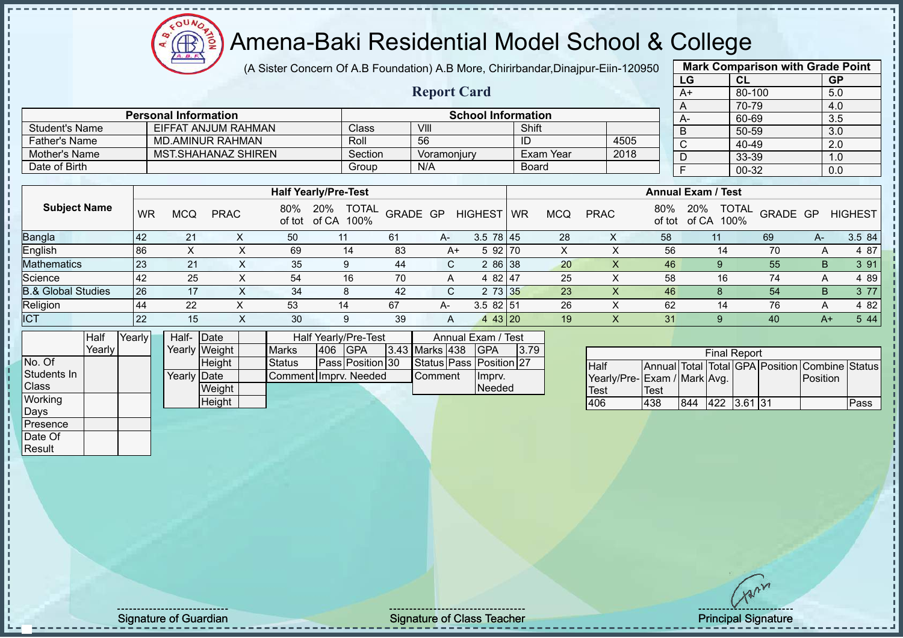# Amena-Baki Residential Model School & College

(A Sister Concern Of A.B Foundation) A.B More, Chirirbandar,Dinajpur-Eiin-120950

## Report Card

| Mark Comparison with Grade Point | | |
|---|---|---|
| LG | CL | GP |
| A+ | 80-100 | 5.0 |
| A | 70-79 | 4.0 |
| A- | 60-69 | 3.5 |
| B | 50-59 | 3.0 |
| C | 40-49 | 2.0 |
| D | 33-39 | 1.0 |
| F | 00-32 | 0.0 |

| Personal Information | | School Information | | | |
|---|---|---|---|---|---|
| Student's Name | EIFFAT ANJUM RAHMAN | Class | VIII | Shift | |
| Father's Name | MD.AMINUR RAHMAN | Roll | 56 | ID | 4505 |
| Mother's Name | MST.SHAHANAZ SHIREN | Section | Voramonjury | Exam Year | 2018 |
| Date of Birth | | Group | N/A | Board | |

| Subject Name | Half Yearly/Pre-Test | | | | | | | | | Annual Exam / Test | | | | | | | | |
|---|---|---|---|---|---|---|---|---|---|---|---|---|---|---|---|---|---|---|
| | WR | MCQ | PRAC | 80% of tot | 20% of CA | TOTAL 100% | GRADE | GP | HIGHEST | WR | MCQ | PRAC | 80% of tot | 20% of CA | TOTAL 100% | GRADE | GP | HIGHEST |
| Bangla | 42 | 21 | X | 50 | 11 | 61 | A- | 3.5 | 78 | 45 | 28 | X | 58 | 11 | 69 | A- | 3.5 | 84 |
| English | 86 | X | X | 69 | 14 | 83 | A+ | 5 | 92 | 70 | X | X | 56 | 14 | 70 | A | 4 | 87 |
| Mathematics | 23 | 21 | X | 35 | 9 | 44 | C | 2 | 86 | 38 | 20 | X | 46 | 9 | 55 | B | 3 | 91 |
| Science | 42 | 25 | X | 54 | 16 | 70 | A | 4 | 82 | 47 | 25 | X | 58 | 16 | 74 | A | 4 | 89 |
| B.& Global Studies | 26 | 17 | X | 34 | 8 | 42 | C | 2 | 73 | 35 | 23 | X | 46 | 8 | 54 | B | 3 | 77 |
| Religion | 44 | 22 | X | 53 | 14 | 67 | A- | 3.5 | 82 | 51 | 26 | X | 62 | 14 | 76 | A | 4 | 82 |
| ICT | 22 | 15 | X | 30 | 9 | 39 | A | 4 | 43 | 20 | 19 | X | 31 | 9 | 40 | A+ | 5 | 44 |

| | Half Yearly | Yearly |
|---|---|---|
| No. Of Students In Class | | |
| Working Days | | |
| Presence | | |
| Date Of Result | | |

| | | |
|---|---|---|
| Half-Yearly | Date | |
| | Weight | |
| | Height | |
| Yearly | Date | |
| | Weight | |
| | Height | |

| Half Yearly/Pre-Test | | | | Annual Exam / Test | | | |
|---|---|---|---|---|---|---|---|
| Marks | 406 | GPA | 3.43 | Marks | 438 | GPA | 3.79 |
| Status | Pass | Position | 30 | Status | Pass | Position | 27 |
| Comment | Imprv. Needed | | | Comment | Imprv. Needed | | |

| Final Report | | | | | | | |
|---|---|---|---|---|---|---|---|
| Half Yearly/Pre-Test | Annual Exam / Test | Total Mark | Total Avg. | GPA | Position | Combine Position | Status |
| 406 | 438 | 844 | 422 | 3.61 | 31 | | Pass |

Signature of Guardian | Signature of Class Teacher | Principal Signature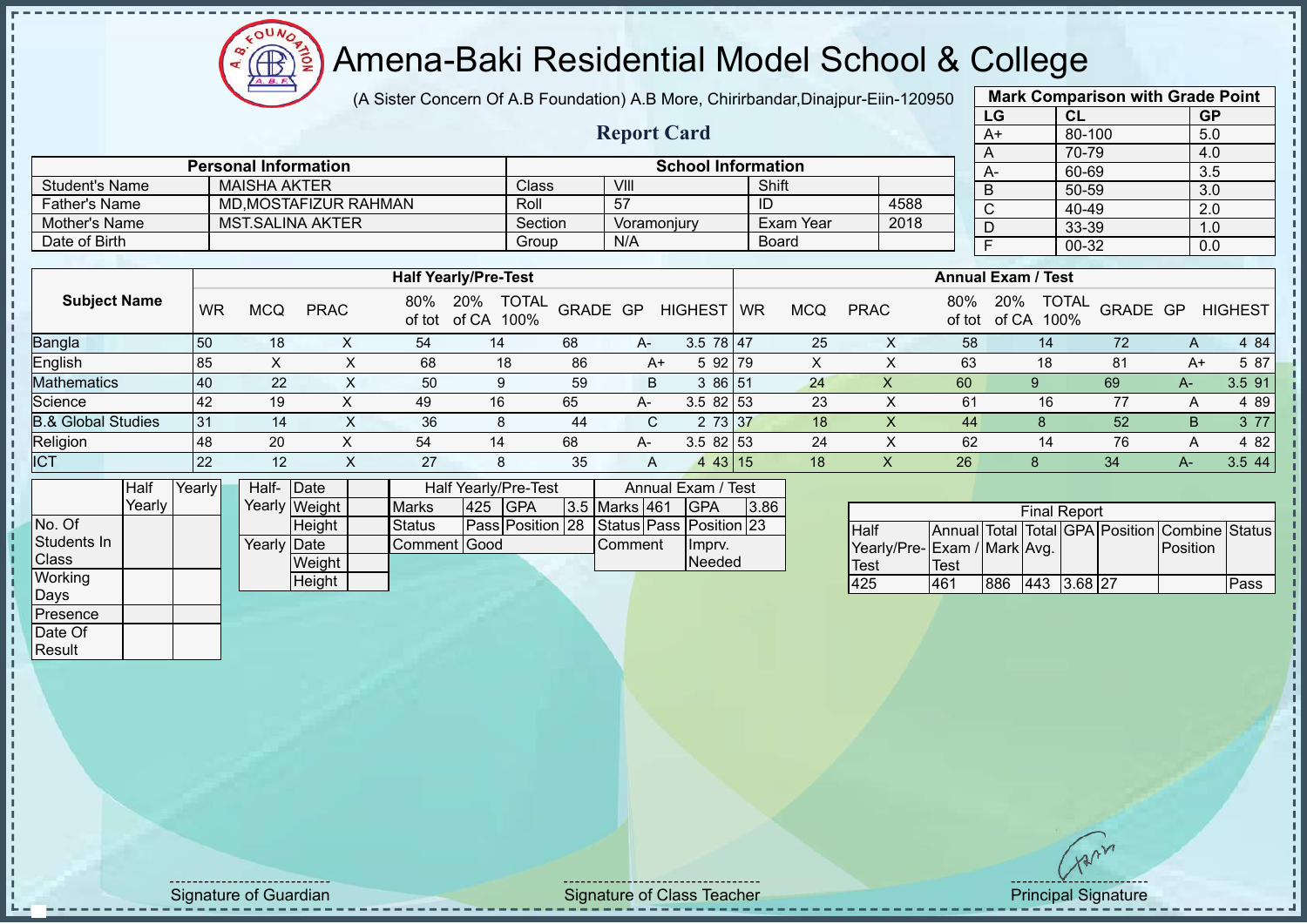# Amena-Baki Residential Model School & College

(A Sister Concern Of A.B Foundation) A.B More, Chirirbandar,Dinajpur-Eiin-120950

## Report Card

| Mark Comparison with Grade Point | | |
|---|---|---|
| LG | CL | GP |
| A+ | 80-100 | 5.0 |
| A | 70-79 | 4.0 |
| A- | 60-69 | 3.5 |
| B | 50-59 | 3.0 |
| C | 40-49 | 2.0 |
| D | 33-39 | 1.0 |
| F | 00-32 | 0.0 |

| Personal Information | | School Information | | | |
|---|---|---|---|---|---|
| Student's Name | MAISHA AKTER | Class | VIII | Shift | |
| Father's Name | MD,MOSTAFIZUR RAHMAN | Roll | 57 | ID | 4588 |
| Mother's Name | MST.SALINA AKTER | Section | Voramonjury | Exam Year | 2018 |
| Date of Birth | | Group | N/A | Board | |

| Subject Name | Half Yearly/Pre-Test | | | | | | | | | Annual Exam / Test | | | | | | | | |
|---|---|---|---|---|---|---|---|---|---|---|---|---|---|---|---|---|---|---|
| | WR | MCQ | PRAC | 80% of tot | 20% of CA | TOTAL 100% | GRADE | GP | HIGHEST | WR | MCQ | PRAC | 80% of tot | 20% of CA | TOTAL 100% | GRADE | GP | HIGHEST |
| Bangla | 50 | 18 | X | 54 | 14 | 68 | A- | 3.5 | 78 | 47 | 25 | X | 58 | 14 | 72 | A | 4 | 84 |
| English | 85 | X | X | 68 | 18 | 86 | A+ | 5 | 92 | 79 | X | X | 63 | 18 | 81 | A+ | 5 | 87 |
| Mathematics | 40 | 22 | X | 50 | 9 | 59 | B | 3 | 86 | 51 | 24 | X | 60 | 9 | 69 | A- | 3.5 | 91 |
| Science | 42 | 19 | X | 49 | 16 | 65 | A- | 3.5 | 82 | 53 | 23 | X | 61 | 16 | 77 | A | 4 | 89 |
| B.& Global Studies | 31 | 14 | X | 36 | 8 | 44 | C | 2 | 73 | 37 | 18 | X | 44 | 8 | 52 | B | 3 | 77 |
| Religion | 48 | 20 | X | 54 | 14 | 68 | A- | 3.5 | 82 | 53 | 24 | X | 62 | 14 | 76 | A | 4 | 82 |
| ICT | 22 | 12 | X | 27 | 8 | 35 | A | 4 | 43 | 15 | 18 | X | 26 | 8 | 34 | A- | 3.5 | 44 |

| | Half Yearly | Yearly |
|---|---|---|
| No. Of Students In Class | | |
| Working Days | | |
| Presence | | |
| Date Of Result | | |

| | | |
|---|---|---|
| Half-Yearly | Date | |
| | Weight | |
| | Height | |
| Yearly | Date | |
| | Weight | |
| | Height | |

| Half Yearly/Pre-Test | | | | Annual Exam / Test | | | |
|---|---|---|---|---|---|---|---|
| Marks | 425 | GPA | 3.5 | Marks | 461 | GPA | 3.86 |
| Status | Pass | Position | 28 | Status | Pass | Position | 23 |
| Comment | Good | | | Comment | | Imprv. Needed | |

| Final Report | | | | | | | |
|---|---|---|---|---|---|---|---|
| Half Yearly/Pre-Test | Annual Exam / Test | Total Mark | Total Avg. | GPA | Position | Combine Position | Status |
| 425 | 461 | 886 | 443 | 3.68 | 27 | | Pass |

Signature of Guardian — Signature of Class Teacher — Principal Signature